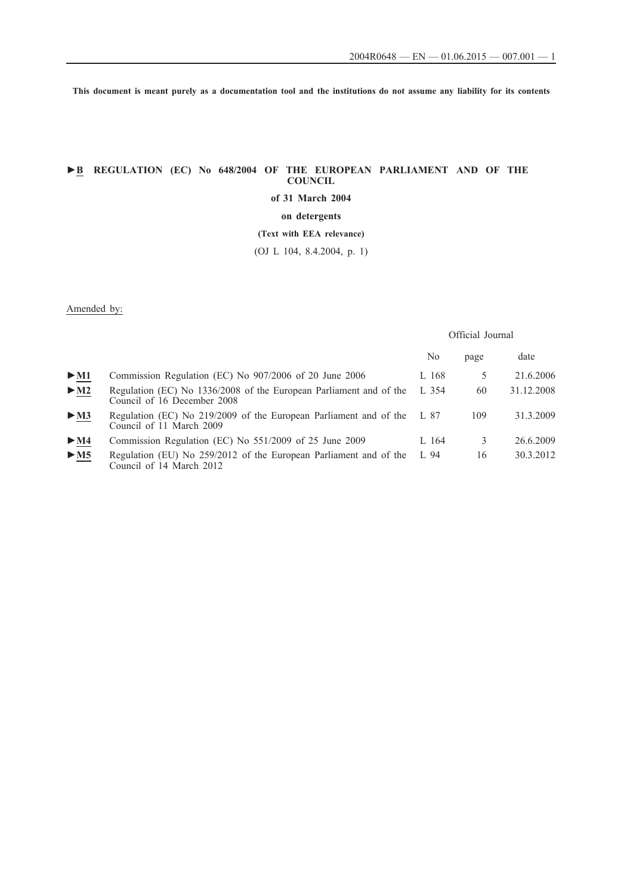This document is meant purely as a documentation tool and the institutions do not assume any liability for its contents

# ►B REGULATION (EC) No 648/2004 OF THE EUROPEAN PARLIAMENT AND OF THE COUNCIL

**of 31 March 2004**

**on detergents**

**(Text with EEA relevance)**

(OJ L 104, 8.4.2004, p. 1)

Amended by:

| | | Official Journal | | |
|---|---|---|---|---|
| | | No | page | date |
| ►M1 | Commission Regulation (EC) No 907/2006 of 20 June 2006 | L 168 | 5 | 21.6.2006 |
| ►M2 | Regulation (EC) No 1336/2008 of the European Parliament and of the Council of 16 December 2008 | L 354 | 60 | 31.12.2008 |
| ►M3 | Regulation (EC) No 219/2009 of the European Parliament and of the Council of 11 March 2009 | L 87 | 109 | 31.3.2009 |
| ►M4 | Commission Regulation (EC) No 551/2009 of 25 June 2009 | L 164 | 3 | 26.6.2009 |
| ►M5 | Regulation (EU) No 259/2012 of the European Parliament and of the Council of 14 March 2012 | L 94 | 16 | 30.3.2012 |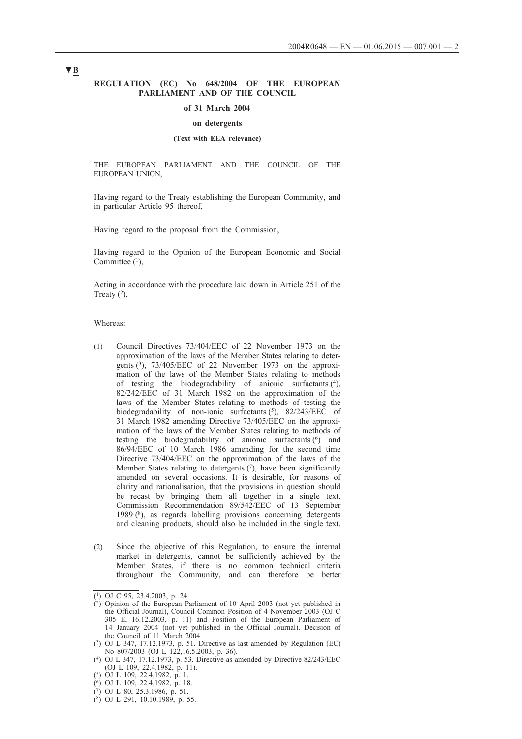▼B

**REGULATION (EC) No 648/2004 OF THE EUROPEAN PARLIAMENT AND OF THE COUNCIL**

**of 31 March 2004**

**on detergents**

**(Text with EEA relevance)**

THE EUROPEAN PARLIAMENT AND THE COUNCIL OF THE EUROPEAN UNION,

Having regard to the Treaty establishing the European Community, and in particular Article 95 thereof,

Having regard to the proposal from the Commission,

Having regard to the Opinion of the European Economic and Social Committee [1],

Acting in accordance with the procedure laid down in Article 251 of the Treaty [2],

Whereas:

(1) Council Directives 73/404/EEC of 22 November 1973 on the approximation of the laws of the Member States relating to detergents [3], 73/405/EEC of 22 November 1973 on the approximation of the laws of the Member States relating to methods of testing the biodegradability of anionic surfactants [4], 82/242/EEC of 31 March 1982 on the approximation of the laws of the Member States relating to methods of testing the biodegradability of non-ionic surfactants [5], 82/243/EEC of 31 March 1982 amending Directive 73/405/EEC on the approximation of the laws of the Member States relating to methods of testing the biodegradability of anionic surfactants [6] and 86/94/EEC of 10 March 1986 amending for the second time Directive 73/404/EEC on the approximation of the laws of the Member States relating to detergents [7], have been significantly amended on several occasions. It is desirable, for reasons of clarity and rationalisation, that the provisions in question should be recast by bringing them all together in a single text. Commission Recommendation 89/542/EEC of 13 September 1989 [8], as regards labelling provisions concerning detergents and cleaning products, should also be included in the single text.

(2) Since the objective of this Regulation, to ensure the internal market in detergents, cannot be sufficiently achieved by the Member States, if there is no common technical criteria throughout the Community, and can therefore be better

---

[1] OJ C 95, 23.4.2003, p. 24.

[2] Opinion of the European Parliament of 10 April 2003 (not yet published in the Official Journal), Council Common Position of 4 November 2003 (OJ C 305 E, 16.12.2003, p. 11) and Position of the European Parliament of 14 January 2004 (not yet published in the Official Journal). Decision of the Council of 11 March 2004.

[3] OJ L 347, 17.12.1973, p. 51. Directive as last amended by Regulation (EC) No 807/2003 (OJ L 122,16.5.2003, p. 36).

[4] OJ L 347, 17.12.1973, p. 53. Directive as amended by Directive 82/243/EEC (OJ L 109, 22.4.1982, p. 11).

[5] OJ L 109, 22.4.1982, p. 1.

[6] OJ L 109, 22.4.1982, p. 18.

[7] OJ L 80, 25.3.1986, p. 51.

[8] OJ L 291, 10.10.1989, p. 55.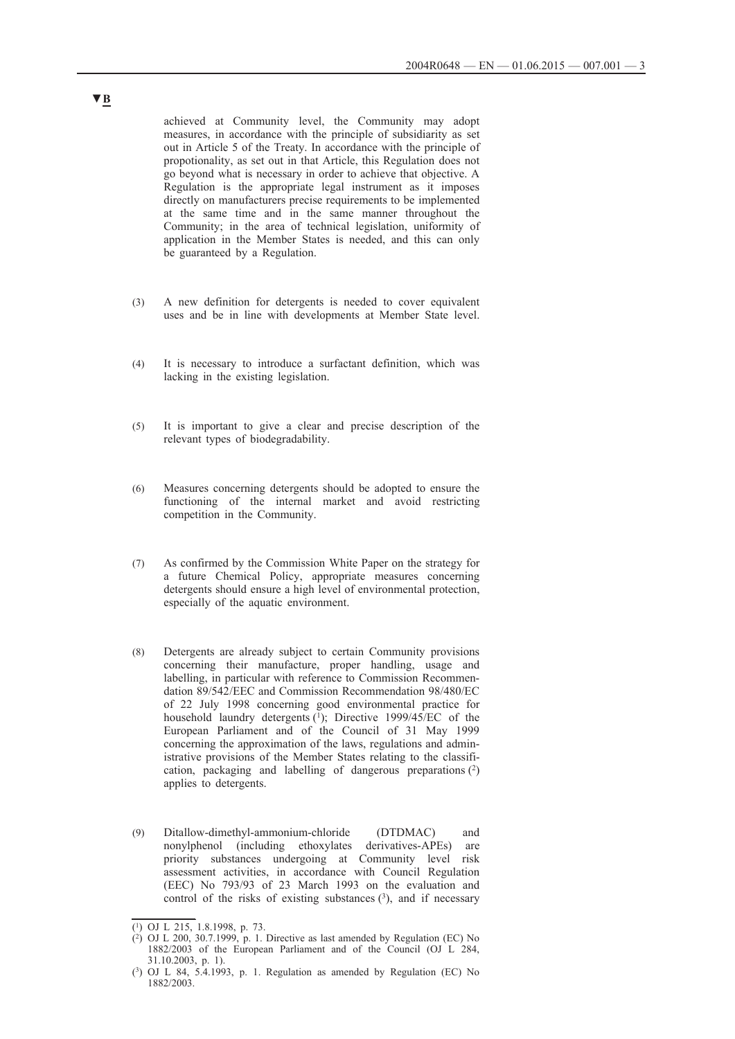▼B

achieved at Community level, the Community may adopt measures, in accordance with the principle of subsidiarity as set out in Article 5 of the Treaty. In accordance with the principle of propotionality, as set out in that Article, this Regulation does not go beyond what is necessary in order to achieve that objective. A Regulation is the appropriate legal instrument as it imposes directly on manufacturers precise requirements to be implemented at the same time and in the same manner throughout the Community; in the area of technical legislation, uniformity of application in the Member States is needed, and this can only be guaranteed by a Regulation.

(3) A new definition for detergents is needed to cover equivalent uses and be in line with developments at Member State level.

(4) It is necessary to introduce a surfactant definition, which was lacking in the existing legislation.

(5) It is important to give a clear and precise description of the relevant types of biodegradability.

(6) Measures concerning detergents should be adopted to ensure the functioning of the internal market and avoid restricting competition in the Community.

(7) As confirmed by the Commission White Paper on the strategy for a future Chemical Policy, appropriate measures concerning detergents should ensure a high level of environmental protection, especially of the aquatic environment.

(8) Detergents are already subject to certain Community provisions concerning their manufacture, proper handling, usage and labelling, in particular with reference to Commission Recommendation 89/542/EEC and Commission Recommendation 98/480/EC of 22 July 1998 concerning good environmental practice for household laundry detergents [1]; Directive 1999/45/EC of the European Parliament and of the Council of 31 May 1999 concerning the approximation of the laws, regulations and administrative provisions of the Member States relating to the classification, packaging and labelling of dangerous preparations [2] applies to detergents.

(9) Ditallow-dimethyl-ammonium-chloride (DTDMAC) and nonylphenol (including ethoxylates derivatives-APEs) are priority substances undergoing at Community level risk assessment activities, in accordance with Council Regulation (EEC) No 793/93 of 23 March 1993 on the evaluation and control of the risks of existing substances [3], and if necessary

---

[1] OJ L 215, 1.8.1998, p. 73.

[2] OJ L 200, 30.7.1999, p. 1. Directive as last amended by Regulation (EC) No 1882/2003 of the European Parliament and of the Council (OJ L 284, 31.10.2003, p. 1).

[3] OJ L 84, 5.4.1993, p. 1. Regulation as amended by Regulation (EC) No 1882/2003.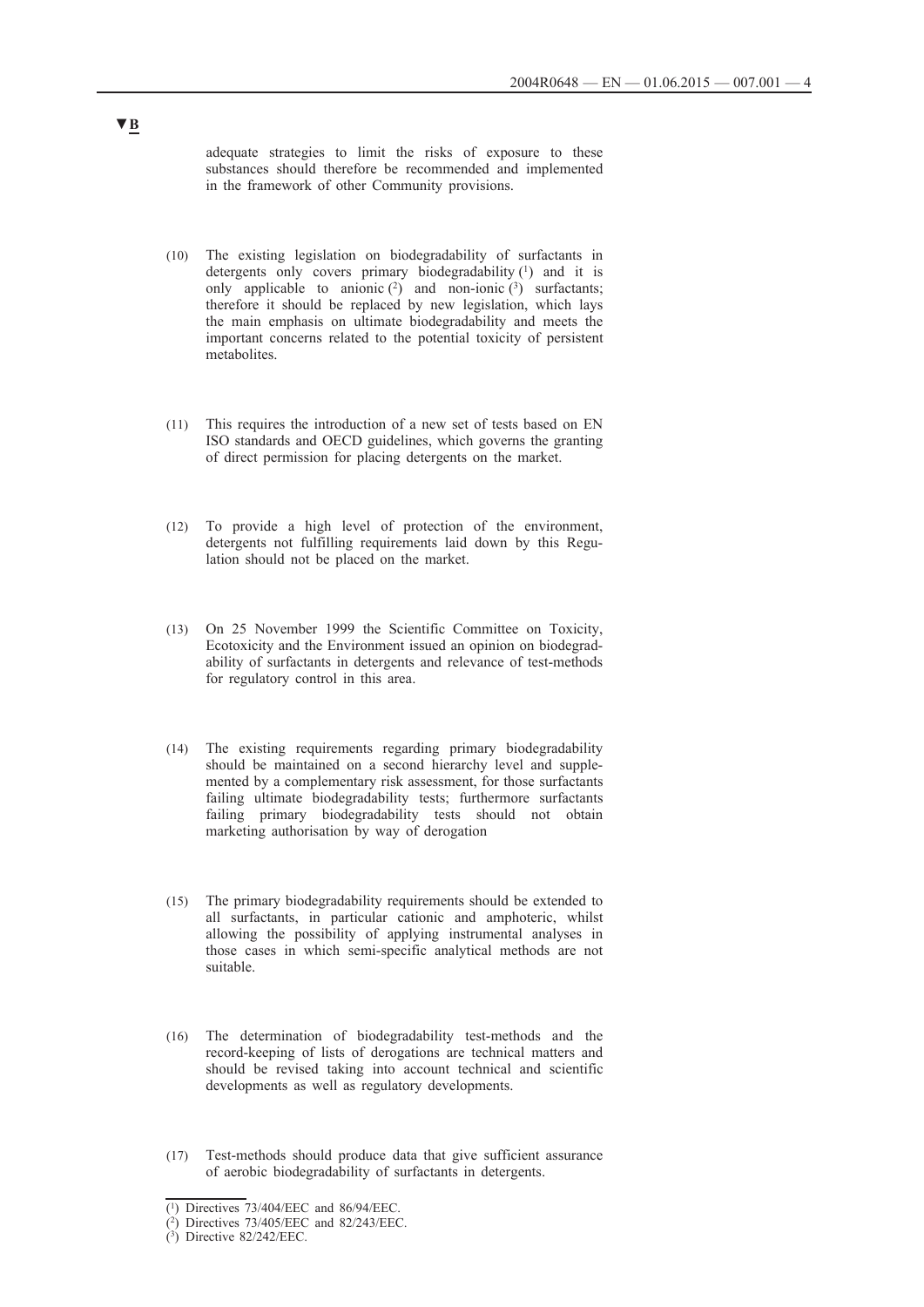▼B

adequate strategies to limit the risks of exposure to these substances should therefore be recommended and implemented in the framework of other Community provisions.

(10) The existing legislation on biodegradability of surfactants in detergents only covers primary biodegradability [1] and it is only applicable to anionic [2] and non-ionic [3] surfactants; therefore it should be replaced by new legislation, which lays the main emphasis on ultimate biodegradability and meets the important concerns related to the potential toxicity of persistent metabolites.

(11) This requires the introduction of a new set of tests based on EN ISO standards and OECD guidelines, which governs the granting of direct permission for placing detergents on the market.

(12) To provide a high level of protection of the environment, detergents not fulfilling requirements laid down by this Regulation should not be placed on the market.

(13) On 25 November 1999 the Scientific Committee on Toxicity, Ecotoxicity and the Environment issued an opinion on biodegradability of surfactants in detergents and relevance of test-methods for regulatory control in this area.

(14) The existing requirements regarding primary biodegradability should be maintained on a second hierarchy level and supplemented by a complementary risk assessment, for those surfactants failing ultimate biodegradability tests; furthermore surfactants failing primary biodegradability tests should not obtain marketing authorisation by way of derogation

(15) The primary biodegradability requirements should be extended to all surfactants, in particular cationic and amphoteric, whilst allowing the possibility of applying instrumental analyses in those cases in which semi-specific analytical methods are not suitable.

(16) The determination of biodegradability test-methods and the record-keeping of lists of derogations are technical matters and should be revised taking into account technical and scientific developments as well as regulatory developments.

(17) Test-methods should produce data that give sufficient assurance of aerobic biodegradability of surfactants in detergents.

---

[1] Directives 73/404/EEC and 86/94/EEC.

[2] Directives 73/405/EEC and 82/243/EEC.

[3] Directive 82/242/EEC.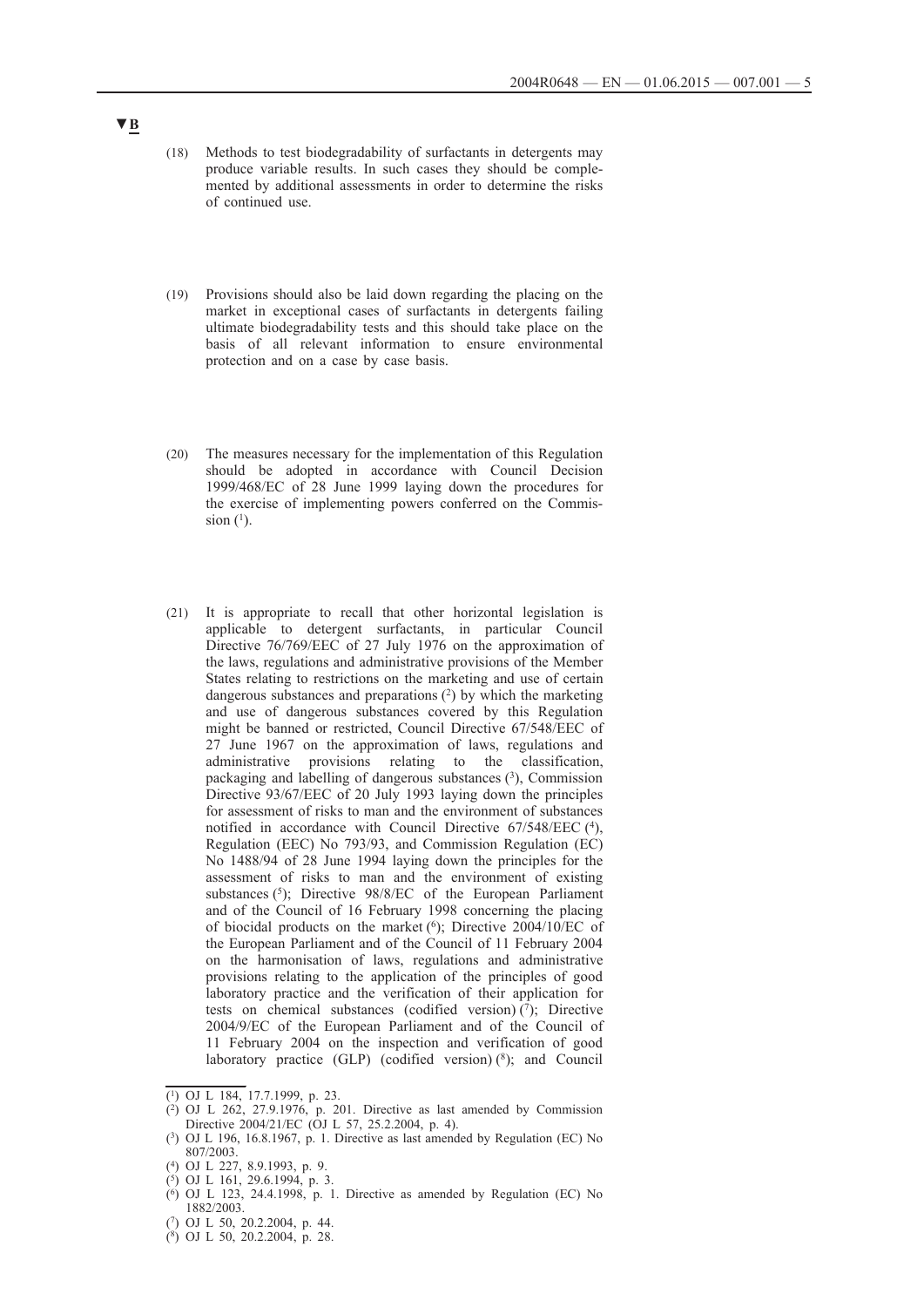▼B

(18) Methods to test biodegradability of surfactants in detergents may produce variable results. In such cases they should be complemented by additional assessments in order to determine the risks of continued use.

(19) Provisions should also be laid down regarding the placing on the market in exceptional cases of surfactants in detergents failing ultimate biodegradability tests and this should take place on the basis of all relevant information to ensure environmental protection and on a case by case basis.

(20) The measures necessary for the implementation of this Regulation should be adopted in accordance with Council Decision 1999/468/EC of 28 June 1999 laying down the procedures for the exercise of implementing powers conferred on the Commission [1].

(21) It is appropriate to recall that other horizontal legislation is applicable to detergent surfactants, in particular Council Directive 76/769/EEC of 27 July 1976 on the approximation of the laws, regulations and administrative provisions of the Member States relating to restrictions on the marketing and use of certain dangerous substances and preparations [2] by which the marketing and use of dangerous substances covered by this Regulation might be banned or restricted, Council Directive 67/548/EEC of 27 June 1967 on the approximation of laws, regulations and administrative provisions relating to the classification, packaging and labelling of dangerous substances [3], Commission Directive 93/67/EEC of 20 July 1993 laying down the principles for assessment of risks to man and the environment of substances notified in accordance with Council Directive 67/548/EEC [4], Regulation (EEC) No 793/93, and Commission Regulation (EC) No 1488/94 of 28 June 1994 laying down the principles for the assessment of risks to man and the environment of existing substances [5]; Directive 98/8/EC of the European Parliament and of the Council of 16 February 1998 concerning the placing of biocidal products on the market [6]; Directive 2004/10/EC of the European Parliament and of the Council of 11 February 2004 on the harmonisation of laws, regulations and administrative provisions relating to the application of the principles of good laboratory practice and the verification of their application for tests on chemical substances (codified version) [7]; Directive 2004/9/EC of the European Parliament and of the Council of 11 February 2004 on the inspection and verification of good laboratory practice (GLP) (codified version) [8]; and Council

---

[1] OJ L 184, 17.7.1999, p. 23.

[2] OJ L 262, 27.9.1976, p. 201. Directive as last amended by Commission Directive 2004/21/EC (OJ L 57, 25.2.2004, p. 4).

[3] OJ L 196, 16.8.1967, p. 1. Directive as last amended by Regulation (EC) No 807/2003.

[4] OJ L 227, 8.9.1993, p. 9.

[5] OJ L 161, 29.6.1994, p. 3.

[6] OJ L 123, 24.4.1998, p. 1. Directive as amended by Regulation (EC) No 1882/2003.

[7] OJ L 50, 20.2.2004, p. 44.

[8] OJ L 50, 20.2.2004, p. 28.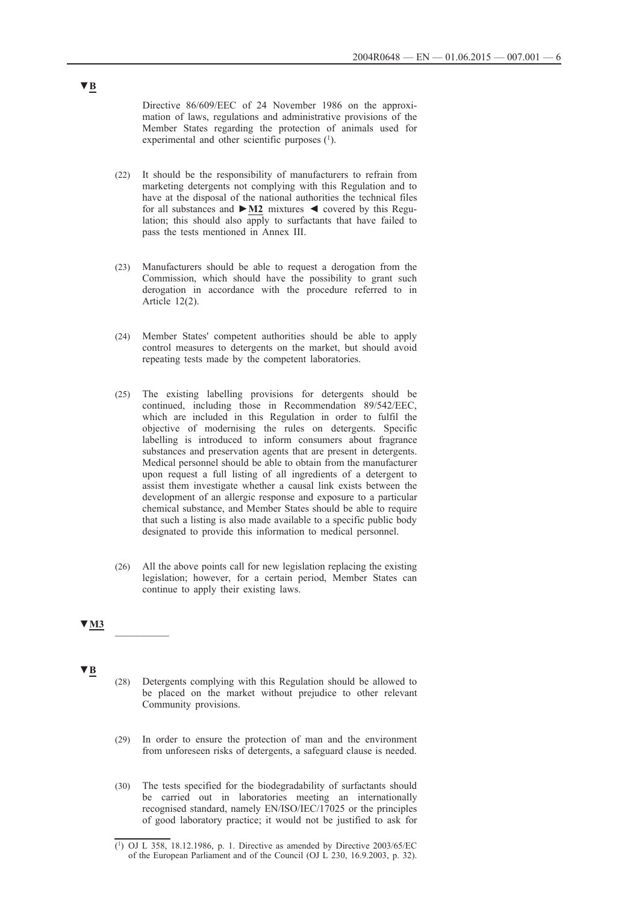▼B

Directive 86/609/EEC of 24 November 1986 on the approximation of laws, regulations and administrative provisions of the Member States regarding the protection of animals used for experimental and other scientific purposes [1].

(22) It should be the responsibility of manufacturers to refrain from marketing detergents not complying with this Regulation and to have at the disposal of the national authorities the technical files for all substances and ►M2 mixtures ◄ covered by this Regulation; this should also apply to surfactants that have failed to pass the tests mentioned in Annex III.

(23) Manufacturers should be able to request a derogation from the Commission, which should have the possibility to grant such derogation in accordance with the procedure referred to in Article 12(2).

(24) Member States' competent authorities should be able to apply control measures to detergents on the market, but should avoid repeating tests made by the competent laboratories.

(25) The existing labelling provisions for detergents should be continued, including those in Recommendation 89/542/EEC, which are included in this Regulation in order to fulfil the objective of modernising the rules on detergents. Specific labelling is introduced to inform consumers about fragrance substances and preservation agents that are present in detergents. Medical personnel should be able to obtain from the manufacturer upon request a full listing of all ingredients of a detergent to assist them investigate whether a causal link exists between the development of an allergic response and exposure to a particular chemical substance, and Member States should be able to require that such a listing is also made available to a specific public body designated to provide this information to medical personnel.

(26) All the above points call for new legislation replacing the existing legislation; however, for a certain period, Member States can continue to apply their existing laws.

▼M3

__________

▼B

(28) Detergents complying with this Regulation should be allowed to be placed on the market without prejudice to other relevant Community provisions.

(29) In order to ensure the protection of man and the environment from unforeseen risks of detergents, a safeguard clause is needed.

(30) The tests specified for the biodegradability of surfactants should be carried out in laboratories meeting an internationally recognised standard, namely EN/ISO/IEC/17025 or the principles of good laboratory practice; it would not be justified to ask for

[1] OJ L 358, 18.12.1986, p. 1. Directive as amended by Directive 2003/65/EC of the European Parliament and of the Council (OJ L 230, 16.9.2003, p. 32).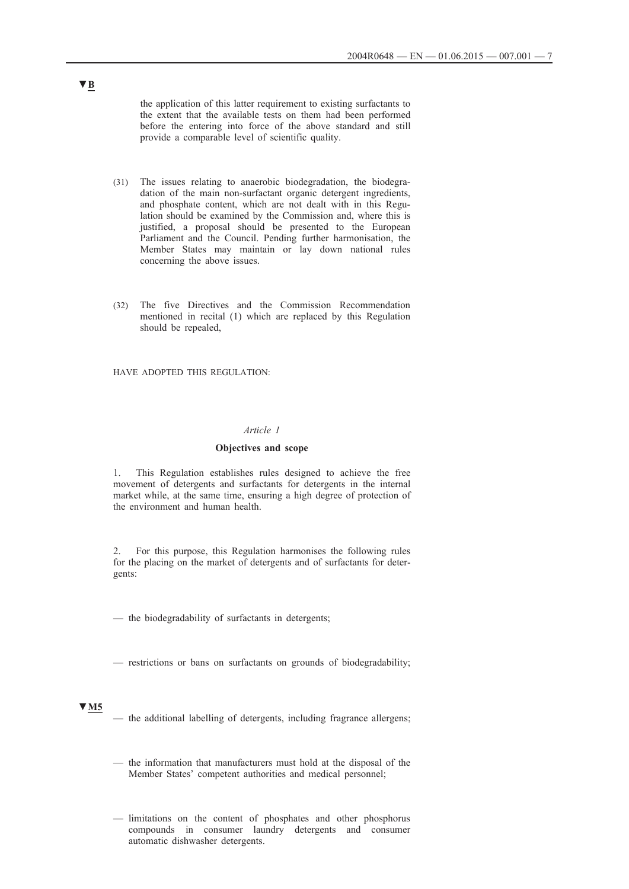▼B

the application of this latter requirement to existing surfactants to the extent that the available tests on them had been performed before the entering into force of the above standard and still provide a comparable level of scientific quality.

(31) The issues relating to anaerobic biodegradation, the biodegradation of the main non-surfactant organic detergent ingredients, and phosphate content, which are not dealt with in this Regulation should be examined by the Commission and, where this is justified, a proposal should be presented to the European Parliament and the Council. Pending further harmonisation, the Member States may maintain or lay down national rules concerning the above issues.

(32) The five Directives and the Commission Recommendation mentioned in recital (1) which are replaced by this Regulation should be repealed,

HAVE ADOPTED THIS REGULATION:

*Article 1*

**Objectives and scope**

1. This Regulation establishes rules designed to achieve the free movement of detergents and surfactants for detergents in the internal market while, at the same time, ensuring a high degree of protection of the environment and human health.

2. For this purpose, this Regulation harmonises the following rules for the placing on the market of detergents and of surfactants for detergents:

— the biodegradability of surfactants in detergents;

— restrictions or bans on surfactants on grounds of biodegradability;

▼M5

— the additional labelling of detergents, including fragrance allergens;

— the information that manufacturers must hold at the disposal of the Member States' competent authorities and medical personnel;

— limitations on the content of phosphates and other phosphorus compounds in consumer laundry detergents and consumer automatic dishwasher detergents.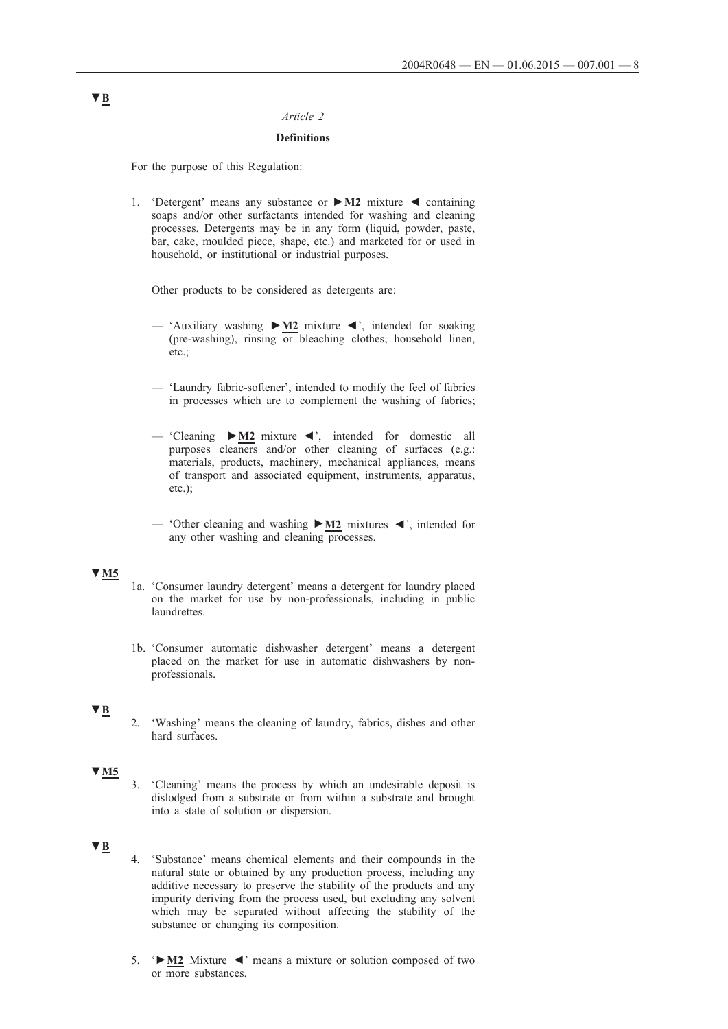▼B

*Article 2*

**Definitions**

For the purpose of this Regulation:

1. 'Detergent' means any substance or ►M2 mixture ◄ containing soaps and/or other surfactants intended for washing and cleaning processes. Detergents may be in any form (liquid, powder, paste, bar, cake, moulded piece, shape, etc.) and marketed for or used in household, or institutional or industrial purposes.

   Other products to be considered as detergents are:

   — 'Auxiliary washing ►M2 mixture ◄', intended for soaking (pre-washing), rinsing or bleaching clothes, household linen, etc.;

   — 'Laundry fabric-softener', intended to modify the feel of fabrics in processes which are to complement the washing of fabrics;

   — 'Cleaning ►M2 mixture ◄', intended for domestic all purposes cleaners and/or other cleaning of surfaces (e.g.: materials, products, machinery, mechanical appliances, means of transport and associated equipment, instruments, apparatus, etc.);

   — 'Other cleaning and washing ►M2 mixtures ◄', intended for any other washing and cleaning processes.

▼M5

1a. 'Consumer laundry detergent' means a detergent for laundry placed on the market for use by non-professionals, including in public laundrettes.

1b. 'Consumer automatic dishwasher detergent' means a detergent placed on the market for use in automatic dishwashers by non-professionals.

▼B

2. 'Washing' means the cleaning of laundry, fabrics, dishes and other hard surfaces.

▼M5

3. 'Cleaning' means the process by which an undesirable deposit is dislodged from a substrate or from within a substrate and brought into a state of solution or dispersion.

▼B

4. 'Substance' means chemical elements and their compounds in the natural state or obtained by any production process, including any additive necessary to preserve the stability of the products and any impurity deriving from the process used, but excluding any solvent which may be separated without affecting the stability of the substance or changing its composition.

5. '►M2 Mixture ◄' means a mixture or solution composed of two or more substances.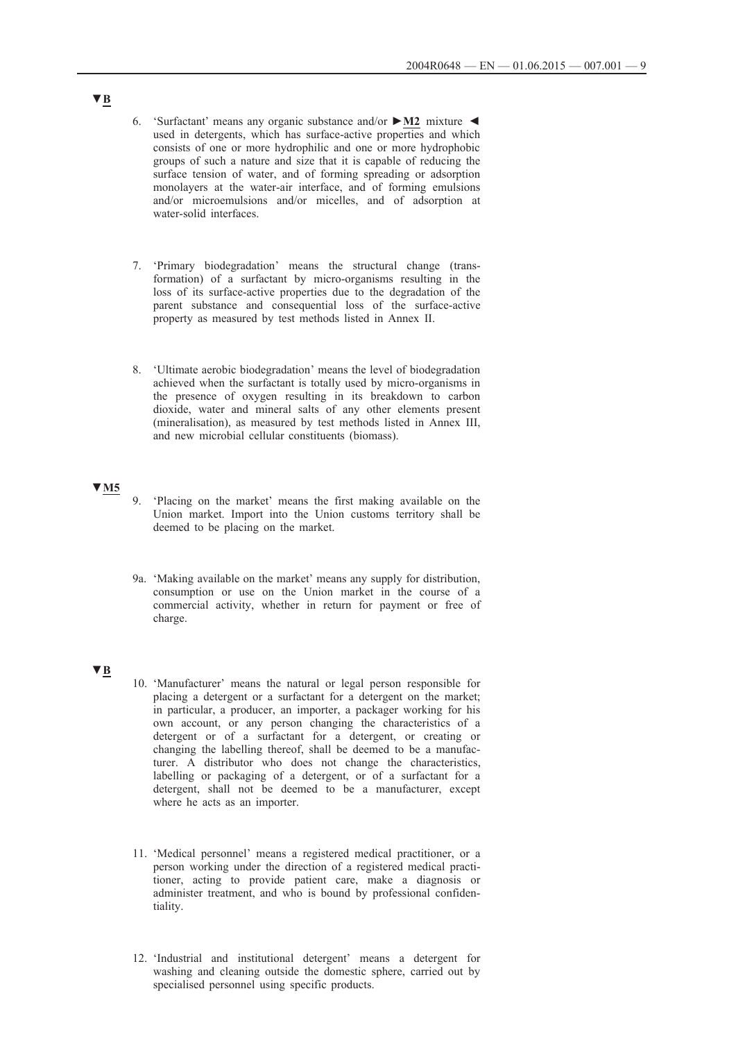▼B

6. 'Surfactant' means any organic substance and/or ►M2 mixture ◄ used in detergents, which has surface-active properties and which consists of one or more hydrophilic and one or more hydrophobic groups of such a nature and size that it is capable of reducing the surface tension of water, and of forming spreading or adsorption monolayers at the water-air interface, and of forming emulsions and/or microemulsions and/or micelles, and of adsorption at water-solid interfaces.

7. 'Primary biodegradation' means the structural change (transformation) of a surfactant by micro-organisms resulting in the loss of its surface-active properties due to the degradation of the parent substance and consequential loss of the surface-active property as measured by test methods listed in Annex II.

8. 'Ultimate aerobic biodegradation' means the level of biodegradation achieved when the surfactant is totally used by micro-organisms in the presence of oxygen resulting in its breakdown to carbon dioxide, water and mineral salts of any other elements present (mineralisation), as measured by test methods listed in Annex III, and new microbial cellular constituents (biomass).

▼M5

9. 'Placing on the market' means the first making available on the Union market. Import into the Union customs territory shall be deemed to be placing on the market.

9a. 'Making available on the market' means any supply for distribution, consumption or use on the Union market in the course of a commercial activity, whether in return for payment or free of charge.

▼B

10. 'Manufacturer' means the natural or legal person responsible for placing a detergent or a surfactant for a detergent on the market; in particular, a producer, an importer, a packager working for his own account, or any person changing the characteristics of a detergent or of a surfactant for a detergent, or creating or changing the labelling thereof, shall be deemed to be a manufacturer. A distributor who does not change the characteristics, labelling or packaging of a detergent, or of a surfactant for a detergent, shall not be deemed to be a manufacturer, except where he acts as an importer.

11. 'Medical personnel' means a registered medical practitioner, or a person working under the direction of a registered medical practitioner, acting to provide patient care, make a diagnosis or administer treatment, and who is bound by professional confidentiality.

12. 'Industrial and institutional detergent' means a detergent for washing and cleaning outside the domestic sphere, carried out by specialised personnel using specific products.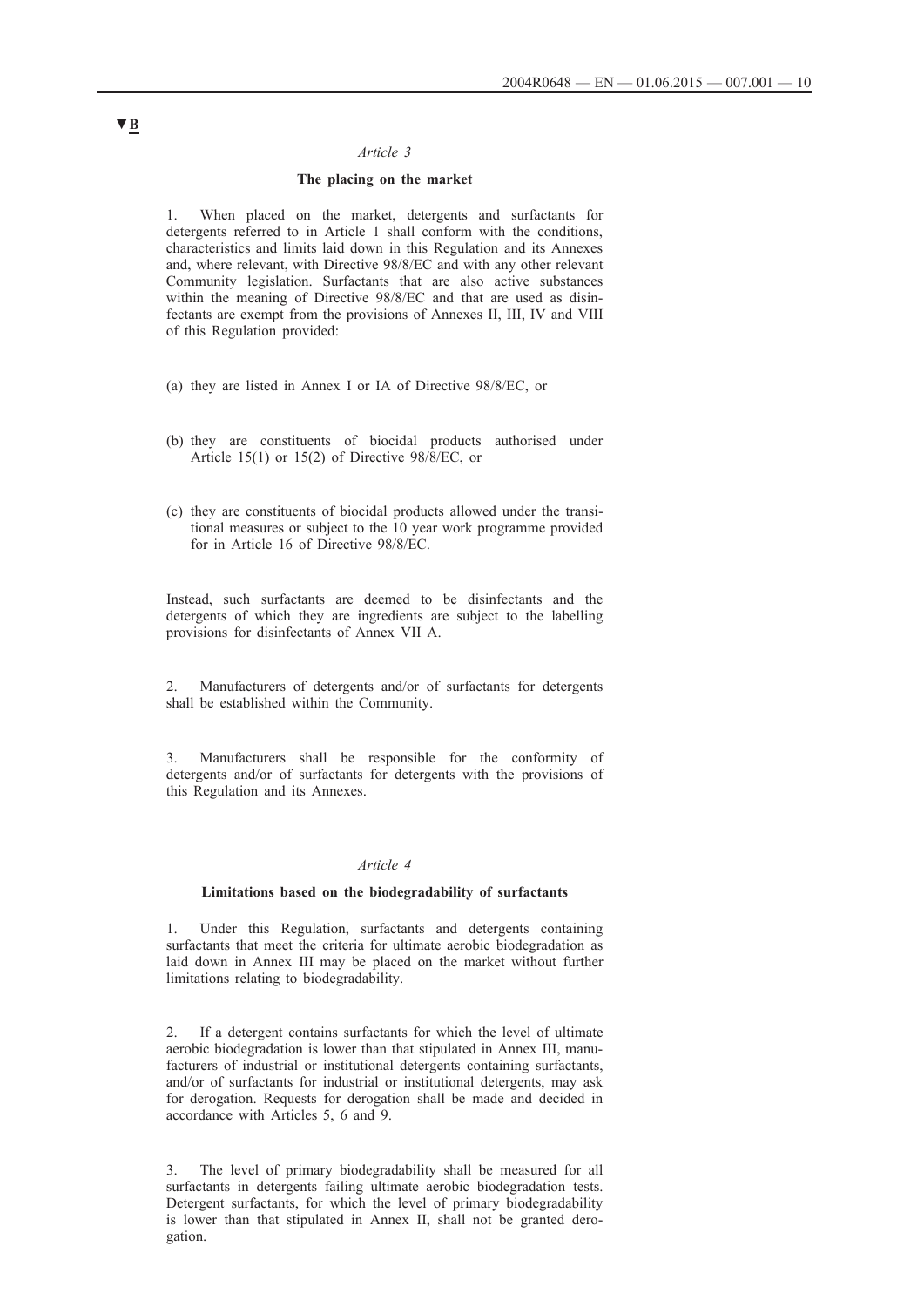▼B

*Article 3*

**The placing on the market**

1. When placed on the market, detergents and surfactants for detergents referred to in Article 1 shall conform with the conditions, characteristics and limits laid down in this Regulation and its Annexes and, where relevant, with Directive 98/8/EC and with any other relevant Community legislation. Surfactants that are also active substances within the meaning of Directive 98/8/EC and that are used as disinfectants are exempt from the provisions of Annexes II, III, IV and VIII of this Regulation provided:

(a) they are listed in Annex I or IA of Directive 98/8/EC, or

(b) they are constituents of biocidal products authorised under Article 15(1) or 15(2) of Directive 98/8/EC, or

(c) they are constituents of biocidal products allowed under the transitional measures or subject to the 10 year work programme provided for in Article 16 of Directive 98/8/EC.

Instead, such surfactants are deemed to be disinfectants and the detergents of which they are ingredients are subject to the labelling provisions for disinfectants of Annex VII A.

2. Manufacturers of detergents and/or of surfactants for detergents shall be established within the Community.

3. Manufacturers shall be responsible for the conformity of detergents and/or of surfactants for detergents with the provisions of this Regulation and its Annexes.

*Article 4*

**Limitations based on the biodegradability of surfactants**

1. Under this Regulation, surfactants and detergents containing surfactants that meet the criteria for ultimate aerobic biodegradation as laid down in Annex III may be placed on the market without further limitations relating to biodegradability.

2. If a detergent contains surfactants for which the level of ultimate aerobic biodegradation is lower than that stipulated in Annex III, manufacturers of industrial or institutional detergents containing surfactants, and/or of surfactants for industrial or institutional detergents, may ask for derogation. Requests for derogation shall be made and decided in accordance with Articles 5, 6 and 9.

3. The level of primary biodegradability shall be measured for all surfactants in detergents failing ultimate aerobic biodegradation tests. Detergent surfactants, for which the level of primary biodegradability is lower than that stipulated in Annex II, shall not be granted derogation.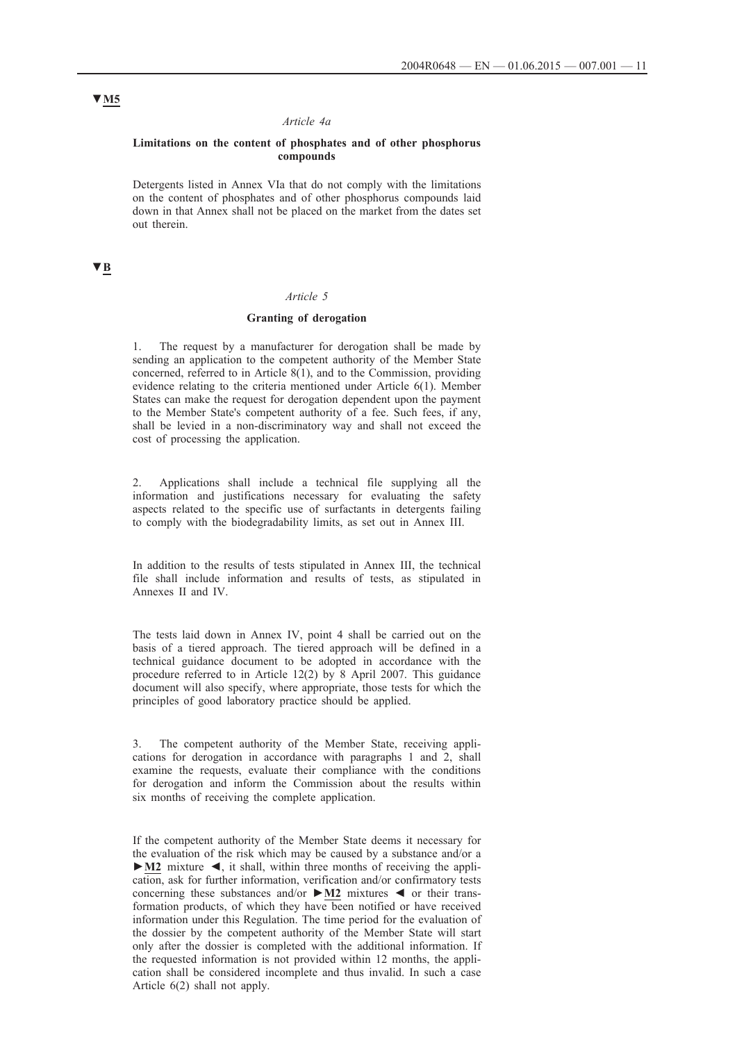▼M5

*Article 4a*

**Limitations on the content of phosphates and of other phosphorus compounds**

Detergents listed in Annex VIa that do not comply with the limitations on the content of phosphates and of other phosphorus compounds laid down in that Annex shall not be placed on the market from the dates set out therein.

▼B

*Article 5*

**Granting of derogation**

1. The request by a manufacturer for derogation shall be made by sending an application to the competent authority of the Member State concerned, referred to in Article 8(1), and to the Commission, providing evidence relating to the criteria mentioned under Article 6(1). Member States can make the request for derogation dependent upon the payment to the Member State's competent authority of a fee. Such fees, if any, shall be levied in a non-discriminatory way and shall not exceed the cost of processing the application.

2. Applications shall include a technical file supplying all the information and justifications necessary for evaluating the safety aspects related to the specific use of surfactants in detergents failing to comply with the biodegradability limits, as set out in Annex III.

In addition to the results of tests stipulated in Annex III, the technical file shall include information and results of tests, as stipulated in Annexes II and IV.

The tests laid down in Annex IV, point 4 shall be carried out on the basis of a tiered approach. The tiered approach will be defined in a technical guidance document to be adopted in accordance with the procedure referred to in Article 12(2) by 8 April 2007. This guidance document will also specify, where appropriate, those tests for which the principles of good laboratory practice should be applied.

3. The competent authority of the Member State, receiving applications for derogation in accordance with paragraphs 1 and 2, shall examine the requests, evaluate their compliance with the conditions for derogation and inform the Commission about the results within six months of receiving the complete application.

If the competent authority of the Member State deems it necessary for the evaluation of the risk which may be caused by a substance and/or a ►M2 mixture ◄, it shall, within three months of receiving the application, ask for further information, verification and/or confirmatory tests concerning these substances and/or ►M2 mixtures ◄ or their transformation products, of which they have been notified or have received information under this Regulation. The time period for the evaluation of the dossier by the competent authority of the Member State will start only after the dossier is completed with the additional information. If the requested information is not provided within 12 months, the application shall be considered incomplete and thus invalid. In such a case Article 6(2) shall not apply.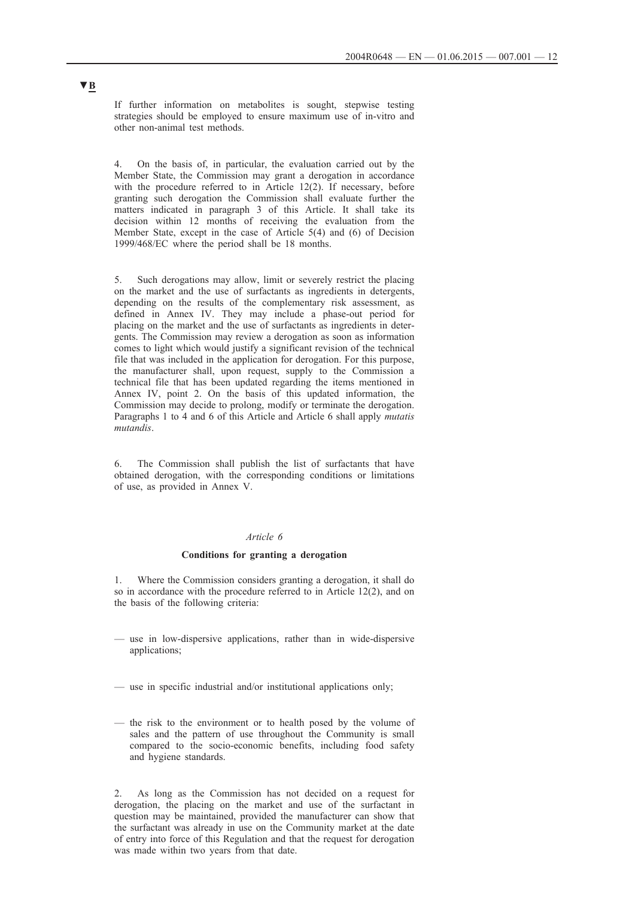▼B

If further information on metabolites is sought, stepwise testing strategies should be employed to ensure maximum use of in-vitro and other non-animal test methods.

4. On the basis of, in particular, the evaluation carried out by the Member State, the Commission may grant a derogation in accordance with the procedure referred to in Article 12(2). If necessary, before granting such derogation the Commission shall evaluate further the matters indicated in paragraph 3 of this Article. It shall take its decision within 12 months of receiving the evaluation from the Member State, except in the case of Article 5(4) and (6) of Decision 1999/468/EC where the period shall be 18 months.

5. Such derogations may allow, limit or severely restrict the placing on the market and the use of surfactants as ingredients in detergents, depending on the results of the complementary risk assessment, as defined in Annex IV. They may include a phase-out period for placing on the market and the use of surfactants as ingredients in detergents. The Commission may review a derogation as soon as information comes to light which would justify a significant revision of the technical file that was included in the application for derogation. For this purpose, the manufacturer shall, upon request, supply to the Commission a technical file that has been updated regarding the items mentioned in Annex IV, point 2. On the basis of this updated information, the Commission may decide to prolong, modify or terminate the derogation. Paragraphs 1 to 4 and 6 of this Article and Article 6 shall apply *mutatis mutandis*.

6. The Commission shall publish the list of surfactants that have obtained derogation, with the corresponding conditions or limitations of use, as provided in Annex V.

*Article 6*

**Conditions for granting a derogation**

1. Where the Commission considers granting a derogation, it shall do so in accordance with the procedure referred to in Article 12(2), and on the basis of the following criteria:

— use in low-dispersive applications, rather than in wide-dispersive applications;

— use in specific industrial and/or institutional applications only;

— the risk to the environment or to health posed by the volume of sales and the pattern of use throughout the Community is small compared to the socio-economic benefits, including food safety and hygiene standards.

2. As long as the Commission has not decided on a request for derogation, the placing on the market and use of the surfactant in question may be maintained, provided the manufacturer can show that the surfactant was already in use on the Community market at the date of entry into force of this Regulation and that the request for derogation was made within two years from that date.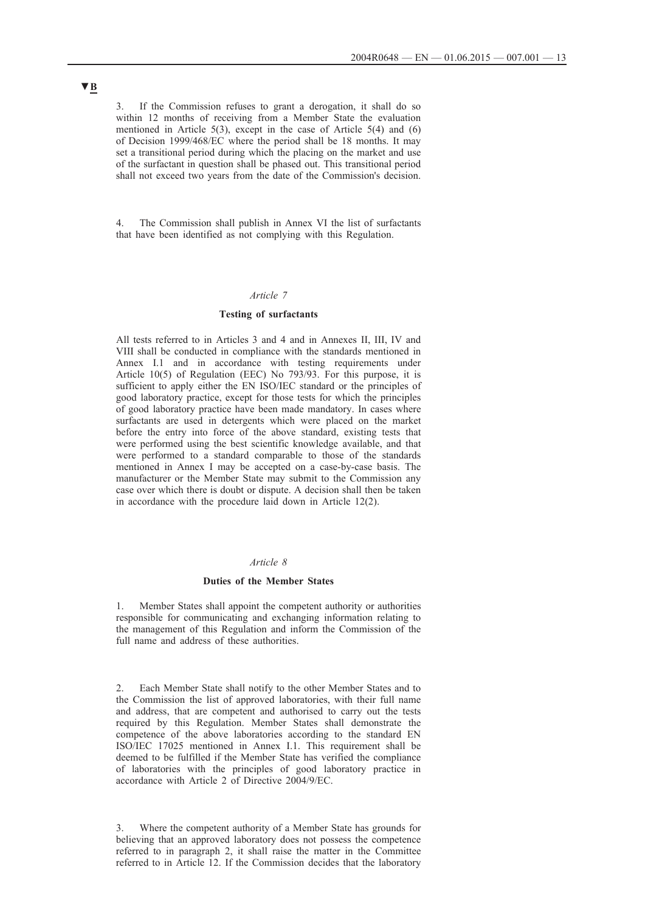▼B

3. If the Commission refuses to grant a derogation, it shall do so within 12 months of receiving from a Member State the evaluation mentioned in Article 5(3), except in the case of Article 5(4) and (6) of Decision 1999/468/EC where the period shall be 18 months. It may set a transitional period during which the placing on the market and use of the surfactant in question shall be phased out. This transitional period shall not exceed two years from the date of the Commission's decision.

4. The Commission shall publish in Annex VI the list of surfactants that have been identified as not complying with this Regulation.

*Article 7*

**Testing of surfactants**

All tests referred to in Articles 3 and 4 and in Annexes II, III, IV and VIII shall be conducted in compliance with the standards mentioned in Annex I.1 and in accordance with testing requirements under Article 10(5) of Regulation (EEC) No 793/93. For this purpose, it is sufficient to apply either the EN ISO/IEC standard or the principles of good laboratory practice, except for those tests for which the principles of good laboratory practice have been made mandatory. In cases where surfactants are used in detergents which were placed on the market before the entry into force of the above standard, existing tests that were performed using the best scientific knowledge available, and that were performed to a standard comparable to those of the standards mentioned in Annex I may be accepted on a case-by-case basis. The manufacturer or the Member State may submit to the Commission any case over which there is doubt or dispute. A decision shall then be taken in accordance with the procedure laid down in Article 12(2).

*Article 8*

**Duties of the Member States**

1. Member States shall appoint the competent authority or authorities responsible for communicating and exchanging information relating to the management of this Regulation and inform the Commission of the full name and address of these authorities.

2. Each Member State shall notify to the other Member States and to the Commission the list of approved laboratories, with their full name and address, that are competent and authorised to carry out the tests required by this Regulation. Member States shall demonstrate the competence of the above laboratories according to the standard EN ISO/IEC 17025 mentioned in Annex I.1. This requirement shall be deemed to be fulfilled if the Member State has verified the compliance of laboratories with the principles of good laboratory practice in accordance with Article 2 of Directive 2004/9/EC.

3. Where the competent authority of a Member State has grounds for believing that an approved laboratory does not possess the competence referred to in paragraph 2, it shall raise the matter in the Committee referred to in Article 12. If the Commission decides that the laboratory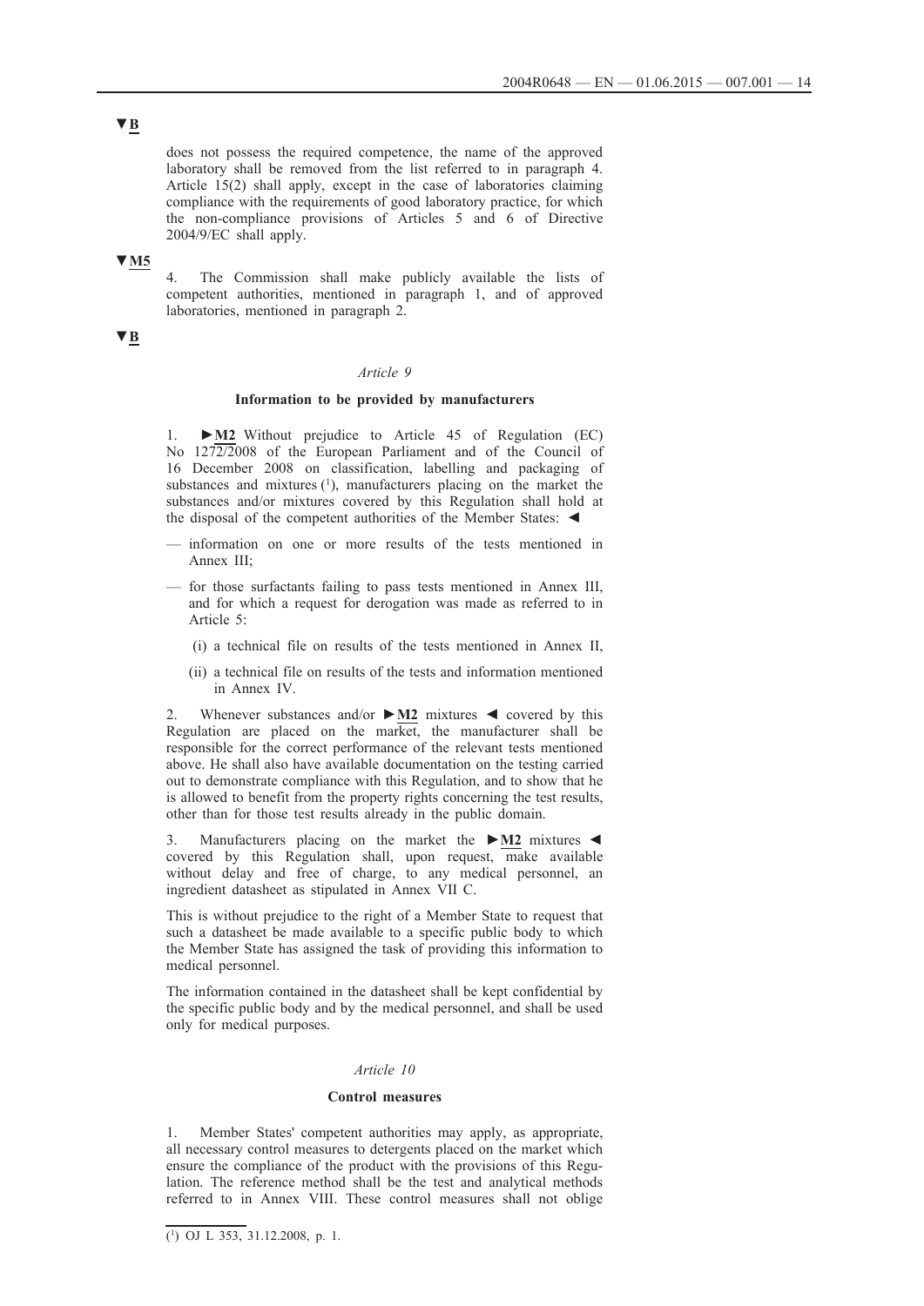▼B

does not possess the required competence, the name of the approved laboratory shall be removed from the list referred to in paragraph 4. Article 15(2) shall apply, except in the case of laboratories claiming compliance with the requirements of good laboratory practice, for which the non-compliance provisions of Articles 5 and 6 of Directive 2004/9/EC shall apply.

▼M5

4. The Commission shall make publicly available the lists of competent authorities, mentioned in paragraph 1, and of approved laboratories, mentioned in paragraph 2.

▼B

*Article 9*

**Information to be provided by manufacturers**

1. ►M2 Without prejudice to Article 45 of Regulation (EC) No 1272/2008 of the European Parliament and of the Council of 16 December 2008 on classification, labelling and packaging of substances and mixtures [1], manufacturers placing on the market the substances and/or mixtures covered by this Regulation shall hold at the disposal of the competent authorities of the Member States: ◄

— information on one or more results of the tests mentioned in Annex III;

— for those surfactants failing to pass tests mentioned in Annex III, and for which a request for derogation was made as referred to in Article 5:

(i) a technical file on results of the tests mentioned in Annex II,

(ii) a technical file on results of the tests and information mentioned in Annex IV.

2. Whenever substances and/or ►M2 mixtures ◄ covered by this Regulation are placed on the market, the manufacturer shall be responsible for the correct performance of the relevant tests mentioned above. He shall also have available documentation on the testing carried out to demonstrate compliance with this Regulation, and to show that he is allowed to benefit from the property rights concerning the test results, other than for those test results already in the public domain.

3. Manufacturers placing on the market the ►M2 mixtures ◄ covered by this Regulation shall, upon request, make available without delay and free of charge, to any medical personnel, an ingredient datasheet as stipulated in Annex VII C.

This is without prejudice to the right of a Member State to request that such a datasheet be made available to a specific public body to which the Member State has assigned the task of providing this information to medical personnel.

The information contained in the datasheet shall be kept confidential by the specific public body and by the medical personnel, and shall be used only for medical purposes.

*Article 10*

**Control measures**

1. Member States' competent authorities may apply, as appropriate, all necessary control measures to detergents placed on the market which ensure the compliance of the product with the provisions of this Regulation. The reference method shall be the test and analytical methods referred to in Annex VIII. These control measures shall not oblige

[1] OJ L 353, 31.12.2008, p. 1.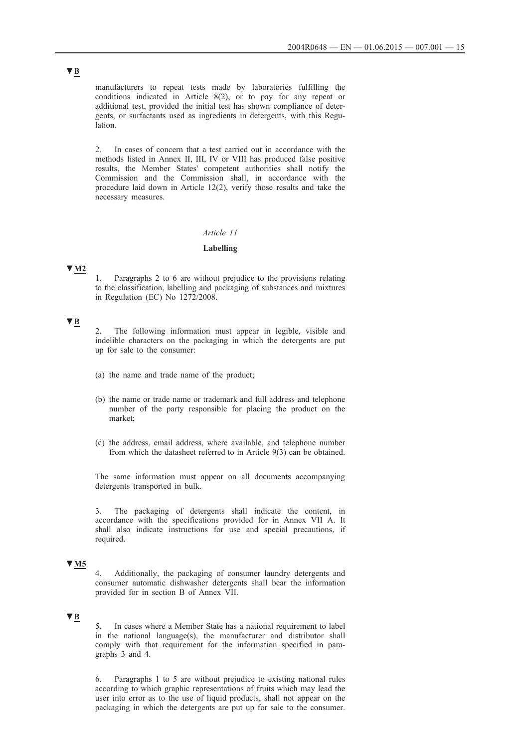▼B

manufacturers to repeat tests made by laboratories fulfilling the conditions indicated in Article 8(2), or to pay for any repeat or additional test, provided the initial test has shown compliance of detergents, or surfactants used as ingredients in detergents, with this Regulation.

2. In cases of concern that a test carried out in accordance with the methods listed in Annex II, III, IV or VIII has produced false positive results, the Member States' competent authorities shall notify the Commission and the Commission shall, in accordance with the procedure laid down in Article 12(2), verify those results and take the necessary measures.

*Article 11*

**Labelling**

▼M2

1. Paragraphs 2 to 6 are without prejudice to the provisions relating to the classification, labelling and packaging of substances and mixtures in Regulation (EC) No 1272/2008.

▼B

2. The following information must appear in legible, visible and indelible characters on the packaging in which the detergents are put up for sale to the consumer:

(a) the name and trade name of the product;

(b) the name or trade name or trademark and full address and telephone number of the party responsible for placing the product on the market;

(c) the address, email address, where available, and telephone number from which the datasheet referred to in Article 9(3) can be obtained.

The same information must appear on all documents accompanying detergents transported in bulk.

3. The packaging of detergents shall indicate the content, in accordance with the specifications provided for in Annex VII A. It shall also indicate instructions for use and special precautions, if required.

▼M5

4. Additionally, the packaging of consumer laundry detergents and consumer automatic dishwasher detergents shall bear the information provided for in section B of Annex VII.

▼B

5. In cases where a Member State has a national requirement to label in the national language(s), the manufacturer and distributor shall comply with that requirement for the information specified in paragraphs 3 and 4.

6. Paragraphs 1 to 5 are without prejudice to existing national rules according to which graphic representations of fruits which may lead the user into error as to the use of liquid products, shall not appear on the packaging in which the detergents are put up for sale to the consumer.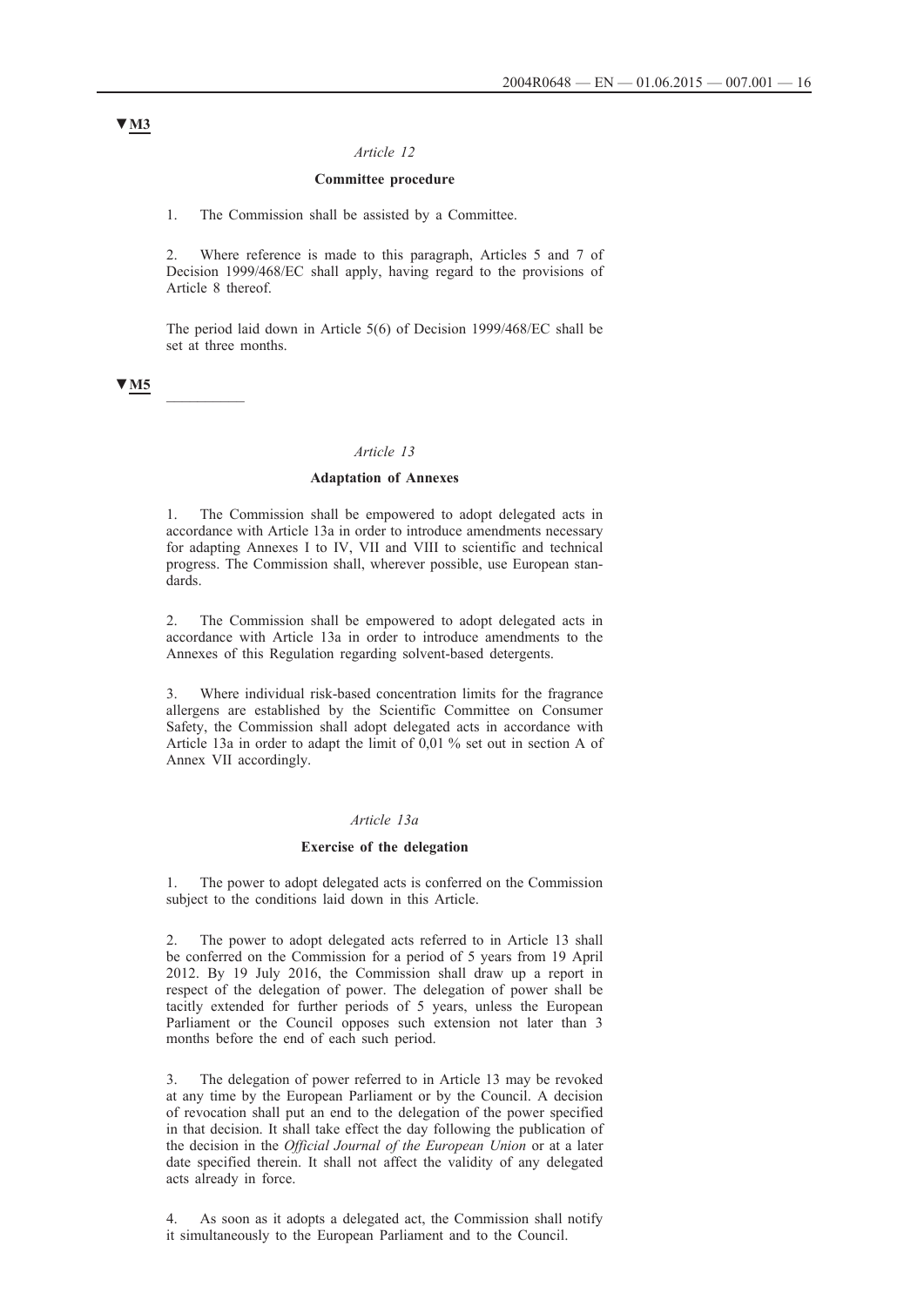▼M3

*Article 12*

**Committee procedure**

1. The Commission shall be assisted by a Committee.

2. Where reference is made to this paragraph, Articles 5 and 7 of Decision 1999/468/EC shall apply, having regard to the provisions of Article 8 thereof.

The period laid down in Article 5(6) of Decision 1999/468/EC shall be set at three months.

▼M5

__________

*Article 13*

**Adaptation of Annexes**

1. The Commission shall be empowered to adopt delegated acts in accordance with Article 13a in order to introduce amendments necessary for adapting Annexes I to IV, VII and VIII to scientific and technical progress. The Commission shall, wherever possible, use European standards.

2. The Commission shall be empowered to adopt delegated acts in accordance with Article 13a in order to introduce amendments to the Annexes of this Regulation regarding solvent-based detergents.

3. Where individual risk-based concentration limits for the fragrance allergens are established by the Scientific Committee on Consumer Safety, the Commission shall adopt delegated acts in accordance with Article 13a in order to adapt the limit of 0,01 % set out in section A of Annex VII accordingly.

*Article 13a*

**Exercise of the delegation**

1. The power to adopt delegated acts is conferred on the Commission subject to the conditions laid down in this Article.

2. The power to adopt delegated acts referred to in Article 13 shall be conferred on the Commission for a period of 5 years from 19 April 2012. By 19 July 2016, the Commission shall draw up a report in respect of the delegation of power. The delegation of power shall be tacitly extended for further periods of 5 years, unless the European Parliament or the Council opposes such extension not later than 3 months before the end of each such period.

3. The delegation of power referred to in Article 13 may be revoked at any time by the European Parliament or by the Council. A decision of revocation shall put an end to the delegation of the power specified in that decision. It shall take effect the day following the publication of the decision in the *Official Journal of the European Union* or at a later date specified therein. It shall not affect the validity of any delegated acts already in force.

4. As soon as it adopts a delegated act, the Commission shall notify it simultaneously to the European Parliament and to the Council.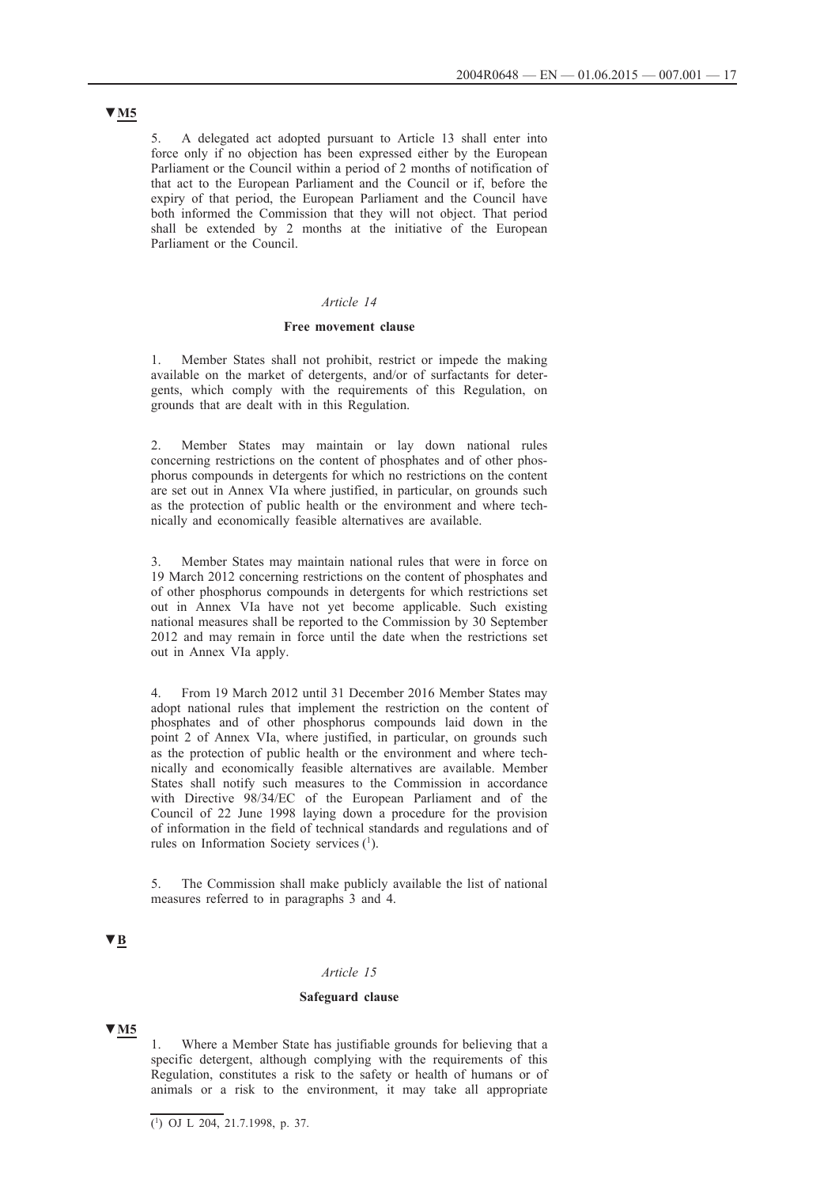▼M5

5. A delegated act adopted pursuant to Article 13 shall enter into force only if no objection has been expressed either by the European Parliament or the Council within a period of 2 months of notification of that act to the European Parliament and the Council or if, before the expiry of that period, the European Parliament and the Council have both informed the Commission that they will not object. That period shall be extended by 2 months at the initiative of the European Parliament or the Council.

*Article 14*

**Free movement clause**

1. Member States shall not prohibit, restrict or impede the making available on the market of detergents, and/or of surfactants for detergents, which comply with the requirements of this Regulation, on grounds that are dealt with in this Regulation.

2. Member States may maintain or lay down national rules concerning restrictions on the content of phosphates and of other phosphorus compounds in detergents for which no restrictions on the content are set out in Annex VIa where justified, in particular, on grounds such as the protection of public health or the environment and where technically and economically feasible alternatives are available.

3. Member States may maintain national rules that were in force on 19 March 2012 concerning restrictions on the content of phosphates and of other phosphorus compounds in detergents for which restrictions set out in Annex VIa have not yet become applicable. Such existing national measures shall be reported to the Commission by 30 September 2012 and may remain in force until the date when the restrictions set out in Annex VIa apply.

4. From 19 March 2012 until 31 December 2016 Member States may adopt national rules that implement the restriction on the content of phosphates and of other phosphorus compounds laid down in the point 2 of Annex VIa, where justified, in particular, on grounds such as the protection of public health or the environment and where technically and economically feasible alternatives are available. Member States shall notify such measures to the Commission in accordance with Directive 98/34/EC of the European Parliament and of the Council of 22 June 1998 laying down a procedure for the provision of information in the field of technical standards and regulations and of rules on Information Society services [1].

5. The Commission shall make publicly available the list of national measures referred to in paragraphs 3 and 4.

▼B

*Article 15*

**Safeguard clause**

▼M5

1. Where a Member State has justifiable grounds for believing that a specific detergent, although complying with the requirements of this Regulation, constitutes a risk to the safety or health of humans or of animals or a risk to the environment, it may take all appropriate

[1] OJ L 204, 21.7.1998, p. 37.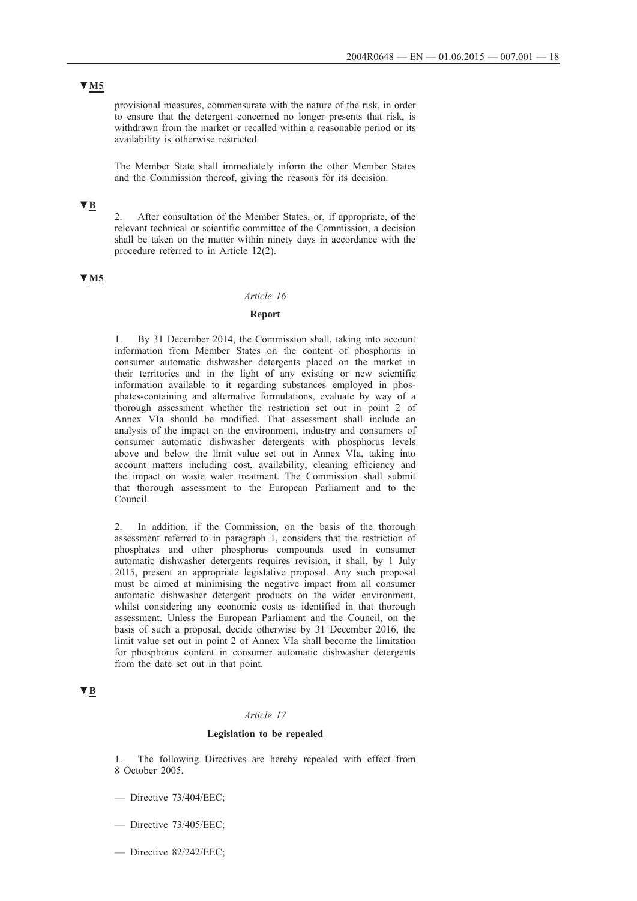▼M5

provisional measures, commensurate with the nature of the risk, in order to ensure that the detergent concerned no longer presents that risk, is withdrawn from the market or recalled within a reasonable period or its availability is otherwise restricted.

The Member State shall immediately inform the other Member States and the Commission thereof, giving the reasons for its decision.

▼B

2. After consultation of the Member States, or, if appropriate, of the relevant technical or scientific committee of the Commission, a decision shall be taken on the matter within ninety days in accordance with the procedure referred to in Article 12(2).

▼M5

*Article 16*

**Report**

1. By 31 December 2014, the Commission shall, taking into account information from Member States on the content of phosphorus in consumer automatic dishwasher detergents placed on the market in their territories and in the light of any existing or new scientific information available to it regarding substances employed in phosphates-containing and alternative formulations, evaluate by way of a thorough assessment whether the restriction set out in point 2 of Annex VIa should be modified. That assessment shall include an analysis of the impact on the environment, industry and consumers of consumer automatic dishwasher detergents with phosphorus levels above and below the limit value set out in Annex VIa, taking into account matters including cost, availability, cleaning efficiency and the impact on waste water treatment. The Commission shall submit that thorough assessment to the European Parliament and to the Council.

2. In addition, if the Commission, on the basis of the thorough assessment referred to in paragraph 1, considers that the restriction of phosphates and other phosphorus compounds used in consumer automatic dishwasher detergents requires revision, it shall, by 1 July 2015, present an appropriate legislative proposal. Any such proposal must be aimed at minimising the negative impact from all consumer automatic dishwasher detergent products on the wider environment, whilst considering any economic costs as identified in that thorough assessment. Unless the European Parliament and the Council, on the basis of such a proposal, decide otherwise by 31 December 2016, the limit value set out in point 2 of Annex VIa shall become the limitation for phosphorus content in consumer automatic dishwasher detergents from the date set out in that point.

▼B

*Article 17*

**Legislation to be repealed**

1. The following Directives are hereby repealed with effect from 8 October 2005.

— Directive 73/404/EEC;

— Directive 73/405/EEC;

— Directive 82/242/EEC;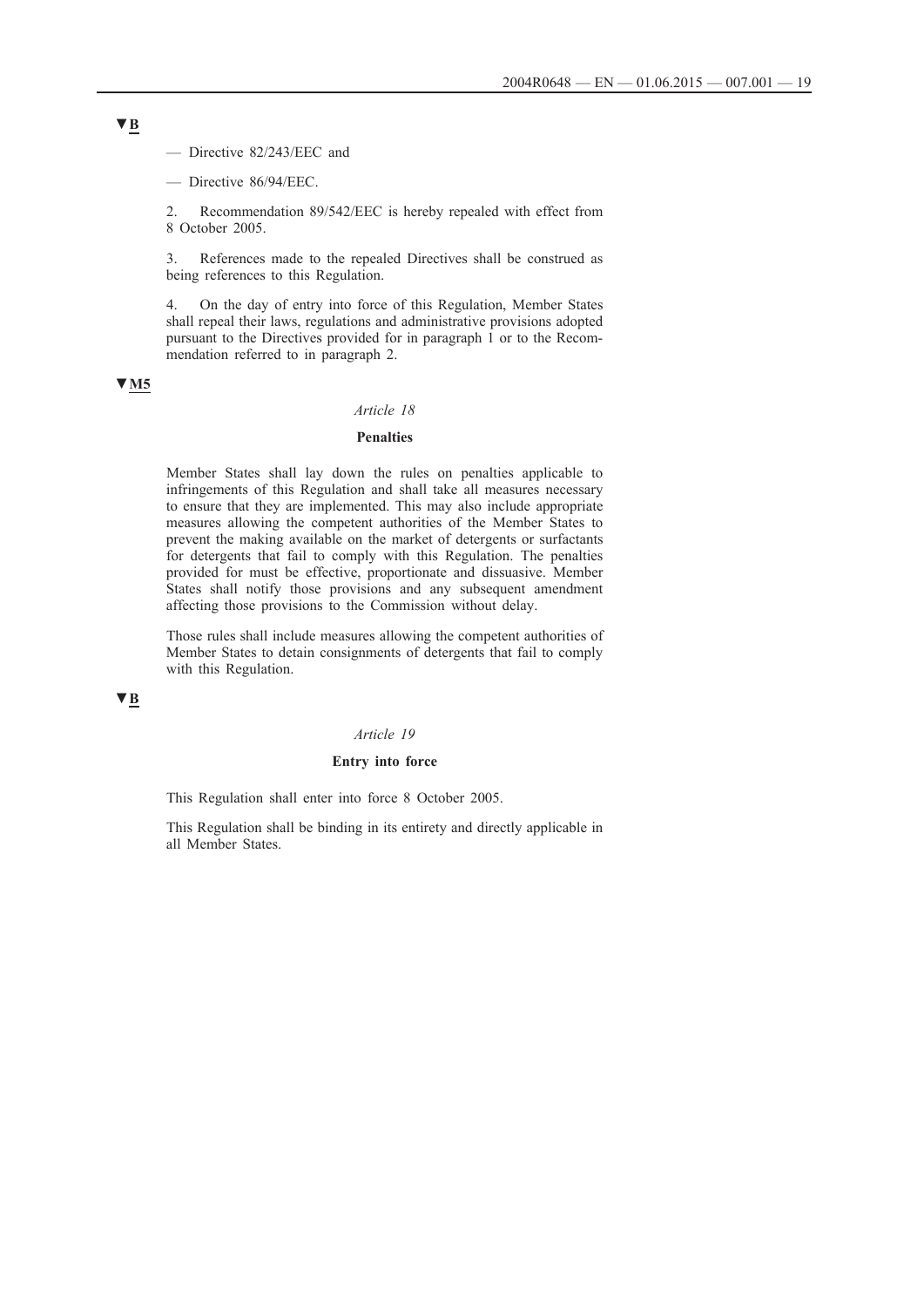▼B

— Directive 82/243/EEC and

— Directive 86/94/EEC.

2. Recommendation 89/542/EEC is hereby repealed with effect from 8 October 2005.

3. References made to the repealed Directives shall be construed as being references to this Regulation.

4. On the day of entry into force of this Regulation, Member States shall repeal their laws, regulations and administrative provisions adopted pursuant to the Directives provided for in paragraph 1 or to the Recommendation referred to in paragraph 2.

▼M5

*Article 18*

**Penalties**

Member States shall lay down the rules on penalties applicable to infringements of this Regulation and shall take all measures necessary to ensure that they are implemented. This may also include appropriate measures allowing the competent authorities of the Member States to prevent the making available on the market of detergents or surfactants for detergents that fail to comply with this Regulation. The penalties provided for must be effective, proportionate and dissuasive. Member States shall notify those provisions and any subsequent amendment affecting those provisions to the Commission without delay.

Those rules shall include measures allowing the competent authorities of Member States to detain consignments of detergents that fail to comply with this Regulation.

▼B

*Article 19*

**Entry into force**

This Regulation shall enter into force 8 October 2005.

This Regulation shall be binding in its entirety and directly applicable in all Member States.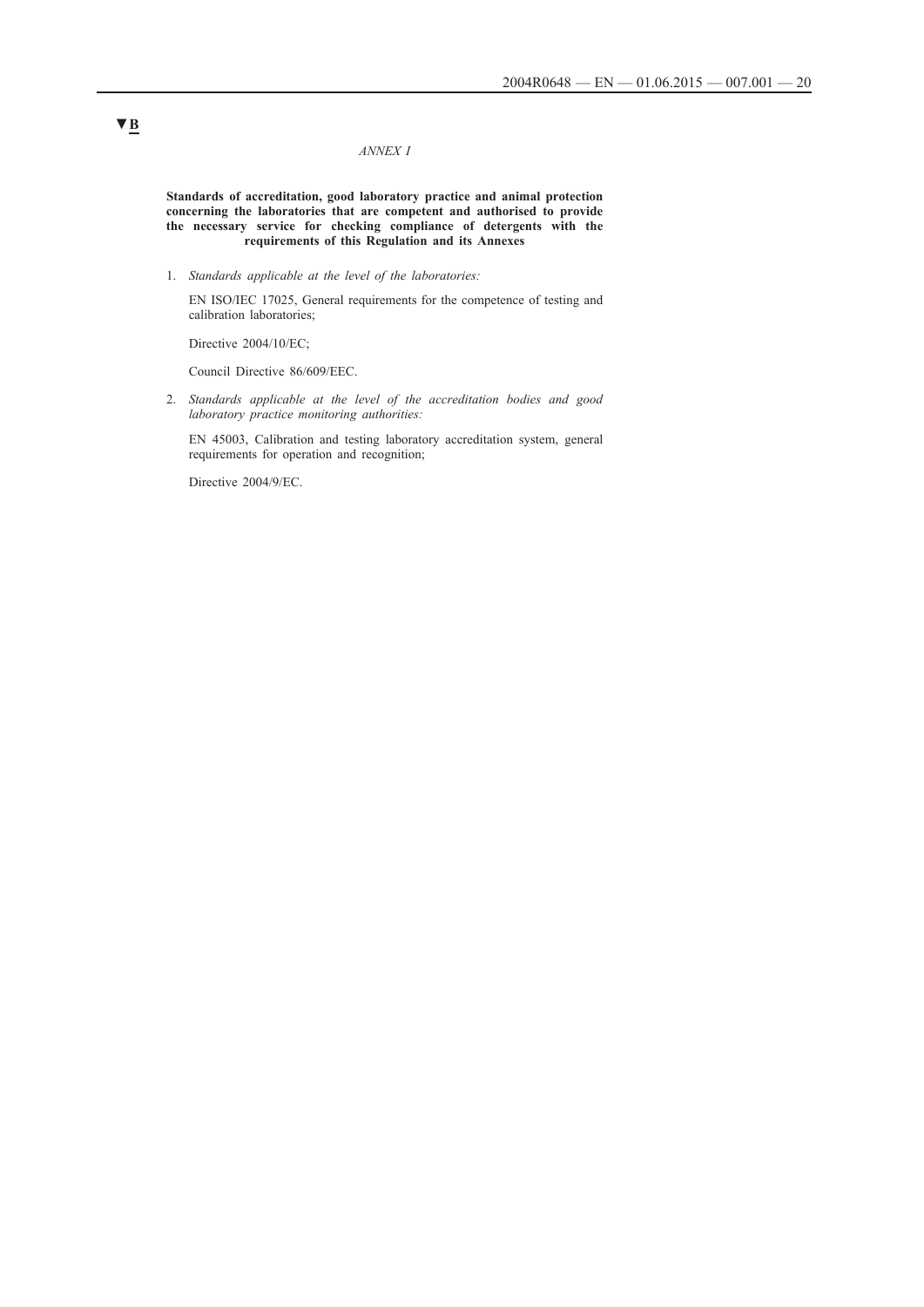▼B

*ANNEX I*

**Standards of accreditation, good laboratory practice and animal protection concerning the laboratories that are competent and authorised to provide the necessary service for checking compliance of detergents with the requirements of this Regulation and its Annexes**

1. *Standards applicable at the level of the laboratories:*

   EN ISO/IEC 17025, General requirements for the competence of testing and calibration laboratories;

   Directive 2004/10/EC;

   Council Directive 86/609/EEC.

2. *Standards applicable at the level of the accreditation bodies and good laboratory practice monitoring authorities:*

   EN 45003, Calibration and testing laboratory accreditation system, general requirements for operation and recognition;

   Directive 2004/9/EC.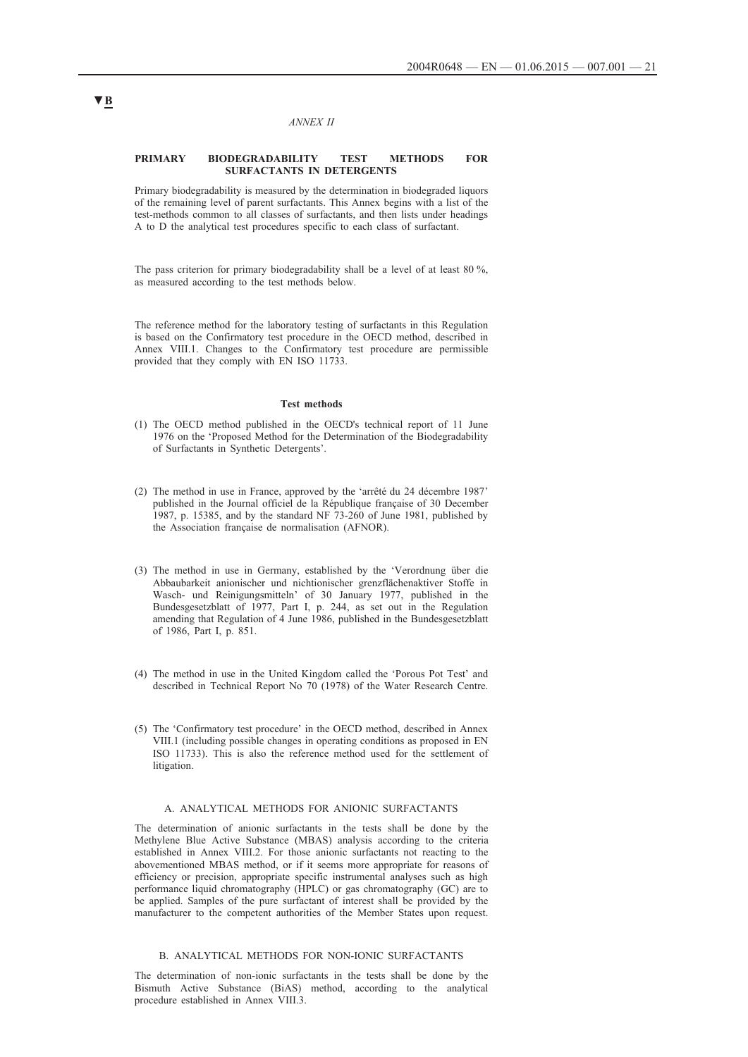▼B

*ANNEX II*

**PRIMARY BIODEGRADABILITY TEST METHODS FOR SURFACTANTS IN DETERGENTS**

Primary biodegradability is measured by the determination in biodegraded liquors of the remaining level of parent surfactants. This Annex begins with a list of the test-methods common to all classes of surfactants, and then lists under headings A to D the analytical test procedures specific to each class of surfactant.

The pass criterion for primary biodegradability shall be a level of at least 80 %, as measured according to the test methods below.

The reference method for the laboratory testing of surfactants in this Regulation is based on the Confirmatory test procedure in the OECD method, described in Annex VIII.1. Changes to the Confirmatory test procedure are permissible provided that they comply with EN ISO 11733.

**Test methods**

(1) The OECD method published in the OECD's technical report of 11 June 1976 on the 'Proposed Method for the Determination of the Biodegradability of Surfactants in Synthetic Detergents'.

(2) The method in use in France, approved by the 'arrêté du 24 décembre 1987' published in the Journal officiel de la République française of 30 December 1987, p. 15385, and by the standard NF 73-260 of June 1981, published by the Association française de normalisation (AFNOR).

(3) The method in use in Germany, established by the 'Verordnung über die Abbaubarkeit anionischer und nichtionischer grenzflächenaktiver Stoffe in Wasch- und Reinigungsmitteln' of 30 January 1977, published in the Bundesgesetzblatt of 1977, Part I, p. 244, as set out in the Regulation amending that Regulation of 4 June 1986, published in the Bundesgesetzblatt of 1986, Part I, p. 851.

(4) The method in use in the United Kingdom called the 'Porous Pot Test' and described in Technical Report No 70 (1978) of the Water Research Centre.

(5) The 'Confirmatory test procedure' in the OECD method, described in Annex VIII.1 (including possible changes in operating conditions as proposed in EN ISO 11733). This is also the reference method used for the settlement of litigation.

A. ANALYTICAL METHODS FOR ANIONIC SURFACTANTS

The determination of anionic surfactants in the tests shall be done by the Methylene Blue Active Substance (MBAS) analysis according to the criteria established in Annex VIII.2. For those anionic surfactants not reacting to the abovementioned MBAS method, or if it seems more appropriate for reasons of efficiency or precision, appropriate specific instrumental analyses such as high performance liquid chromatography (HPLC) or gas chromatography (GC) are to be applied. Samples of the pure surfactant of interest shall be provided by the manufacturer to the competent authorities of the Member States upon request.

B. ANALYTICAL METHODS FOR NON-IONIC SURFACTANTS

The determination of non-ionic surfactants in the tests shall be done by the Bismuth Active Substance (BiAS) method, according to the analytical procedure established in Annex VIII.3.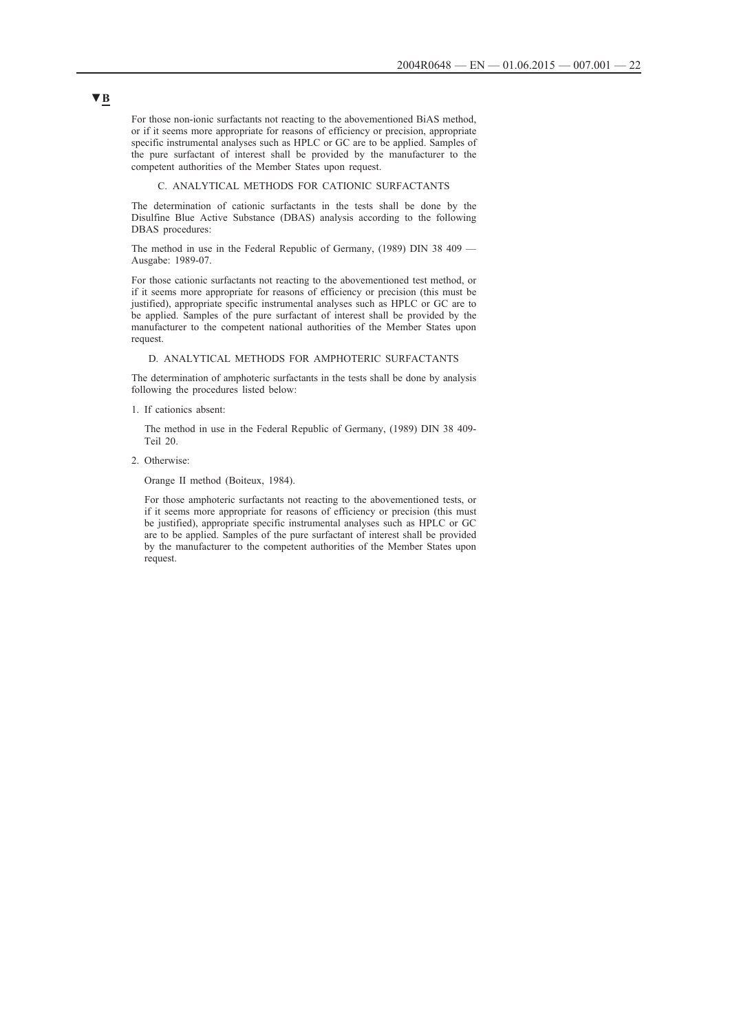▼B

For those non-ionic surfactants not reacting to the abovementioned BiAS method, or if it seems more appropriate for reasons of efficiency or precision, appropriate specific instrumental analyses such as HPLC or GC are to be applied. Samples of the pure surfactant of interest shall be provided by the manufacturer to the competent authorities of the Member States upon request.

C. ANALYTICAL METHODS FOR CATIONIC SURFACTANTS

The determination of cationic surfactants in the tests shall be done by the Disulfine Blue Active Substance (DBAS) analysis according to the following DBAS procedures:

The method in use in the Federal Republic of Germany, (1989) DIN 38 409 — Ausgabe: 1989-07.

For those cationic surfactants not reacting to the abovementioned test method, or if it seems more appropriate for reasons of efficiency or precision (this must be justified), appropriate specific instrumental analyses such as HPLC or GC are to be applied. Samples of the pure surfactant of interest shall be provided by the manufacturer to the competent national authorities of the Member States upon request.

D. ANALYTICAL METHODS FOR AMPHOTERIC SURFACTANTS

The determination of amphoteric surfactants in the tests shall be done by analysis following the procedures listed below:

1. If cationics absent:

   The method in use in the Federal Republic of Germany, (1989) DIN 38 409-Teil 20.

2. Otherwise:

   Orange II method (Boiteux, 1984).

   For those amphoteric surfactants not reacting to the abovementioned tests, or if it seems more appropriate for reasons of efficiency or precision (this must be justified), appropriate specific instrumental analyses such as HPLC or GC are to be applied. Samples of the pure surfactant of interest shall be provided by the manufacturer to the competent authorities of the Member States upon request.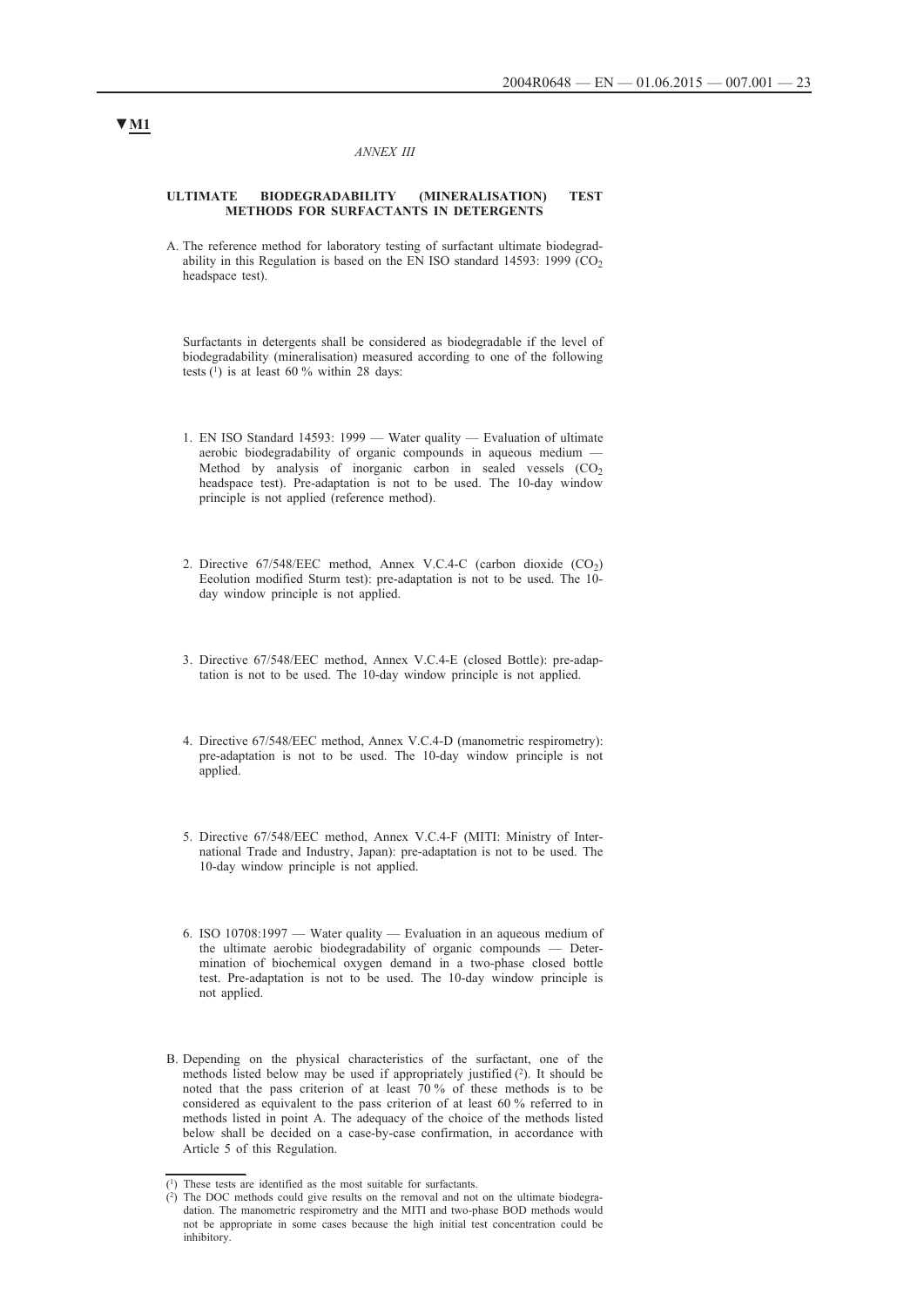▼M1

*ANNEX III*

**ULTIMATE BIODEGRADABILITY (MINERALISATION) TEST METHODS FOR SURFACTANTS IN DETERGENTS**

A. The reference method for laboratory testing of surfactant ultimate biodegradability in this Regulation is based on the EN ISO standard 14593: 1999 ($CO_2$ headspace test).

Surfactants in detergents shall be considered as biodegradable if the level of biodegradability (mineralisation) measured according to one of the following tests [1] is at least 60 % within 28 days:

1. EN ISO Standard 14593: 1999 — Water quality — Evaluation of ultimate aerobic biodegradability of organic compounds in aqueous medium — Method by analysis of inorganic carbon in sealed vessels ($CO_2$ headspace test). Pre-adaptation is not to be used. The 10-day window principle is not applied (reference method).

2. Directive 67/548/EEC method, Annex V.C.4-C (carbon dioxide ($CO_2$) Eeolution modified Sturm test): pre-adaptation is not to be used. The 10-day window principle is not applied.

3. Directive 67/548/EEC method, Annex V.C.4-E (closed Bottle): pre-adaptation is not to be used. The 10-day window principle is not applied.

4. Directive 67/548/EEC method, Annex V.C.4-D (manometric respirometry): pre-adaptation is not to be used. The 10-day window principle is not applied.

5. Directive 67/548/EEC method, Annex V.C.4-F (MITI: Ministry of International Trade and Industry, Japan): pre-adaptation is not to be used. The 10-day window principle is not applied.

6. ISO 10708:1997 — Water quality — Evaluation in an aqueous medium of the ultimate aerobic biodegradability of organic compounds — Determination of biochemical oxygen demand in a two-phase closed bottle test. Pre-adaptation is not to be used. The 10-day window principle is not applied.

B. Depending on the physical characteristics of the surfactant, one of the methods listed below may be used if appropriately justified [2]. It should be noted that the pass criterion of at least 70 % of these methods is to be considered as equivalent to the pass criterion of at least 60 % referred to in methods listed in point A. The adequacy of the choice of the methods listed below shall be decided on a case-by-case confirmation, in accordance with Article 5 of this Regulation.

---

[1] These tests are identified as the most suitable for surfactants.

[2] The DOC methods could give results on the removal and not on the ultimate biodegradation. The manometric respirometry and the MITI and two-phase BOD methods would not be appropriate in some cases because the high initial test concentration could be inhibitory.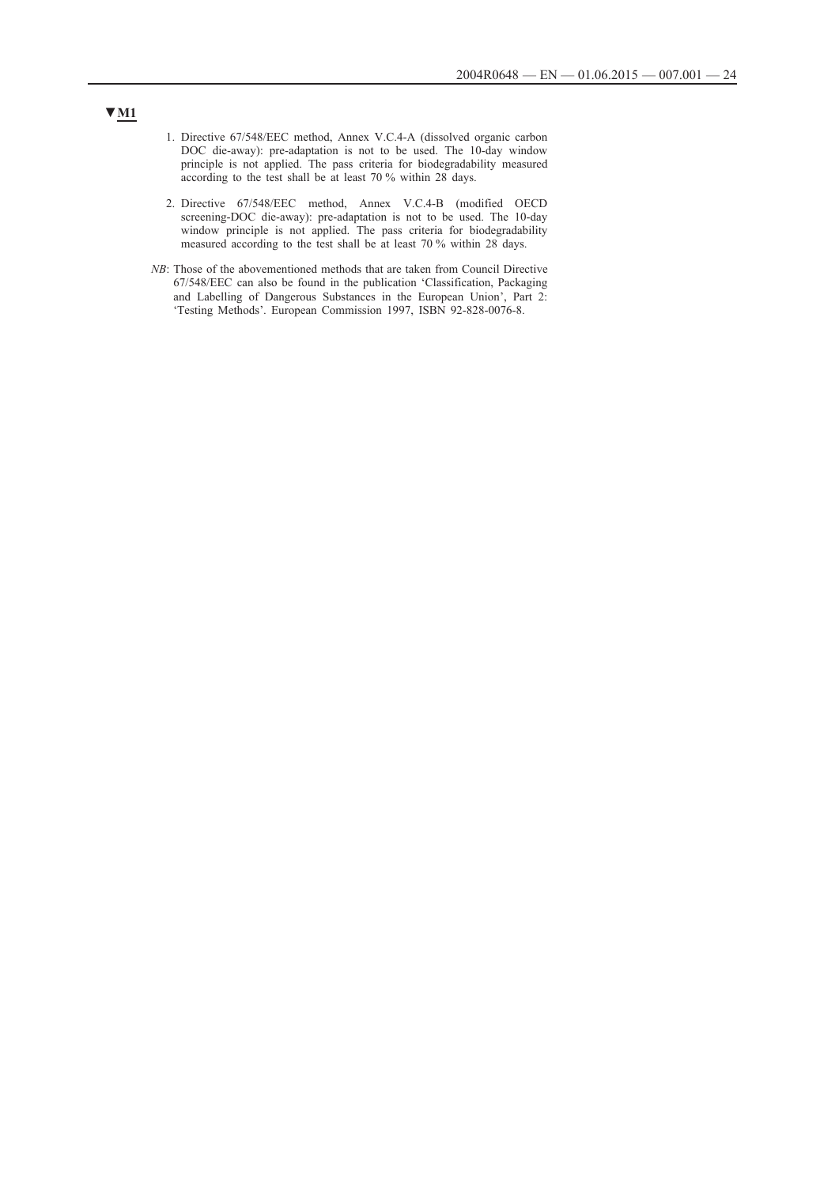**▼M1**

1. Directive 67/548/EEC method, Annex V.C.4-A (dissolved organic carbon DOC die-away): pre-adaptation is not to be used. The 10-day window principle is not applied. The pass criteria for biodegradability measured according to the test shall be at least 70 % within 28 days.

2. Directive 67/548/EEC method, Annex V.C.4-B (modified OECD screening-DOC die-away): pre-adaptation is not to be used. The 10-day window principle is not applied. The pass criteria for biodegradability measured according to the test shall be at least 70 % within 28 days.

*NB*: Those of the abovementioned methods that are taken from Council Directive 67/548/EEC can also be found in the publication 'Classification, Packaging and Labelling of Dangerous Substances in the European Union', Part 2: 'Testing Methods'. European Commission 1997, ISBN 92-828-0076-8.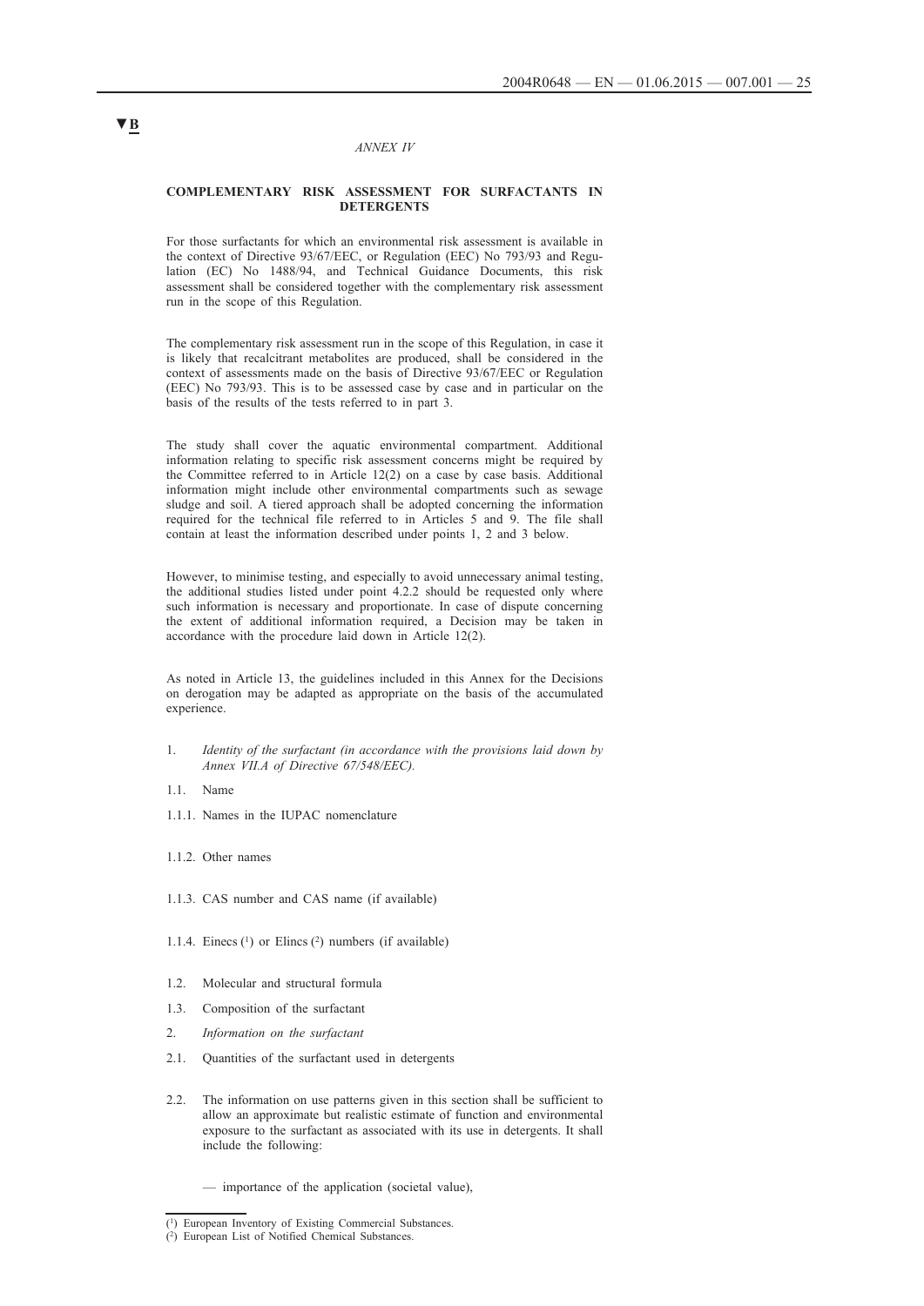▼B

*ANNEX IV*

**COMPLEMENTARY RISK ASSESSMENT FOR SURFACTANTS IN DETERGENTS**

For those surfactants for which an environmental risk assessment is available in the context of Directive 93/67/EEC, or Regulation (EEC) No 793/93 and Regulation (EC) No 1488/94, and Technical Guidance Documents, this risk assessment shall be considered together with the complementary risk assessment run in the scope of this Regulation.

The complementary risk assessment run in the scope of this Regulation, in case it is likely that recalcitrant metabolites are produced, shall be considered in the context of assessments made on the basis of Directive 93/67/EEC or Regulation (EEC) No 793/93. This is to be assessed case by case and in particular on the basis of the results of the tests referred to in part 3.

The study shall cover the aquatic environmental compartment. Additional information relating to specific risk assessment concerns might be required by the Committee referred to in Article 12(2) on a case by case basis. Additional information might include other environmental compartments such as sewage sludge and soil. A tiered approach shall be adopted concerning the information required for the technical file referred to in Articles 5 and 9. The file shall contain at least the information described under points 1, 2 and 3 below.

However, to minimise testing, and especially to avoid unnecessary animal testing, the additional studies listed under point 4.2.2 should be requested only where such information is necessary and proportionate. In case of dispute concerning the extent of additional information required, a Decision may be taken in accordance with the procedure laid down in Article 12(2).

As noted in Article 13, the guidelines included in this Annex for the Decisions on derogation may be adapted as appropriate on the basis of the accumulated experience.

1. *Identity of the surfactant (in accordance with the provisions laid down by Annex VII.A of Directive 67/548/EEC).*

1.1. Name

1.1.1. Names in the IUPAC nomenclature

1.1.2. Other names

1.1.3. CAS number and CAS name (if available)

1.1.4. Einecs [1] or Elincs [2] numbers (if available)

1.2. Molecular and structural formula

1.3. Composition of the surfactant

2. *Information on the surfactant*

2.1. Quantities of the surfactant used in detergents

2.2. The information on use patterns given in this section shall be sufficient to allow an approximate but realistic estimate of function and environmental exposure to the surfactant as associated with its use in detergents. It shall include the following:

— importance of the application (societal value),

---

[1] European Inventory of Existing Commercial Substances.

[2] European List of Notified Chemical Substances.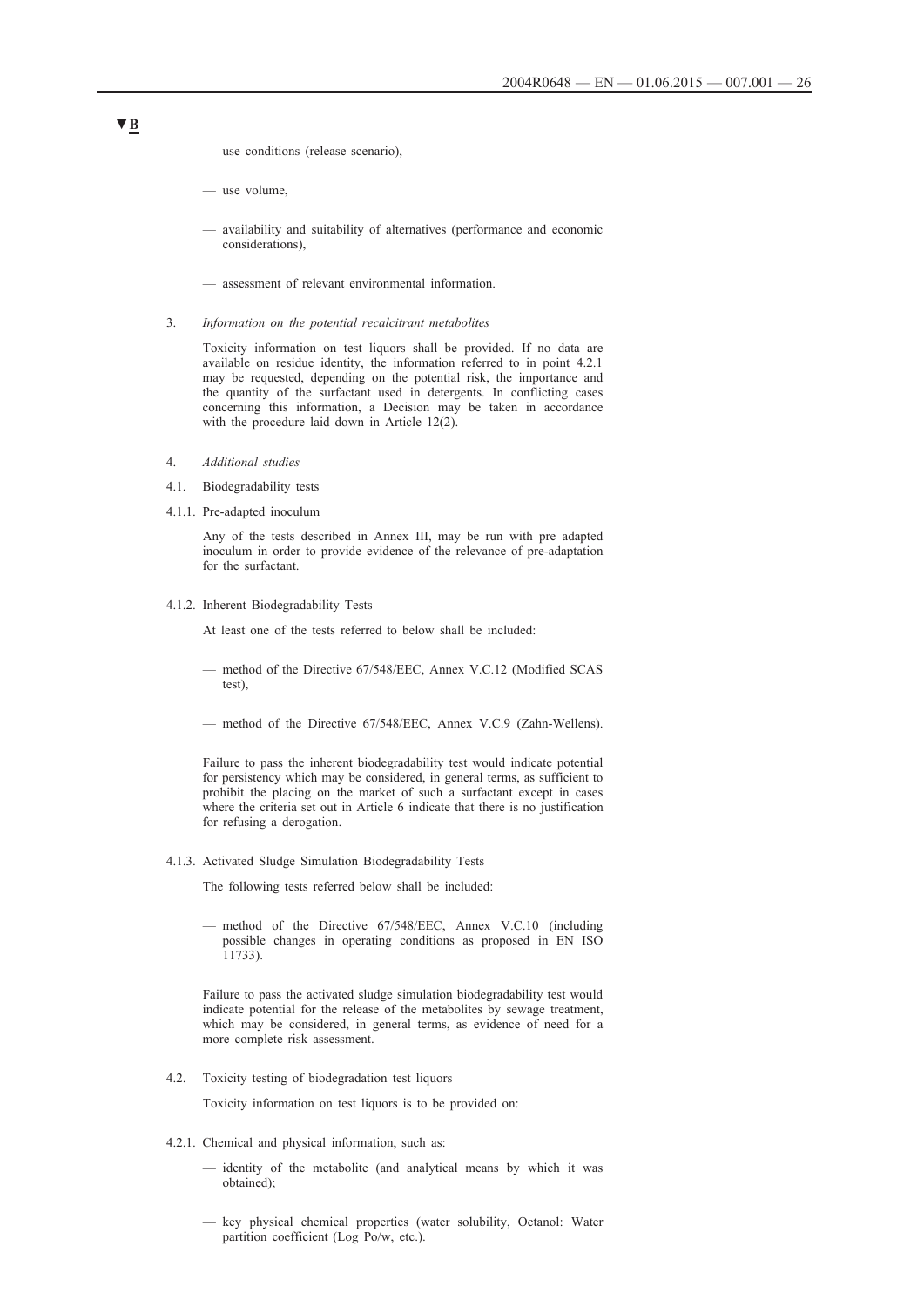▼B

— use conditions (release scenario),

— use volume,

— availability and suitability of alternatives (performance and economic considerations),

— assessment of relevant environmental information.

3. *Information on the potential recalcitrant metabolites*

Toxicity information on test liquors shall be provided. If no data are available on residue identity, the information referred to in point 4.2.1 may be requested, depending on the potential risk, the importance and the quantity of the surfactant used in detergents. In conflicting cases concerning this information, a Decision may be taken in accordance with the procedure laid down in Article 12(2).

4. *Additional studies*

4.1. Biodegradability tests

4.1.1. Pre-adapted inoculum

Any of the tests described in Annex III, may be run with pre adapted inoculum in order to provide evidence of the relevance of pre-adaptation for the surfactant.

4.1.2. Inherent Biodegradability Tests

At least one of the tests referred to below shall be included:

— method of the Directive 67/548/EEC, Annex V.C.12 (Modified SCAS test),

— method of the Directive 67/548/EEC, Annex V.C.9 (Zahn-Wellens).

Failure to pass the inherent biodegradability test would indicate potential for persistency which may be considered, in general terms, as sufficient to prohibit the placing on the market of such a surfactant except in cases where the criteria set out in Article 6 indicate that there is no justification for refusing a derogation.

4.1.3. Activated Sludge Simulation Biodegradability Tests

The following tests referred below shall be included:

— method of the Directive 67/548/EEC, Annex V.C.10 (including possible changes in operating conditions as proposed in EN ISO 11733).

Failure to pass the activated sludge simulation biodegradability test would indicate potential for the release of the metabolites by sewage treatment, which may be considered, in general terms, as evidence of need for a more complete risk assessment.

4.2. Toxicity testing of biodegradation test liquors

Toxicity information on test liquors is to be provided on:

4.2.1. Chemical and physical information, such as:

— identity of the metabolite (and analytical means by which it was obtained);

— key physical chemical properties (water solubility, Octanol: Water partition coefficient (Log Po/w, etc.).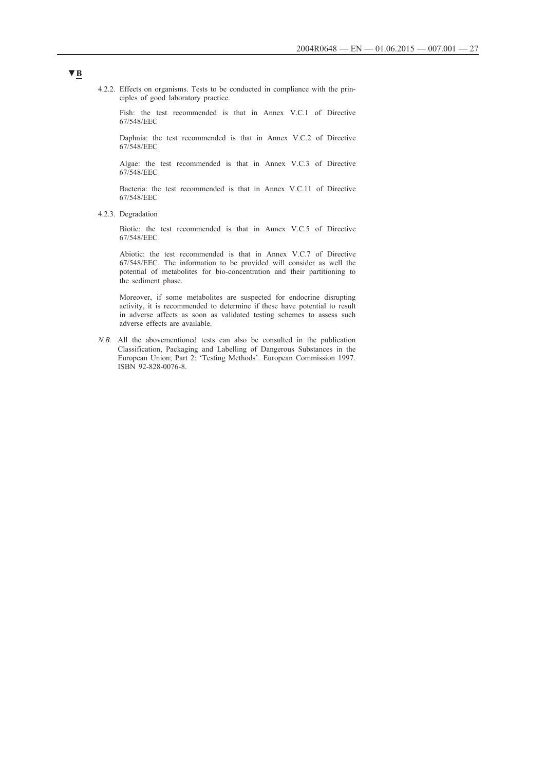▼B

4.2.2. Effects on organisms. Tests to be conducted in compliance with the principles of good laboratory practice.

Fish: the test recommended is that in Annex V.C.1 of Directive 67/548/EEC

Daphnia: the test recommended is that in Annex V.C.2 of Directive 67/548/EEC

Algae: the test recommended is that in Annex V.C.3 of Directive 67/548/EEC

Bacteria: the test recommended is that in Annex V.C.11 of Directive 67/548/EEC

4.2.3. Degradation

Biotic: the test recommended is that in Annex V.C.5 of Directive 67/548/EEC

Abiotic: the test recommended is that in Annex V.C.7 of Directive 67/548/EEC. The information to be provided will consider as well the potential of metabolites for bio-concentration and their partitioning to the sediment phase.

Moreover, if some metabolites are suspected for endocrine disrupting activity, it is recommended to determine if these have potential to result in adverse affects as soon as validated testing schemes to assess such adverse effects are available.

*N.B.* All the abovementioned tests can also be consulted in the publication Classification, Packaging and Labelling of Dangerous Substances in the European Union; Part 2: 'Testing Methods'. European Commission 1997. ISBN 92-828-0076-8.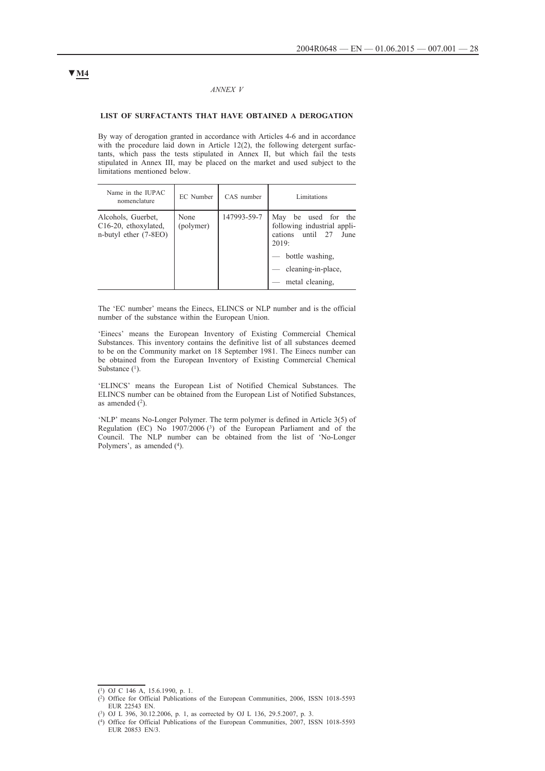▼M4

*ANNEX V*

**LIST OF SURFACTANTS THAT HAVE OBTAINED A DEROGATION**

By way of derogation granted in accordance with Articles 4-6 and in accordance with the procedure laid down in Article 12(2), the following detergent surfactants, which pass the tests stipulated in Annex II, but which fail the tests stipulated in Annex III, may be placed on the market and used subject to the limitations mentioned below.

| Name in the IUPAC nomenclature | EC Number | CAS number | Limitations |
|---|---|---|---|
| Alcohols, Guerbet, C16-20, ethoxylated, n-butyl ether (7-8EO) | None (polymer) | 147993-59-7 | May be used for the following industrial applications until 27 June 2019:<br>— bottle washing,<br>— cleaning-in-place,<br>— metal cleaning, |

The 'EC number' means the Einecs, ELINCS or NLP number and is the official number of the substance within the European Union.

'Einecs' means the European Inventory of Existing Commercial Chemical Substances. This inventory contains the definitive list of all substances deemed to be on the Community market on 18 September 1981. The Einecs number can be obtained from the European Inventory of Existing Commercial Chemical Substance [1].

'ELINCS' means the European List of Notified Chemical Substances. The ELINCS number can be obtained from the European List of Notified Substances, as amended [2].

'NLP' means No-Longer Polymer. The term polymer is defined in Article 3(5) of Regulation (EC) No 1907/2006 [3] of the European Parliament and of the Council. The NLP number can be obtained from the list of 'No-Longer Polymers', as amended [4].

---

(1) OJ C 146 A, 15.6.1990, p. 1.

(2) Office for Official Publications of the European Communities, 2006, ISSN 1018-5593 EUR 22543 EN.

(3) OJ L 396, 30.12.2006, p. 1, as corrected by OJ L 136, 29.5.2007, p. 3.

(4) Office for Official Publications of the European Communities, 2007, ISSN 1018-5593 EUR 20853 EN/3.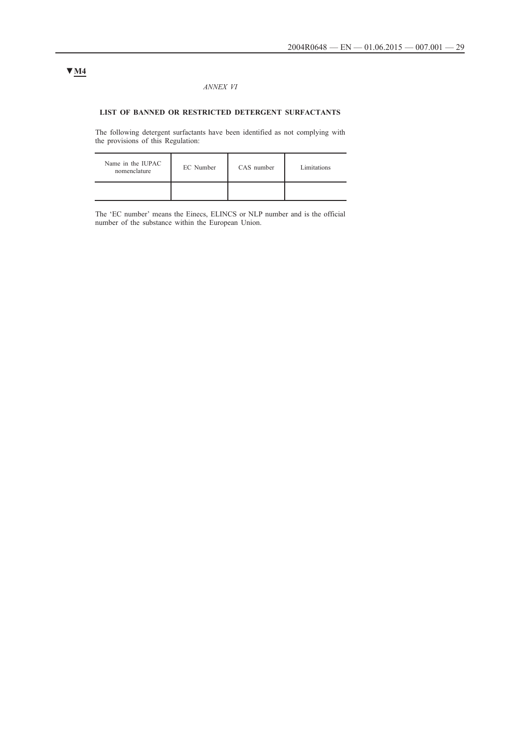▼**M4**

*ANNEX VI*

**LIST OF BANNED OR RESTRICTED DETERGENT SURFACTANTS**

The following detergent surfactants have been identified as not complying with the provisions of this Regulation:

| Name in the IUPAC nomenclature | EC Number | CAS number | Limitations |
|---|---|---|---|
| | | | |

The 'EC number' means the Einecs, ELINCS or NLP number and is the official number of the substance within the European Union.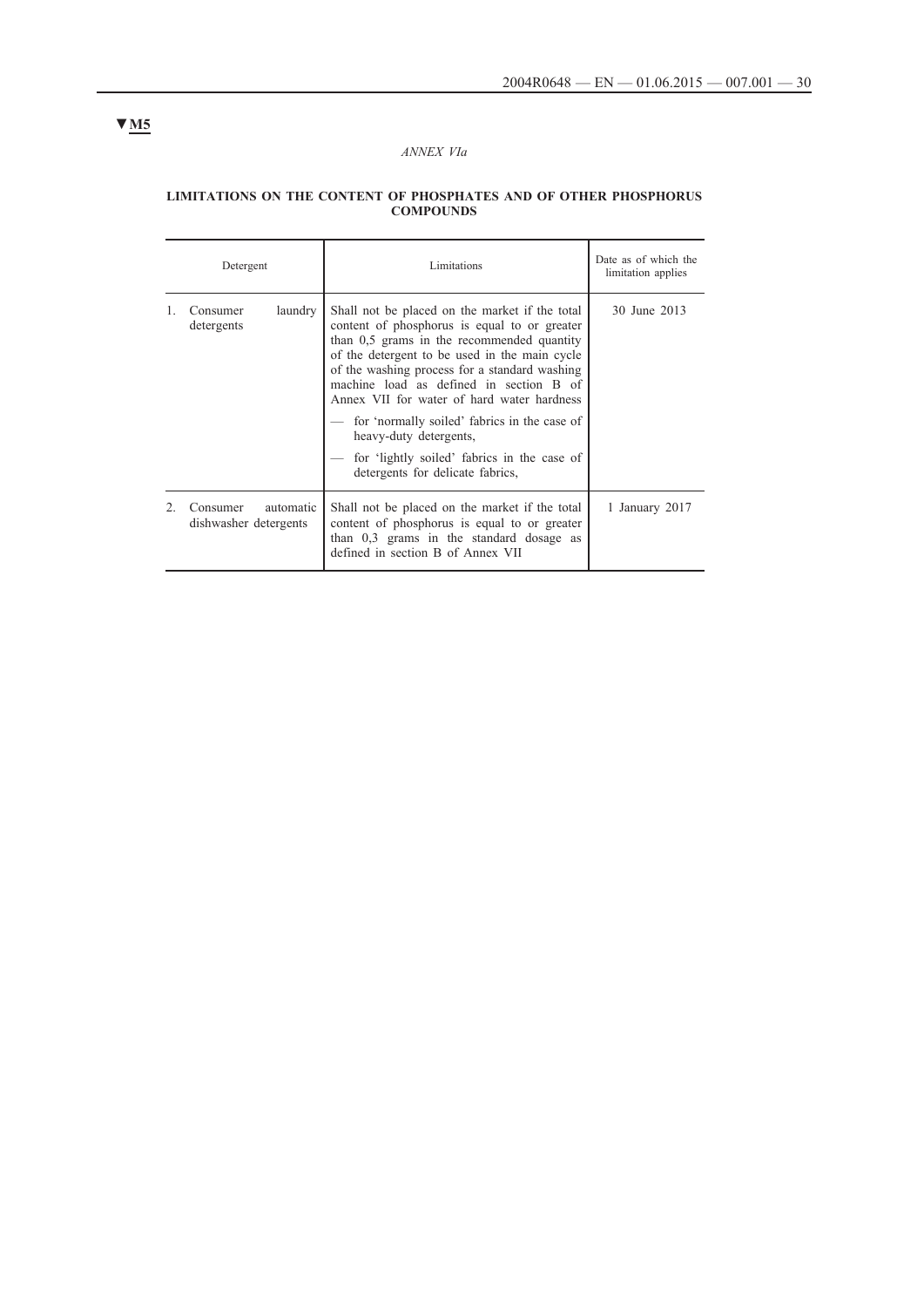▼M5

*ANNEX VIa*

**LIMITATIONS ON THE CONTENT OF PHOSPHATES AND OF OTHER PHOSPHORUS COMPOUNDS**

| Detergent | Limitations | Date as of which the limitation applies |
|---|---|---|
| 1. Consumer laundry detergents | Shall not be placed on the market if the total content of phosphorus is equal to or greater than 0,5 grams in the recommended quantity of the detergent to be used in the main cycle of the washing process for a standard washing machine load as defined in section B of Annex VII for water of hard water hardness<br>— for 'normally soiled' fabrics in the case of heavy-duty detergents,<br>— for 'lightly soiled' fabrics in the case of detergents for delicate fabrics, | 30 June 2013 |
| 2. Consumer automatic dishwasher detergents | Shall not be placed on the market if the total content of phosphorus is equal to or greater than 0,3 grams in the standard dosage as defined in section B of Annex VII | 1 January 2017 |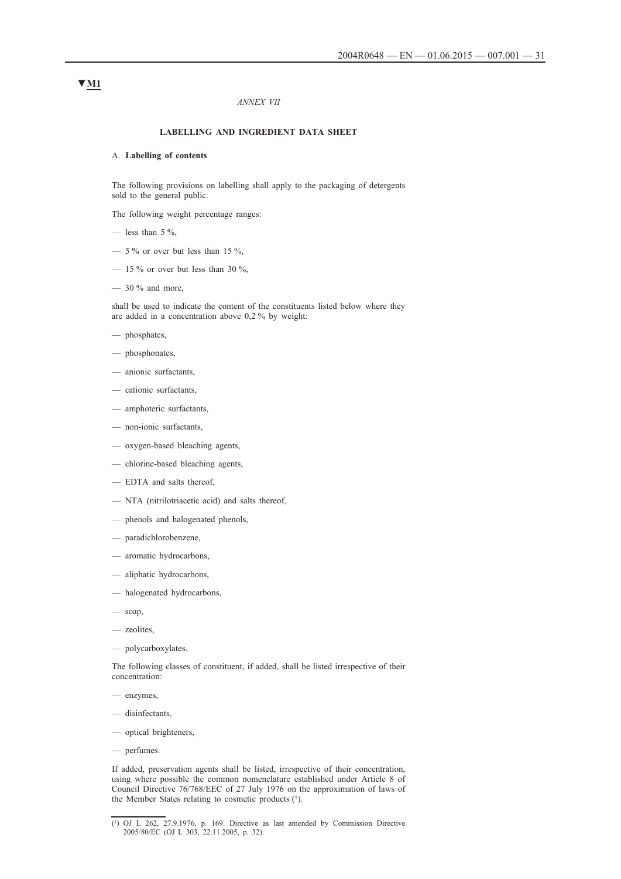▼**M1**

*ANNEX VII*

## LABELLING AND INGREDIENT DATA SHEET

### A. **Labelling of contents**

The following provisions on labelling shall apply to the packaging of detergents sold to the general public.

The following weight percentage ranges:

- less than 5 %,
- 5 % or over but less than 15 %,
- 15 % or over but less than 30 %,
- 30 % and more,

shall be used to indicate the content of the constituents listed below where they are added in a concentration above 0,2 % by weight:

- phosphates,
- phosphonates,
- anionic surfactants,
- cationic surfactants,
- amphoteric surfactants,
- non-ionic surfactants,
- oxygen-based bleaching agents,
- chlorine-based bleaching agents,
- EDTA and salts thereof,
- NTA (nitrilotriacetic acid) and salts thereof,
- phenols and halogenated phenols,
- paradichlorobenzene,
- aromatic hydrocarbons,
- aliphatic hydrocarbons,
- halogenated hydrocarbons,
- soap,
- zeolites,
- polycarboxylates.

The following classes of constituent, if added, shall be listed irrespective of their concentration:

- enzymes,
- disinfectants,
- optical brighteners,
- perfumes.

If added, preservation agents shall be listed, irrespective of their concentration, using where possible the common nomenclature established under Article 8 of Council Directive 76/768/EEC of 27 July 1976 on the approximation of laws of the Member States relating to cosmetic products [1].

[1] OJ L 262, 27.9.1976, p. 169. Directive as last amended by Commission Directive 2005/80/EC (OJ L 303, 22.11.2005, p. 32).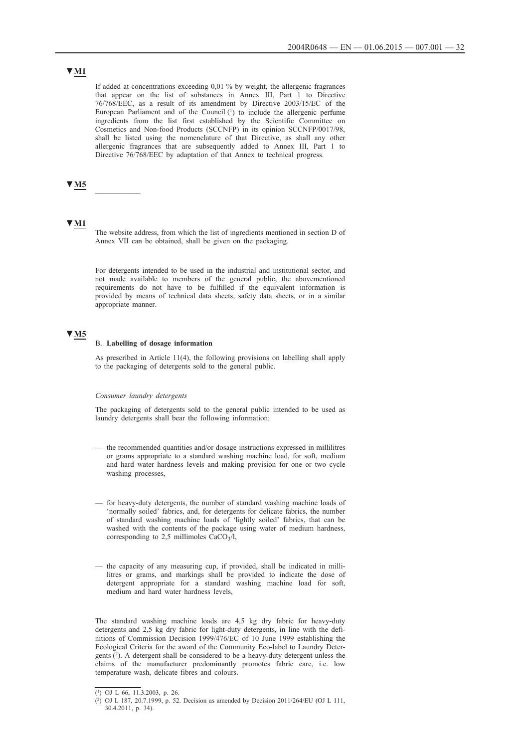▼M1

If added at concentrations exceeding 0,01 % by weight, the allergenic fragrances that appear on the list of substances in Annex III, Part 1 to Directive 76/768/EEC, as a result of its amendment by Directive 2003/15/EC of the European Parliament and of the Council [1] to include the allergenic perfume ingredients from the list first established by the Scientific Committee on Cosmetics and Non-food Products (SCCNFP) in its opinion SCCNFP/0017/98, shall be listed using the nomenclature of that Directive, as shall any other allergenic fragrances that are subsequently added to Annex III, Part 1 to Directive 76/768/EEC by adaptation of that Annex to technical progress.

▼M5

\_\_\_\_\_\_\_\_\_\_

▼M1

The website address, from which the list of ingredients mentioned in section D of Annex VII can be obtained, shall be given on the packaging.

For detergents intended to be used in the industrial and institutional sector, and not made available to members of the general public, the abovementioned requirements do not have to be fulfilled if the equivalent information is provided by means of technical data sheets, safety data sheets, or in a similar appropriate manner.

▼M5

B. **Labelling of dosage information**

As prescribed in Article 11(4), the following provisions on labelling shall apply to the packaging of detergents sold to the general public.

*Consumer laundry detergents*

The packaging of detergents sold to the general public intended to be used as laundry detergents shall bear the following information:

— the recommended quantities and/or dosage instructions expressed in millilitres or grams appropriate to a standard washing machine load, for soft, medium and hard water hardness levels and making provision for one or two cycle washing processes,

— for heavy-duty detergents, the number of standard washing machine loads of 'normally soiled' fabrics, and, for detergents for delicate fabrics, the number of standard washing machine loads of 'lightly soiled' fabrics, that can be washed with the contents of the package using water of medium hardness, corresponding to 2,5 millimoles $CaCO_3$/l,

— the capacity of any measuring cup, if provided, shall be indicated in millilitres or grams, and markings shall be provided to indicate the dose of detergent appropriate for a standard washing machine load for soft, medium and hard water hardness levels,

The standard washing machine loads are 4,5 kg dry fabric for heavy-duty detergents and 2,5 kg dry fabric for light-duty detergents, in line with the definitions of Commission Decision 1999/476/EC of 10 June 1999 establishing the Ecological Criteria for the award of the Community Eco-label to Laundry Detergents [2]. A detergent shall be considered to be a heavy-duty detergent unless the claims of the manufacturer predominantly promotes fabric care, i.e. low temperature wash, delicate fibres and colours.

---

[1] OJ L 66, 11.3.2003, p. 26.

[2] OJ L 187, 20.7.1999, p. 52. Decision as amended by Decision 2011/264/EU (OJ L 111, 30.4.2011, p. 34).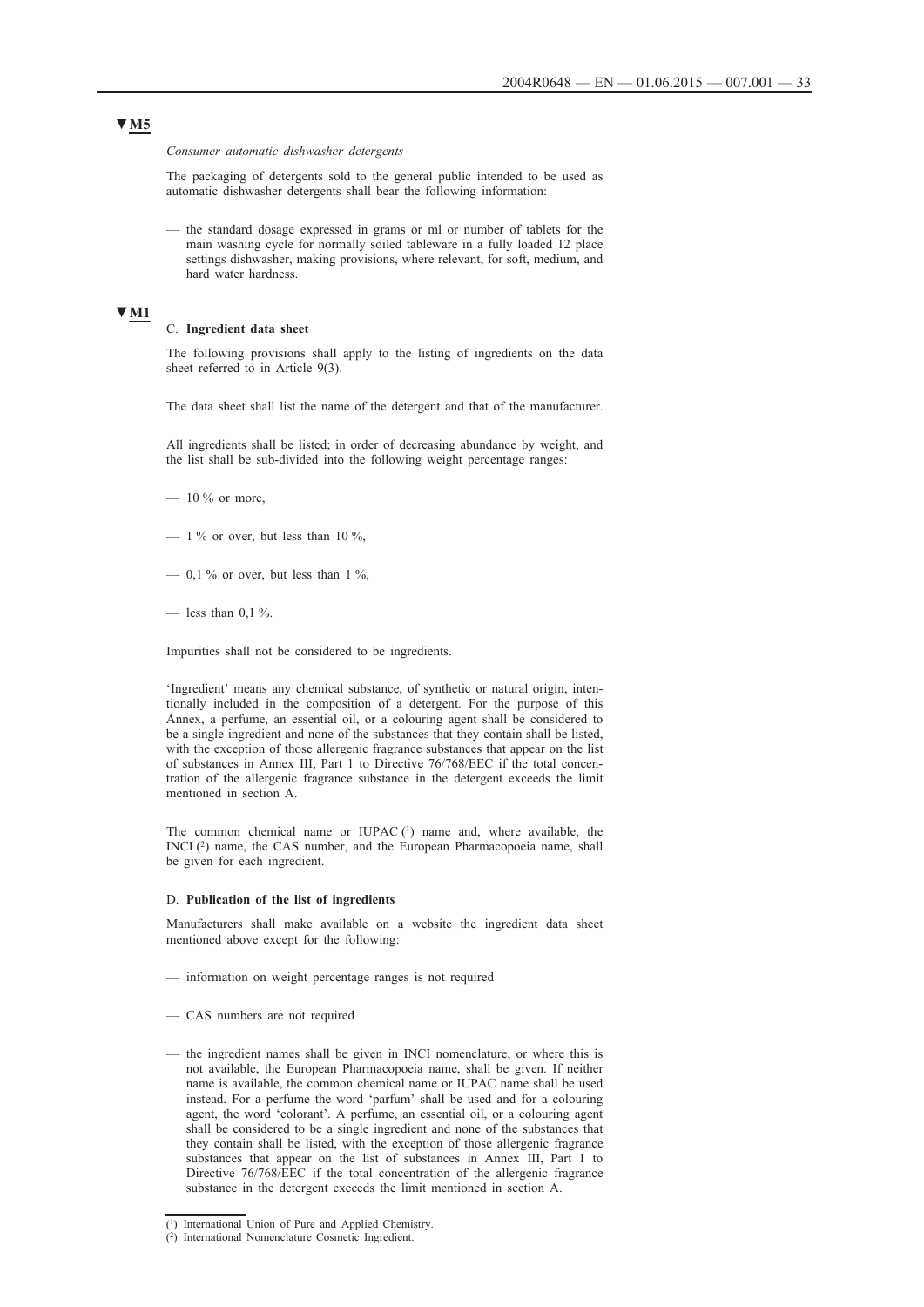▼**M5**

*Consumer automatic dishwasher detergents*

The packaging of detergents sold to the general public intended to be used as automatic dishwasher detergents shall bear the following information:

— the standard dosage expressed in grams or ml or number of tablets for the main washing cycle for normally soiled tableware in a fully loaded 12 place settings dishwasher, making provisions, where relevant, for soft, medium, and hard water hardness.

▼**M1**

C. **Ingredient data sheet**

The following provisions shall apply to the listing of ingredients on the data sheet referred to in Article 9(3).

The data sheet shall list the name of the detergent and that of the manufacturer.

All ingredients shall be listed; in order of decreasing abundance by weight, and the list shall be sub-divided into the following weight percentage ranges:

— 10 % or more,

— 1 % or over, but less than 10 %,

— 0,1 % or over, but less than 1 %,

— less than 0,1 %.

Impurities shall not be considered to be ingredients.

'Ingredient' means any chemical substance, of synthetic or natural origin, intentionally included in the composition of a detergent. For the purpose of this Annex, a perfume, an essential oil, or a colouring agent shall be considered to be a single ingredient and none of the substances that they contain shall be listed, with the exception of those allergenic fragrance substances that appear on the list of substances in Annex III, Part 1 to Directive 76/768/EEC if the total concentration of the allergenic fragrance substance in the detergent exceeds the limit mentioned in section A.

The common chemical name or IUPAC [1] name and, where available, the INCI [2] name, the CAS number, and the European Pharmacopoeia name, shall be given for each ingredient.

D. **Publication of the list of ingredients**

Manufacturers shall make available on a website the ingredient data sheet mentioned above except for the following:

— information on weight percentage ranges is not required

— CAS numbers are not required

— the ingredient names shall be given in INCI nomenclature, or where this is not available, the European Pharmacopoeia name, shall be given. If neither name is available, the common chemical name or IUPAC name shall be used instead. For a perfume the word 'parfum' shall be used and for a colouring agent, the word 'colorant'. A perfume, an essential oil, or a colouring agent shall be considered to be a single ingredient and none of the substances that they contain shall be listed, with the exception of those allergenic fragrance substances that appear on the list of substances in Annex III, Part 1 to Directive 76/768/EEC if the total concentration of the allergenic fragrance substance in the detergent exceeds the limit mentioned in section A.

---

[1] International Union of Pure and Applied Chemistry.

[2] International Nomenclature Cosmetic Ingredient.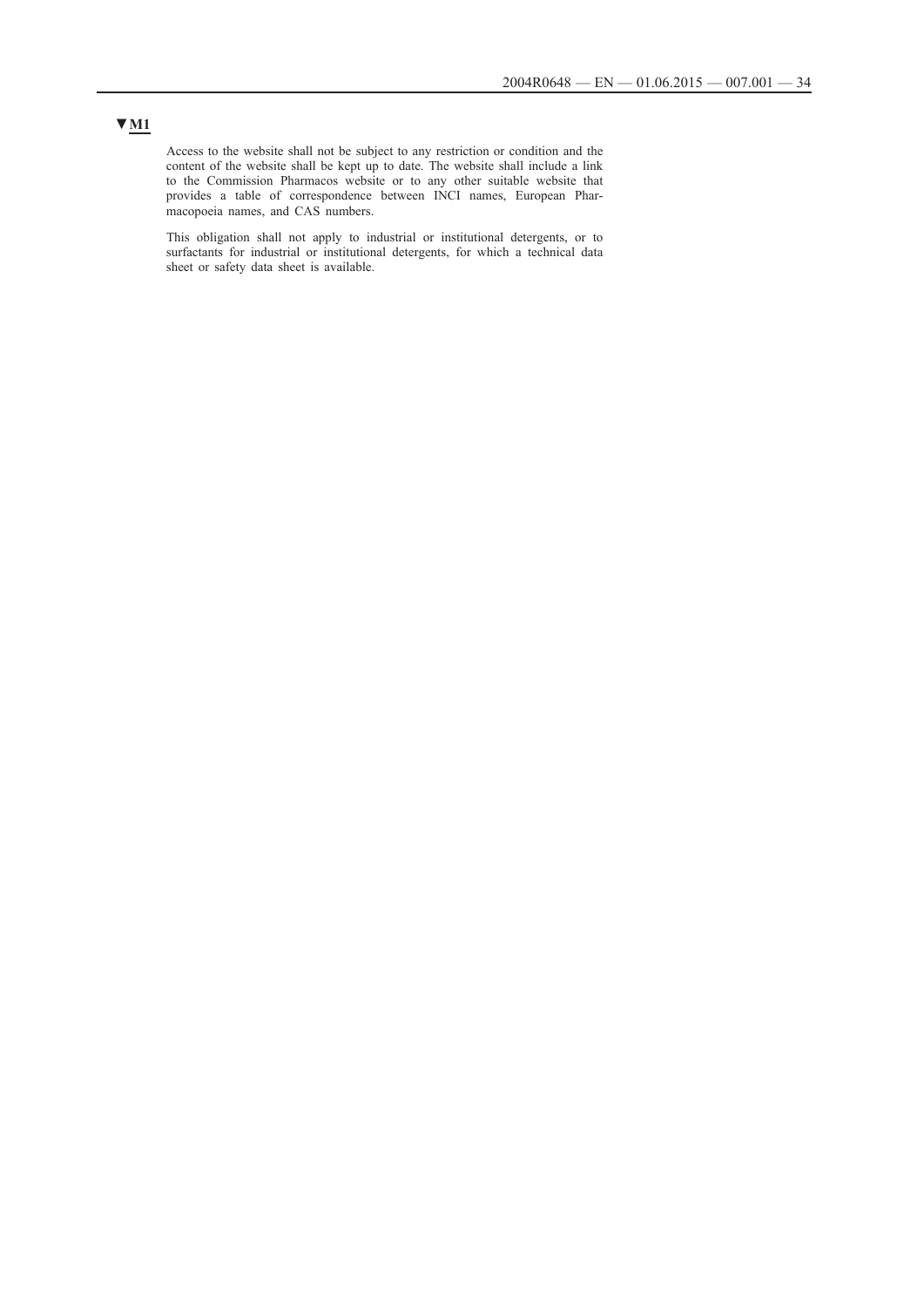▼**M1**

Access to the website shall not be subject to any restriction or condition and the content of the website shall be kept up to date. The website shall include a link to the Commission Pharmacos website or to any other suitable website that provides a table of correspondence between INCI names, European Pharmacopoeia names, and CAS numbers.

This obligation shall not apply to industrial or institutional detergents, or to surfactants for industrial or institutional detergents, for which a technical data sheet or safety data sheet is available.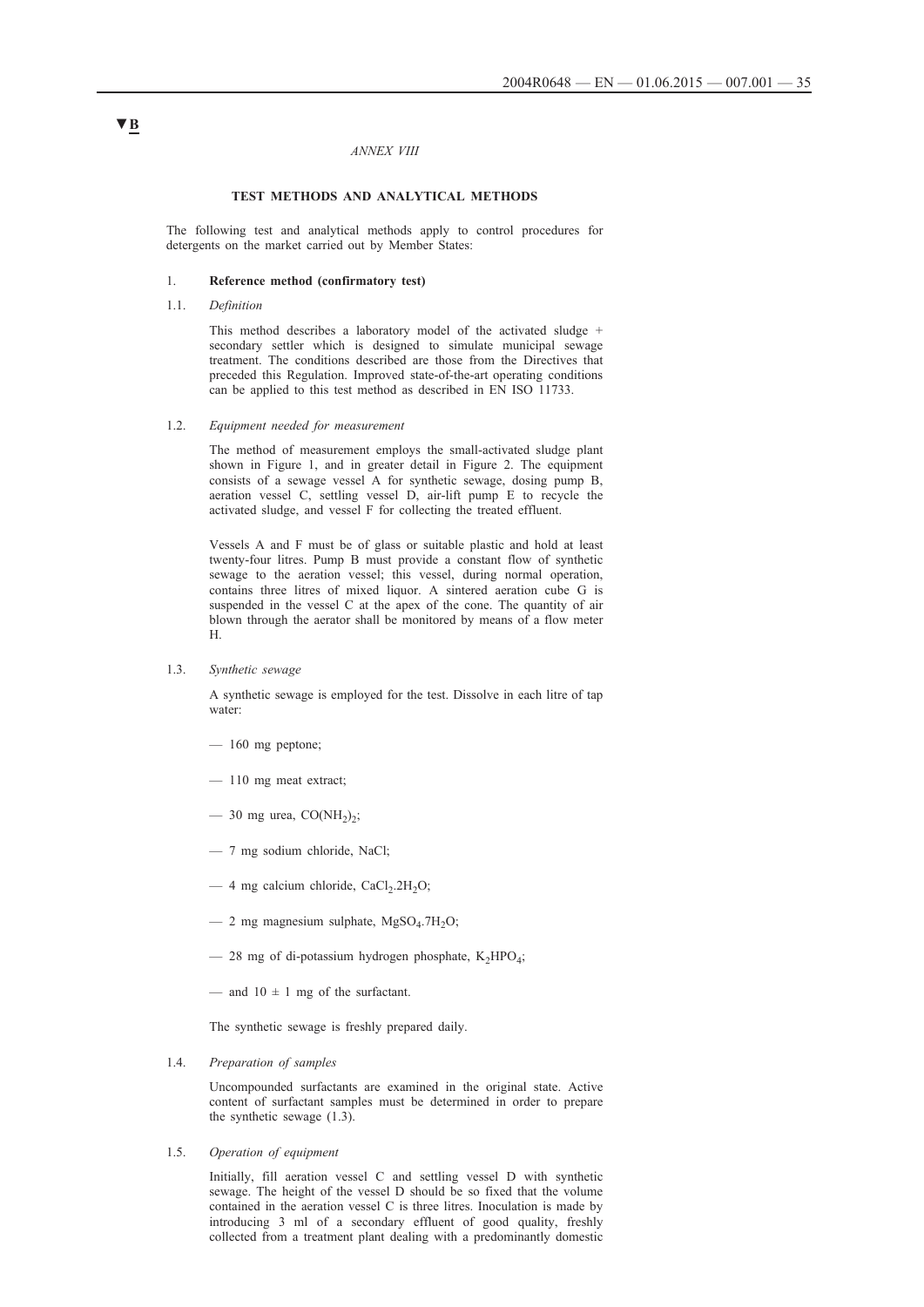▼B

*ANNEX VIII*

## TEST METHODS AND ANALYTICAL METHODS

The following test and analytical methods apply to control procedures for detergents on the market carried out by Member States:

### 1. **Reference method (confirmatory test)**

#### 1.1. *Definition*

This method describes a laboratory model of the activated sludge + secondary settler which is designed to simulate municipal sewage treatment. The conditions described are those from the Directives that preceded this Regulation. Improved state-of-the-art operating conditions can be applied to this test method as described in EN ISO 11733.

#### 1.2. *Equipment needed for measurement*

The method of measurement employs the small-activated sludge plant shown in Figure 1, and in greater detail in Figure 2. The equipment consists of a sewage vessel A for synthetic sewage, dosing pump B, aeration vessel C, settling vessel D, air-lift pump E to recycle the activated sludge, and vessel F for collecting the treated effluent.

Vessels A and F must be of glass or suitable plastic and hold at least twenty-four litres. Pump B must provide a constant flow of synthetic sewage to the aeration vessel; this vessel, during normal operation, contains three litres of mixed liquor. A sintered aeration cube G is suspended in the vessel C at the apex of the cone. The quantity of air blown through the aerator shall be monitored by means of a flow meter H.

#### 1.3. *Synthetic sewage*

A synthetic sewage is employed for the test. Dissolve in each litre of tap water:

- 160 mg peptone;
- 110 mg meat extract;
- 30 mg urea, $CO(NH_2)_2$;
- 7 mg sodium chloride, NaCl;
- 4 mg calcium chloride, $CaCl_2.2H_2O$;
- 2 mg magnesium sulphate, $MgSO_4.7H_2O$;
- 28 mg of di-potassium hydrogen phosphate, $K_2HPO_4$;
- and $10 \pm 1$ mg of the surfactant.

The synthetic sewage is freshly prepared daily.

#### 1.4. *Preparation of samples*

Uncompounded surfactants are examined in the original state. Active content of surfactant samples must be determined in order to prepare the synthetic sewage (1.3).

#### 1.5. *Operation of equipment*

Initially, fill aeration vessel C and settling vessel D with synthetic sewage. The height of the vessel D should be so fixed that the volume contained in the aeration vessel C is three litres. Inoculation is made by introducing 3 ml of a secondary effluent of good quality, freshly collected from a treatment plant dealing with a predominantly domestic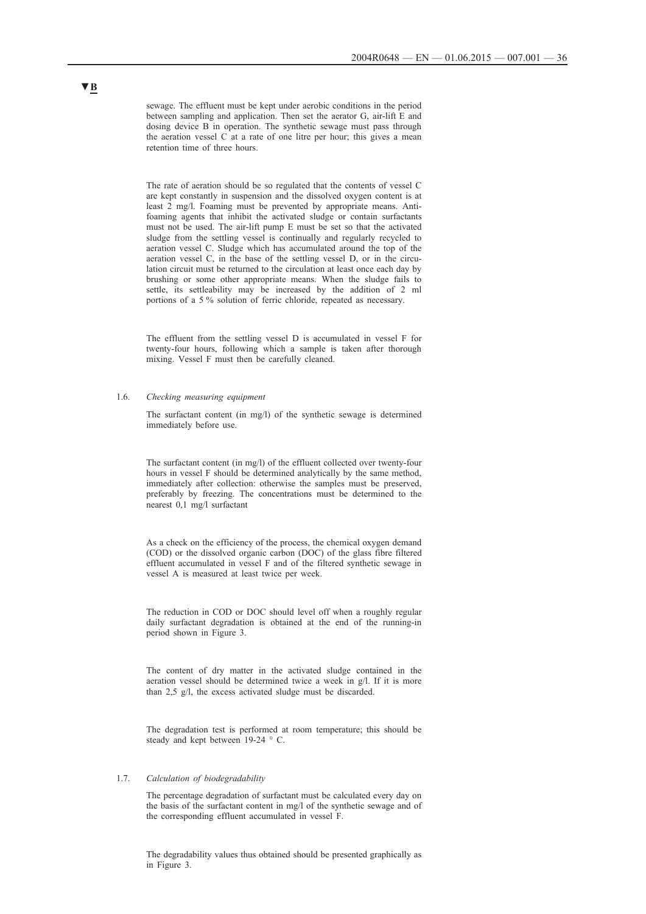sewage. The effluent must be kept under aerobic conditions in the period between sampling and application. Then set the aerator G, air-lift E and dosing device B in operation. The synthetic sewage must pass through the aeration vessel C at a rate of one litre per hour; this gives a mean retention time of three hours.

The rate of aeration should be so regulated that the contents of vessel C are kept constantly in suspension and the dissolved oxygen content is at least 2 mg/l. Foaming must be prevented by appropriate means. Anti-foaming agents that inhibit the activated sludge or contain surfactants must not be used. The air-lift pump E must be set so that the activated sludge from the settling vessel is continually and regularly recycled to aeration vessel C. Sludge which has accumulated around the top of the aeration vessel C, in the base of the settling vessel D, or in the circulation circuit must be returned to the circulation at least once each day by brushing or some other appropriate means. When the sludge fails to settle, its settleability may be increased by the addition of 2 ml portions of a 5 % solution of ferric chloride, repeated as necessary.

The effluent from the settling vessel D is accumulated in vessel F for twenty-four hours, following which a sample is taken after thorough mixing. Vessel F must then be carefully cleaned.

1.6. *Checking measuring equipment*

The surfactant content (in mg/l) of the synthetic sewage is determined immediately before use.

The surfactant content (in mg/l) of the effluent collected over twenty-four hours in vessel F should be determined analytically by the same method, immediately after collection: otherwise the samples must be preserved, preferably by freezing. The concentrations must be determined to the nearest 0,1 mg/l surfactant

As a check on the efficiency of the process, the chemical oxygen demand (COD) or the dissolved organic carbon (DOC) of the glass fibre filtered effluent accumulated in vessel F and of the filtered synthetic sewage in vessel A is measured at least twice per week.

The reduction in COD or DOC should level off when a roughly regular daily surfactant degradation is obtained at the end of the running-in period shown in Figure 3.

The content of dry matter in the activated sludge contained in the aeration vessel should be determined twice a week in g/l. If it is more than 2,5 g/l, the excess activated sludge must be discarded.

The degradation test is performed at room temperature; this should be steady and kept between 19-24 ° C.

1.7. *Calculation of biodegradability*

The percentage degradation of surfactant must be calculated every day on the basis of the surfactant content in mg/l of the synthetic sewage and of the corresponding effluent accumulated in vessel F.

The degradability values thus obtained should be presented graphically as in Figure 3.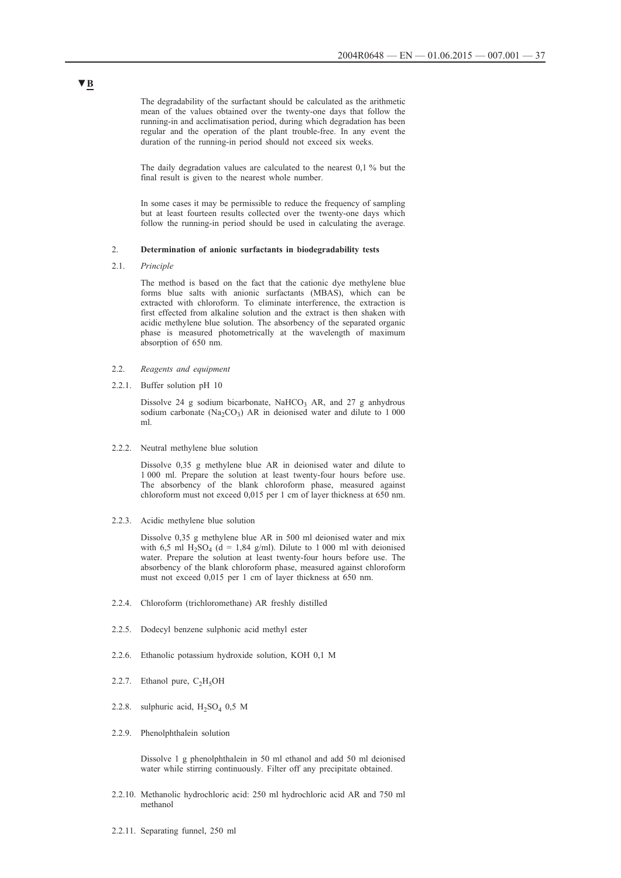▼B

The degradability of the surfactant should be calculated as the arithmetic mean of the values obtained over the twenty-one days that follow the running-in and acclimatisation period, during which degradation has been regular and the operation of the plant trouble-free. In any event the duration of the running-in period should not exceed six weeks.

The daily degradation values are calculated to the nearest 0,1 % but the final result is given to the nearest whole number.

In some cases it may be permissible to reduce the frequency of sampling but at least fourteen results collected over the twenty-one days which follow the running-in period should be used in calculating the average.

2. **Determination of anionic surfactants in biodegradability tests**

2.1. *Principle*

The method is based on the fact that the cationic dye methylene blue forms blue salts with anionic surfactants (MBAS), which can be extracted with chloroform. To eliminate interference, the extraction is first effected from alkaline solution and the extract is then shaken with acidic methylene blue solution. The absorbency of the separated organic phase is measured photometrically at the wavelength of maximum absorption of 650 nm.

2.2. *Reagents and equipment*

2.2.1. Buffer solution pH 10

Dissolve 24 g sodium bicarbonate, $NaHCO_3$ AR, and 27 g anhydrous sodium carbonate ($Na_2CO_3$) AR in deionised water and dilute to 1 000 ml.

2.2.2. Neutral methylene blue solution

Dissolve 0,35 g methylene blue AR in deionised water and dilute to 1 000 ml. Prepare the solution at least twenty-four hours before use. The absorbency of the blank chloroform phase, measured against chloroform must not exceed 0,015 per 1 cm of layer thickness at 650 nm.

2.2.3. Acidic methylene blue solution

Dissolve 0,35 g methylene blue AR in 500 ml deionised water and mix with 6,5 ml $H_2SO_4$ (d = 1,84 g/ml). Dilute to 1 000 ml with deionised water. Prepare the solution at least twenty-four hours before use. The absorbency of the blank chloroform phase, measured against chloroform must not exceed 0,015 per 1 cm of layer thickness at 650 nm.

2.2.4. Chloroform (trichloromethane) AR freshly distilled

2.2.5. Dodecyl benzene sulphonic acid methyl ester

2.2.6. Ethanolic potassium hydroxide solution, KOH 0,1 M

2.2.7. Ethanol pure, $C_2H_5OH$

2.2.8. sulphuric acid, $H_2SO_4$ 0,5 M

2.2.9. Phenolphthalein solution

Dissolve 1 g phenolphthalein in 50 ml ethanol and add 50 ml deionised water while stirring continuously. Filter off any precipitate obtained.

2.2.10. Methanolic hydrochloric acid: 250 ml hydrochloric acid AR and 750 ml methanol

2.2.11. Separating funnel, 250 ml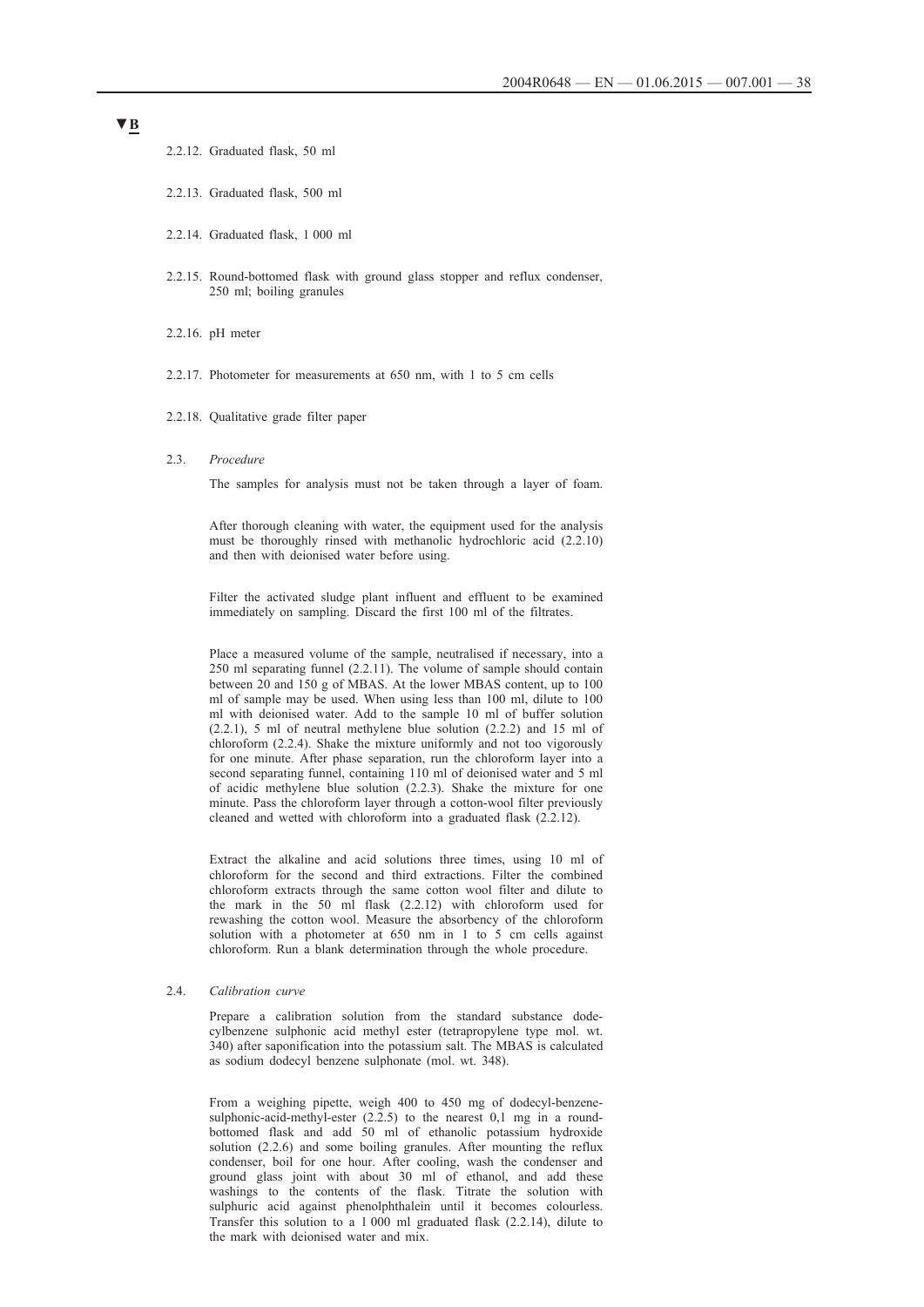▼B

2.2.12. Graduated flask, 50 ml

2.2.13. Graduated flask, 500 ml

2.2.14. Graduated flask, 1 000 ml

2.2.15. Round-bottomed flask with ground glass stopper and reflux condenser, 250 ml; boiling granules

2.2.16. pH meter

2.2.17. Photometer for measurements at 650 nm, with 1 to 5 cm cells

2.2.18. Qualitative grade filter paper

2.3. *Procedure*

The samples for analysis must not be taken through a layer of foam.

After thorough cleaning with water, the equipment used for the analysis must be thoroughly rinsed with methanolic hydrochloric acid (2.2.10) and then with deionised water before using.

Filter the activated sludge plant influent and effluent to be examined immediately on sampling. Discard the first 100 ml of the filtrates.

Place a measured volume of the sample, neutralised if necessary, into a 250 ml separating funnel (2.2.11). The volume of sample should contain between 20 and 150 g of MBAS. At the lower MBAS content, up to 100 ml of sample may be used. When using less than 100 ml, dilute to 100 ml with deionised water. Add to the sample 10 ml of buffer solution (2.2.1), 5 ml of neutral methylene blue solution (2.2.2) and 15 ml of chloroform (2.2.4). Shake the mixture uniformly and not too vigorously for one minute. After phase separation, run the chloroform layer into a second separating funnel, containing 110 ml of deionised water and 5 ml of acidic methylene blue solution (2.2.3). Shake the mixture for one minute. Pass the chloroform layer through a cotton-wool filter previously cleaned and wetted with chloroform into a graduated flask (2.2.12).

Extract the alkaline and acid solutions three times, using 10 ml of chloroform for the second and third extractions. Filter the combined chloroform extracts through the same cotton wool filter and dilute to the mark in the 50 ml flask (2.2.12) with chloroform used for rewashing the cotton wool. Measure the absorbency of the chloroform solution with a photometer at 650 nm in 1 to 5 cm cells against chloroform. Run a blank determination through the whole procedure.

2.4. *Calibration curve*

Prepare a calibration solution from the standard substance dodecylbenzene sulphonic acid methyl ester (tetrapropylene type mol. wt. 340) after saponification into the potassium salt. The MBAS is calculated as sodium dodecyl benzene sulphonate (mol. wt. 348).

From a weighing pipette, weigh 400 to 450 mg of dodecyl-benzene-sulphonic-acid-methyl-ester (2.2.5) to the nearest 0,1 mg in a round-bottomed flask and add 50 ml of ethanolic potassium hydroxide solution (2.2.6) and some boiling granules. After mounting the reflux condenser, boil for one hour. After cooling, wash the condenser and ground glass joint with about 30 ml of ethanol, and add these washings to the contents of the flask. Titrate the solution with sulphuric acid against phenolphthalein until it becomes colourless. Transfer this solution to a 1 000 ml graduated flask (2.2.14), dilute to the mark with deionised water and mix.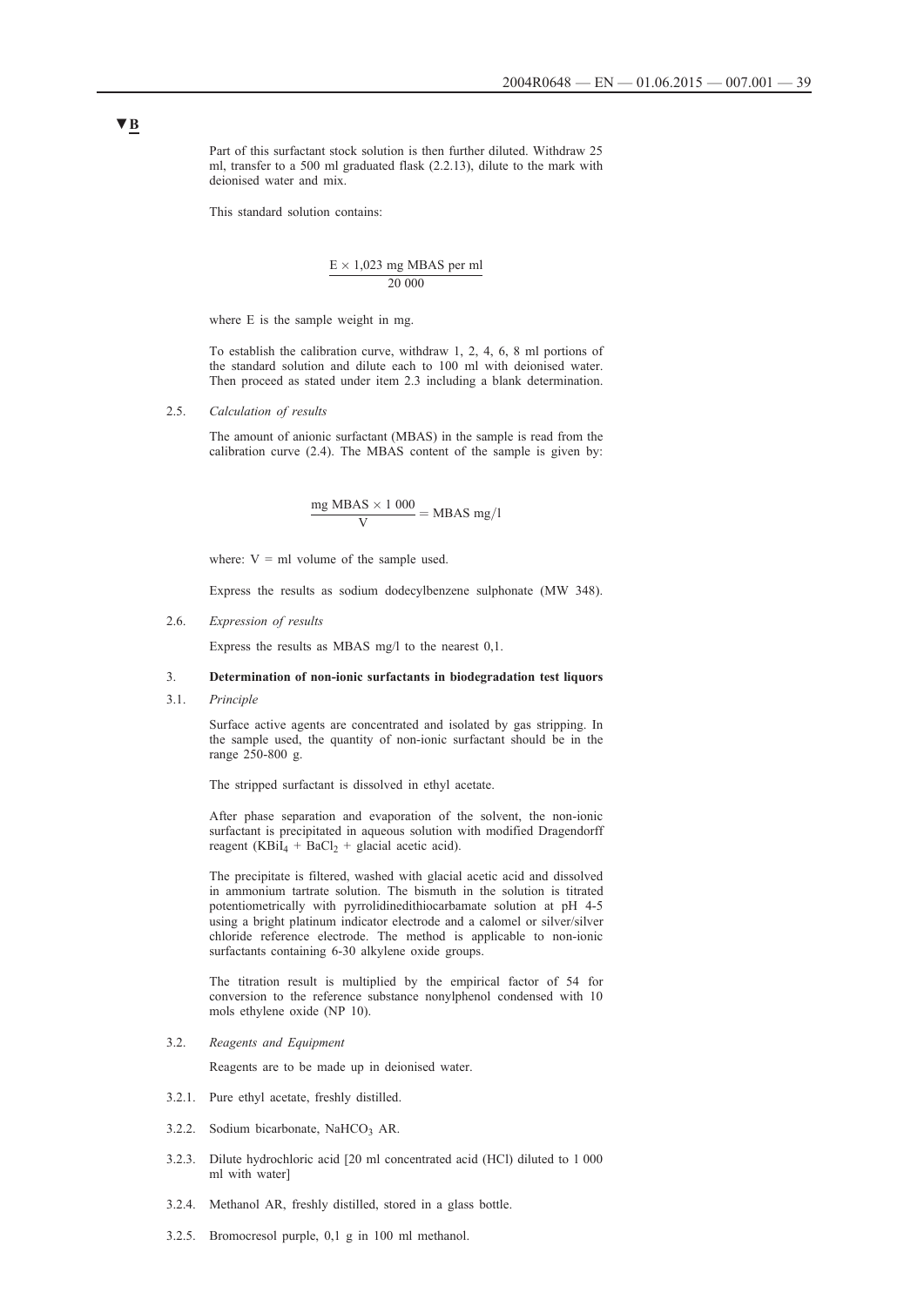▼B

Part of this surfactant stock solution is then further diluted. Withdraw 25 ml, transfer to a 500 ml graduated flask (2.2.13), dilute to the mark with deionised water and mix.

This standard solution contains:

$$\frac{E \times 1{,}023 \text{ mg MBAS per ml}}{20\ 000}$$

where E is the sample weight in mg.

To establish the calibration curve, withdraw 1, 2, 4, 6, 8 ml portions of the standard solution and dilute each to 100 ml with deionised water. Then proceed as stated under item 2.3 including a blank determination.

2.5. *Calculation of results*

The amount of anionic surfactant (MBAS) in the sample is read from the calibration curve (2.4). The MBAS content of the sample is given by:

$$\frac{\text{mg MBAS} \times 1\ 000}{V} = \text{MBAS mg/l}$$

where: V = ml volume of the sample used.

Express the results as sodium dodecylbenzene sulphonate (MW 348).

2.6. *Expression of results*

Express the results as MBAS mg/l to the nearest 0,1.

3. **Determination of non-ionic surfactants in biodegradation test liquors**

3.1. *Principle*

Surface active agents are concentrated and isolated by gas stripping. In the sample used, the quantity of non-ionic surfactant should be in the range 250-800 g.

The stripped surfactant is dissolved in ethyl acetate.

After phase separation and evaporation of the solvent, the non-ionic surfactant is precipitated in aqueous solution with modified Dragendorff reagent ($KBiI_4$ + $BaCl_2$ + glacial acetic acid).

The precipitate is filtered, washed with glacial acetic acid and dissolved in ammonium tartrate solution. The bismuth in the solution is titrated potentiometrically with pyrrolidinedithiocarbamate solution at pH 4-5 using a bright platinum indicator electrode and a calomel or silver/silver chloride reference electrode. The method is applicable to non-ionic surfactants containing 6-30 alkylene oxide groups.

The titration result is multiplied by the empirical factor of 54 for conversion to the reference substance nonylphenol condensed with 10 mols ethylene oxide (NP 10).

3.2. *Reagents and Equipment*

Reagents are to be made up in deionised water.

3.2.1. Pure ethyl acetate, freshly distilled.

3.2.2. Sodium bicarbonate, $NaHCO_3$ AR.

3.2.3. Dilute hydrochloric acid [20 ml concentrated acid (HCl) diluted to 1 000 ml with water]

3.2.4. Methanol AR, freshly distilled, stored in a glass bottle.

3.2.5. Bromocresol purple, 0,1 g in 100 ml methanol.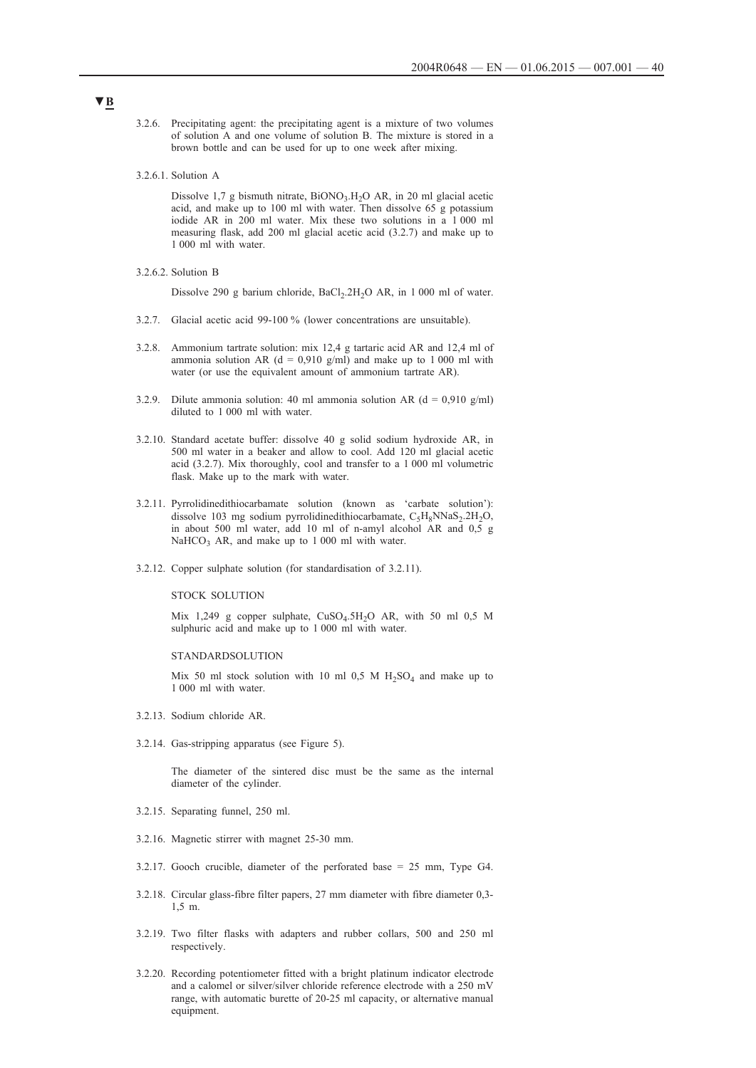▼B

3.2.6. Precipitating agent: the precipitating agent is a mixture of two volumes of solution A and one volume of solution B. The mixture is stored in a brown bottle and can be used for up to one week after mixing.

3.2.6.1. Solution A

Dissolve 1,7 g bismuth nitrate, $BiONO_3.H_2O$ AR, in 20 ml glacial acetic acid, and make up to 100 ml with water. Then dissolve 65 g potassium iodide AR in 200 ml water. Mix these two solutions in a 1 000 ml measuring flask, add 200 ml glacial acetic acid (3.2.7) and make up to 1 000 ml with water.

3.2.6.2. Solution B

Dissolve 290 g barium chloride, $BaCl_2.2H_2O$ AR, in 1 000 ml of water.

3.2.7. Glacial acetic acid 99-100 % (lower concentrations are unsuitable).

3.2.8. Ammonium tartrate solution: mix 12,4 g tartaric acid AR and 12,4 ml of ammonia solution AR (d = 0,910 g/ml) and make up to 1 000 ml with water (or use the equivalent amount of ammonium tartrate AR).

3.2.9. Dilute ammonia solution: 40 ml ammonia solution AR (d = 0,910 g/ml) diluted to 1 000 ml with water.

3.2.10. Standard acetate buffer: dissolve 40 g solid sodium hydroxide AR, in 500 ml water in a beaker and allow to cool. Add 120 ml glacial acetic acid (3.2.7). Mix thoroughly, cool and transfer to a 1 000 ml volumetric flask. Make up to the mark with water.

3.2.11. Pyrrolidinedithiocarbamate solution (known as 'carbate solution'): dissolve 103 mg sodium pyrrolidinedithiocarbamate, $C_5H_8NNaS_2.2H_2O$, in about 500 ml water, add 10 ml of n-amyl alcohol AR and 0,5 g $NaHCO_3$ AR, and make up to 1 000 ml with water.

3.2.12. Copper sulphate solution (for standardisation of 3.2.11).

STOCK SOLUTION

Mix 1,249 g copper sulphate, $CuSO_4.5H_2O$ AR, with 50 ml 0,5 M sulphuric acid and make up to 1 000 ml with water.

STANDARDSOLUTION

Mix 50 ml stock solution with 10 ml 0,5 M $H_2SO_4$ and make up to 1 000 ml with water.

3.2.13. Sodium chloride AR.

3.2.14. Gas-stripping apparatus (see Figure 5).

The diameter of the sintered disc must be the same as the internal diameter of the cylinder.

3.2.15. Separating funnel, 250 ml.

3.2.16. Magnetic stirrer with magnet 25-30 mm.

3.2.17. Gooch crucible, diameter of the perforated base = 25 mm, Type G4.

3.2.18. Circular glass-fibre filter papers, 27 mm diameter with fibre diameter 0,3-1,5 m.

3.2.19. Two filter flasks with adapters and rubber collars, 500 and 250 ml respectively.

3.2.20. Recording potentiometer fitted with a bright platinum indicator electrode and a calomel or silver/silver chloride reference electrode with a 250 mV range, with automatic burette of 20-25 ml capacity, or alternative manual equipment.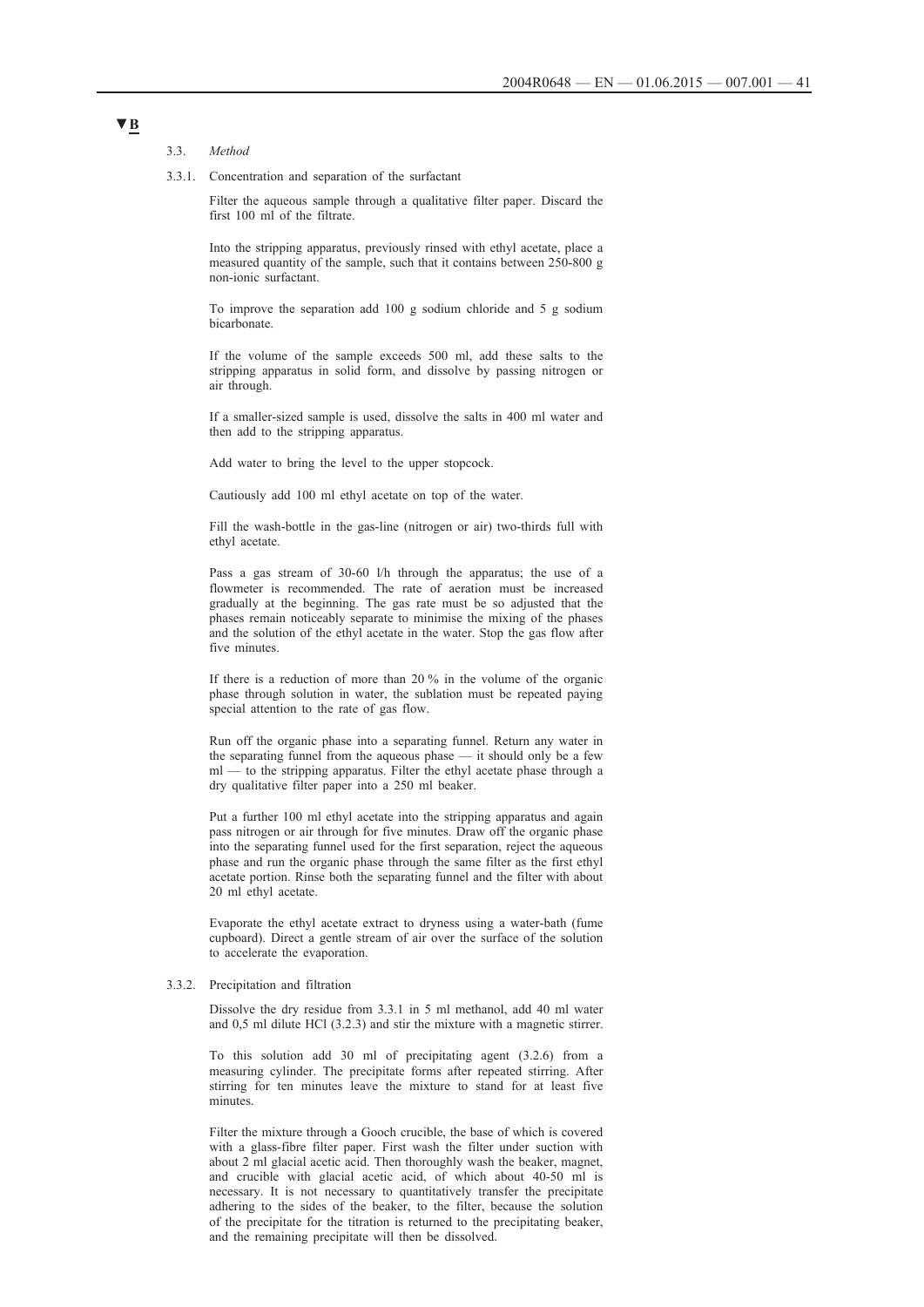▼B

3.3. *Method*

3.3.1. Concentration and separation of the surfactant

Filter the aqueous sample through a qualitative filter paper. Discard the first 100 ml of the filtrate.

Into the stripping apparatus, previously rinsed with ethyl acetate, place a measured quantity of the sample, such that it contains between 250-800 g non-ionic surfactant.

To improve the separation add 100 g sodium chloride and 5 g sodium bicarbonate.

If the volume of the sample exceeds 500 ml, add these salts to the stripping apparatus in solid form, and dissolve by passing nitrogen or air through.

If a smaller-sized sample is used, dissolve the salts in 400 ml water and then add to the stripping apparatus.

Add water to bring the level to the upper stopcock.

Cautiously add 100 ml ethyl acetate on top of the water.

Fill the wash-bottle in the gas-line (nitrogen or air) two-thirds full with ethyl acetate.

Pass a gas stream of 30-60 l/h through the apparatus; the use of a flowmeter is recommended. The rate of aeration must be increased gradually at the beginning. The gas rate must be so adjusted that the phases remain noticeably separate to minimise the mixing of the phases and the solution of the ethyl acetate in the water. Stop the gas flow after five minutes.

If there is a reduction of more than 20 % in the volume of the organic phase through solution in water, the sublation must be repeated paying special attention to the rate of gas flow.

Run off the organic phase into a separating funnel. Return any water in the separating funnel from the aqueous phase — it should only be a few ml — to the stripping apparatus. Filter the ethyl acetate phase through a dry qualitative filter paper into a 250 ml beaker.

Put a further 100 ml ethyl acetate into the stripping apparatus and again pass nitrogen or air through for five minutes. Draw off the organic phase into the separating funnel used for the first separation, reject the aqueous phase and run the organic phase through the same filter as the first ethyl acetate portion. Rinse both the separating funnel and the filter with about 20 ml ethyl acetate.

Evaporate the ethyl acetate extract to dryness using a water-bath (fume cupboard). Direct a gentle stream of air over the surface of the solution to accelerate the evaporation.

3.3.2. Precipitation and filtration

Dissolve the dry residue from 3.3.1 in 5 ml methanol, add 40 ml water and 0,5 ml dilute HCl (3.2.3) and stir the mixture with a magnetic stirrer.

To this solution add 30 ml of precipitating agent (3.2.6) from a measuring cylinder. The precipitate forms after repeated stirring. After stirring for ten minutes leave the mixture to stand for at least five minutes.

Filter the mixture through a Gooch crucible, the base of which is covered with a glass-fibre filter paper. First wash the filter under suction with about 2 ml glacial acetic acid. Then thoroughly wash the beaker, magnet, and crucible with glacial acetic acid, of which about 40-50 ml is necessary. It is not necessary to quantitatively transfer the precipitate adhering to the sides of the beaker, to the filter, because the solution of the precipitate for the titration is returned to the precipitating beaker, and the remaining precipitate will then be dissolved.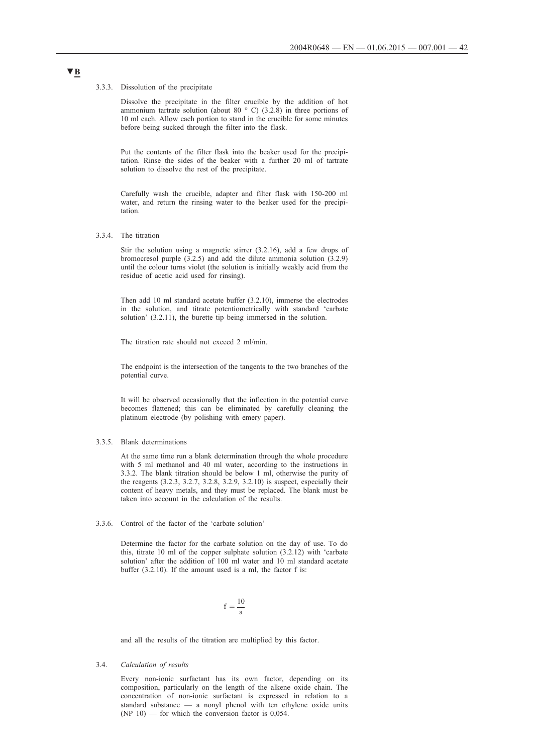▼B

3.3.3. Dissolution of the precipitate

Dissolve the precipitate in the filter crucible by the addition of hot ammonium tartrate solution (about 80 °C) (3.2.8) in three portions of 10 ml each. Allow each portion to stand in the crucible for some minutes before being sucked through the filter into the flask.

Put the contents of the filter flask into the beaker used for the precipitation. Rinse the sides of the beaker with a further 20 ml of tartrate solution to dissolve the rest of the precipitate.

Carefully wash the crucible, adapter and filter flask with 150-200 ml water, and return the rinsing water to the beaker used for the precipitation.

3.3.4. The titration

Stir the solution using a magnetic stirrer (3.2.16), add a few drops of bromocresol purple (3.2.5) and add the dilute ammonia solution (3.2.9) until the colour turns violet (the solution is initially weakly acid from the residue of acetic acid used for rinsing).

Then add 10 ml standard acetate buffer (3.2.10), immerse the electrodes in the solution, and titrate potentiometrically with standard 'carbate solution' (3.2.11), the burette tip being immersed in the solution.

The titration rate should not exceed 2 ml/min.

The endpoint is the intersection of the tangents to the two branches of the potential curve.

It will be observed occasionally that the inflection in the potential curve becomes flattened; this can be eliminated by carefully cleaning the platinum electrode (by polishing with emery paper).

3.3.5. Blank determinations

At the same time run a blank determination through the whole procedure with 5 ml methanol and 40 ml water, according to the instructions in 3.3.2. The blank titration should be below 1 ml, otherwise the purity of the reagents (3.2.3, 3.2.7, 3.2.8, 3.2.9, 3.2.10) is suspect, especially their content of heavy metals, and they must be replaced. The blank must be taken into account in the calculation of the results.

3.3.6. Control of the factor of the 'carbate solution'

Determine the factor for the carbate solution on the day of use. To do this, titrate 10 ml of the copper sulphate solution (3.2.12) with 'carbate solution' after the addition of 100 ml water and 10 ml standard acetate buffer (3.2.10). If the amount used is a ml, the factor f is:

$$f = \frac{10}{a}$$

and all the results of the titration are multiplied by this factor.

3.4. *Calculation of results*

Every non-ionic surfactant has its own factor, depending on its composition, particularly on the length of the alkene oxide chain. The concentration of non-ionic surfactant is expressed in relation to a standard substance — a nonyl phenol with ten ethylene oxide units (NP 10) — for which the conversion factor is 0,054.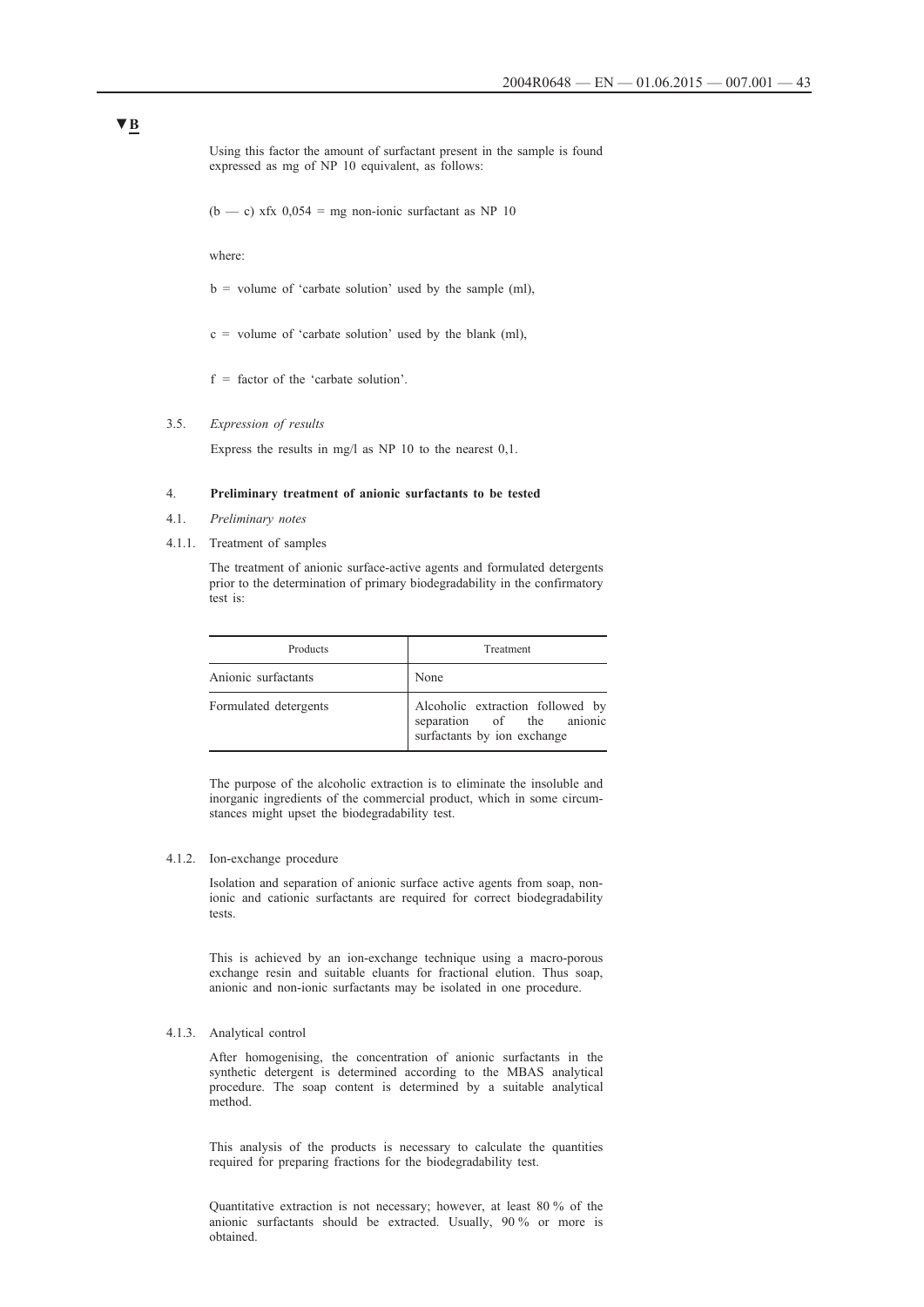▼B

Using this factor the amount of surfactant present in the sample is found expressed as mg of NP 10 equivalent, as follows:

(b — c) xfx 0,054 = mg non-ionic surfactant as NP 10

where:

b = volume of 'carbate solution' used by the sample (ml),

c = volume of 'carbate solution' used by the blank (ml),

f = factor of the 'carbate solution'.

3.5. *Expression of results*

Express the results in mg/l as NP 10 to the nearest 0,1.

4. **Preliminary treatment of anionic surfactants to be tested**

4.1. *Preliminary notes*

4.1.1. Treatment of samples

The treatment of anionic surface-active agents and formulated detergents prior to the determination of primary biodegradability in the confirmatory test is:

| Products | Treatment |
|---|---|
| Anionic surfactants | None |
| Formulated detergents | Alcoholic extraction followed by separation of the anionic surfactants by ion exchange |

The purpose of the alcoholic extraction is to eliminate the insoluble and inorganic ingredients of the commercial product, which in some circumstances might upset the biodegradability test.

4.1.2. Ion-exchange procedure

Isolation and separation of anionic surface active agents from soap, non-ionic and cationic surfactants are required for correct biodegradability tests.

This is achieved by an ion-exchange technique using a macro-porous exchange resin and suitable eluants for fractional elution. Thus soap, anionic and non-ionic surfactants may be isolated in one procedure.

4.1.3. Analytical control

After homogenising, the concentration of anionic surfactants in the synthetic detergent is determined according to the MBAS analytical procedure. The soap content is determined by a suitable analytical method.

This analysis of the products is necessary to calculate the quantities required for preparing fractions for the biodegradability test.

Quantitative extraction is not necessary; however, at least 80 % of the anionic surfactants should be extracted. Usually, 90 % or more is obtained.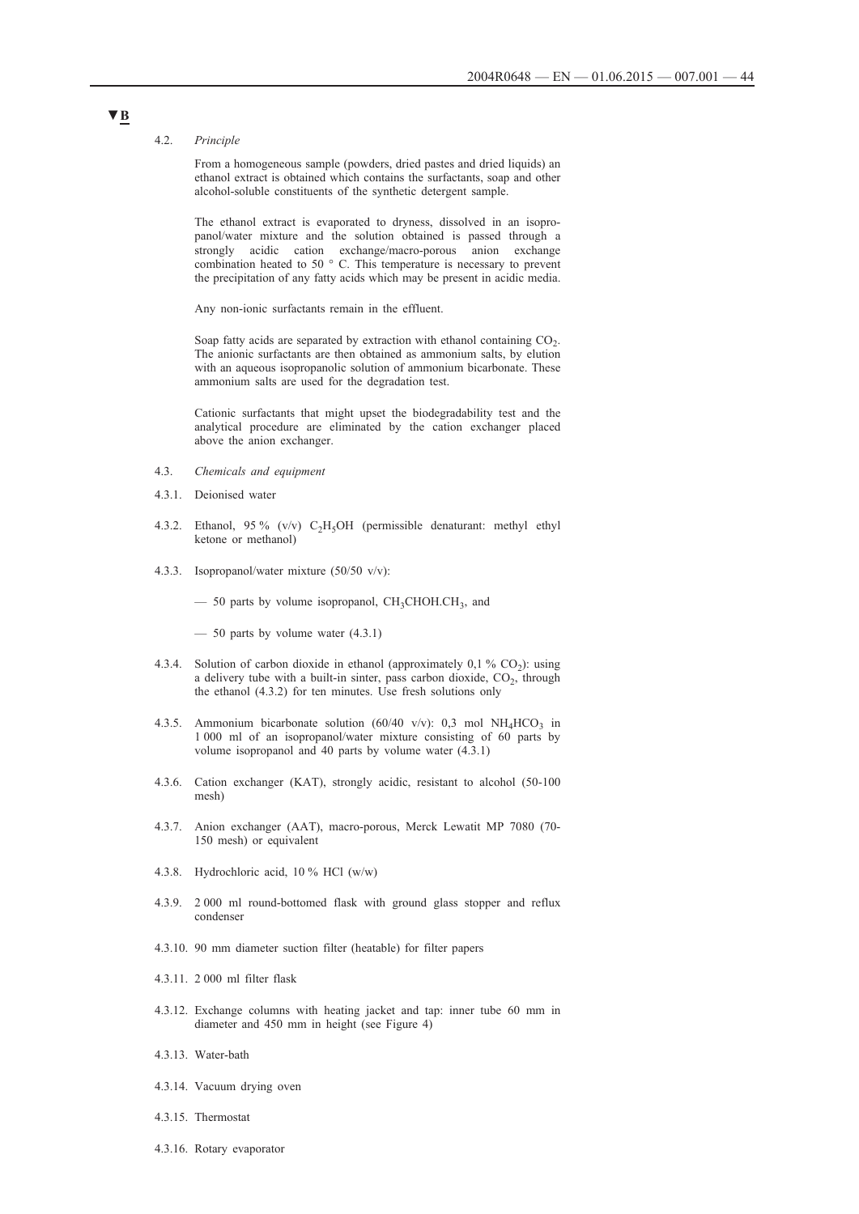▼B

4.2. *Principle*

From a homogeneous sample (powders, dried pastes and dried liquids) an ethanol extract is obtained which contains the surfactants, soap and other alcohol-soluble constituents of the synthetic detergent sample.

The ethanol extract is evaporated to dryness, dissolved in an isopropanol/water mixture and the solution obtained is passed through a strongly acidic cation exchange/macro-porous anion exchange combination heated to 50 ° C. This temperature is necessary to prevent the precipitation of any fatty acids which may be present in acidic media.

Any non-ionic surfactants remain in the effluent.

Soap fatty acids are separated by extraction with ethanol containing $CO_2$. The anionic surfactants are then obtained as ammonium salts, by elution with an aqueous isopropanolic solution of ammonium bicarbonate. These ammonium salts are used for the degradation test.

Cationic surfactants that might upset the biodegradability test and the analytical procedure are eliminated by the cation exchanger placed above the anion exchanger.

4.3. *Chemicals and equipment*

4.3.1. Deionised water

4.3.2. Ethanol, 95 % (v/v) $C_2H_5OH$ (permissible denaturant: methyl ethyl ketone or methanol)

4.3.3. Isopropanol/water mixture (50/50 v/v):

— 50 parts by volume isopropanol, $CH_3CHOH.CH_3$, and

— 50 parts by volume water (4.3.1)

4.3.4. Solution of carbon dioxide in ethanol (approximately 0,1 % $CO_2$): using a delivery tube with a built-in sinter, pass carbon dioxide, $CO_2$, through the ethanol (4.3.2) for ten minutes. Use fresh solutions only

4.3.5. Ammonium bicarbonate solution (60/40 v/v): 0,3 mol $NH_4HCO_3$ in 1 000 ml of an isopropanol/water mixture consisting of 60 parts by volume isopropanol and 40 parts by volume water (4.3.1)

4.3.6. Cation exchanger (KAT), strongly acidic, resistant to alcohol (50-100 mesh)

4.3.7. Anion exchanger (AAT), macro-porous, Merck Lewatit MP 7080 (70-150 mesh) or equivalent

4.3.8. Hydrochloric acid, 10 % HCl (w/w)

4.3.9. 2 000 ml round-bottomed flask with ground glass stopper and reflux condenser

4.3.10. 90 mm diameter suction filter (heatable) for filter papers

4.3.11. 2 000 ml filter flask

4.3.12. Exchange columns with heating jacket and tap: inner tube 60 mm in diameter and 450 mm in height (see Figure 4)

4.3.13. Water-bath

4.3.14. Vacuum drying oven

4.3.15. Thermostat

4.3.16. Rotary evaporator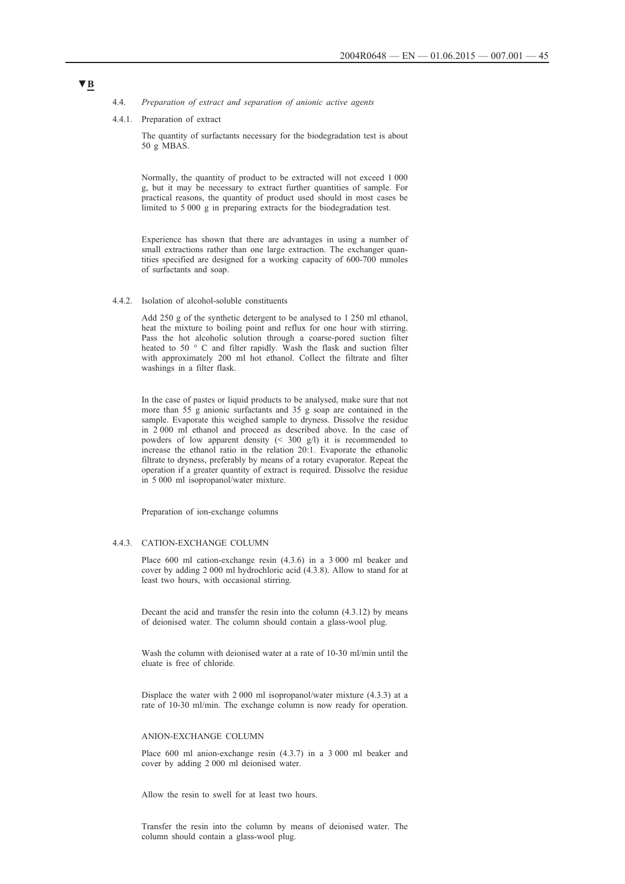▼B

4.4. *Preparation of extract and separation of anionic active agents*

4.4.1. Preparation of extract

The quantity of surfactants necessary for the biodegradation test is about 50 g MBAS.

Normally, the quantity of product to be extracted will not exceed 1 000 g, but it may be necessary to extract further quantities of sample. For practical reasons, the quantity of product used should in most cases be limited to 5 000 g in preparing extracts for the biodegradation test.

Experience has shown that there are advantages in using a number of small extractions rather than one large extraction. The exchanger quantities specified are designed for a working capacity of 600-700 mmoles of surfactants and soap.

4.4.2. Isolation of alcohol-soluble constituents

Add 250 g of the synthetic detergent to be analysed to 1 250 ml ethanol, heat the mixture to boiling point and reflux for one hour with stirring. Pass the hot alcoholic solution through a coarse-pored suction filter heated to 50 ° C and filter rapidly. Wash the flask and suction filter with approximately 200 ml hot ethanol. Collect the filtrate and filter washings in a filter flask.

In the case of pastes or liquid products to be analysed, make sure that not more than 55 g anionic surfactants and 35 g soap are contained in the sample. Evaporate this weighed sample to dryness. Dissolve the residue in 2 000 ml ethanol and proceed as described above. In the case of powders of low apparent density (< 300 g/l) it is recommended to increase the ethanol ratio in the relation 20:1. Evaporate the ethanolic filtrate to dryness, preferably by means of a rotary evaporator. Repeat the operation if a greater quantity of extract is required. Dissolve the residue in 5 000 ml isopropanol/water mixture.

Preparation of ion-exchange columns

4.4.3. CATION-EXCHANGE COLUMN

Place 600 ml cation-exchange resin (4.3.6) in a 3 000 ml beaker and cover by adding 2 000 ml hydrochloric acid (4.3.8). Allow to stand for at least two hours, with occasional stirring.

Decant the acid and transfer the resin into the column (4.3.12) by means of deionised water. The column should contain a glass-wool plug.

Wash the column with deionised water at a rate of 10-30 ml/min until the eluate is free of chloride.

Displace the water with 2 000 ml isopropanol/water mixture (4.3.3) at a rate of 10-30 ml/min. The exchange column is now ready for operation.

ANION-EXCHANGE COLUMN

Place 600 ml anion-exchange resin (4.3.7) in a 3 000 ml beaker and cover by adding 2 000 ml deionised water.

Allow the resin to swell for at least two hours.

Transfer the resin into the column by means of deionised water. The column should contain a glass-wool plug.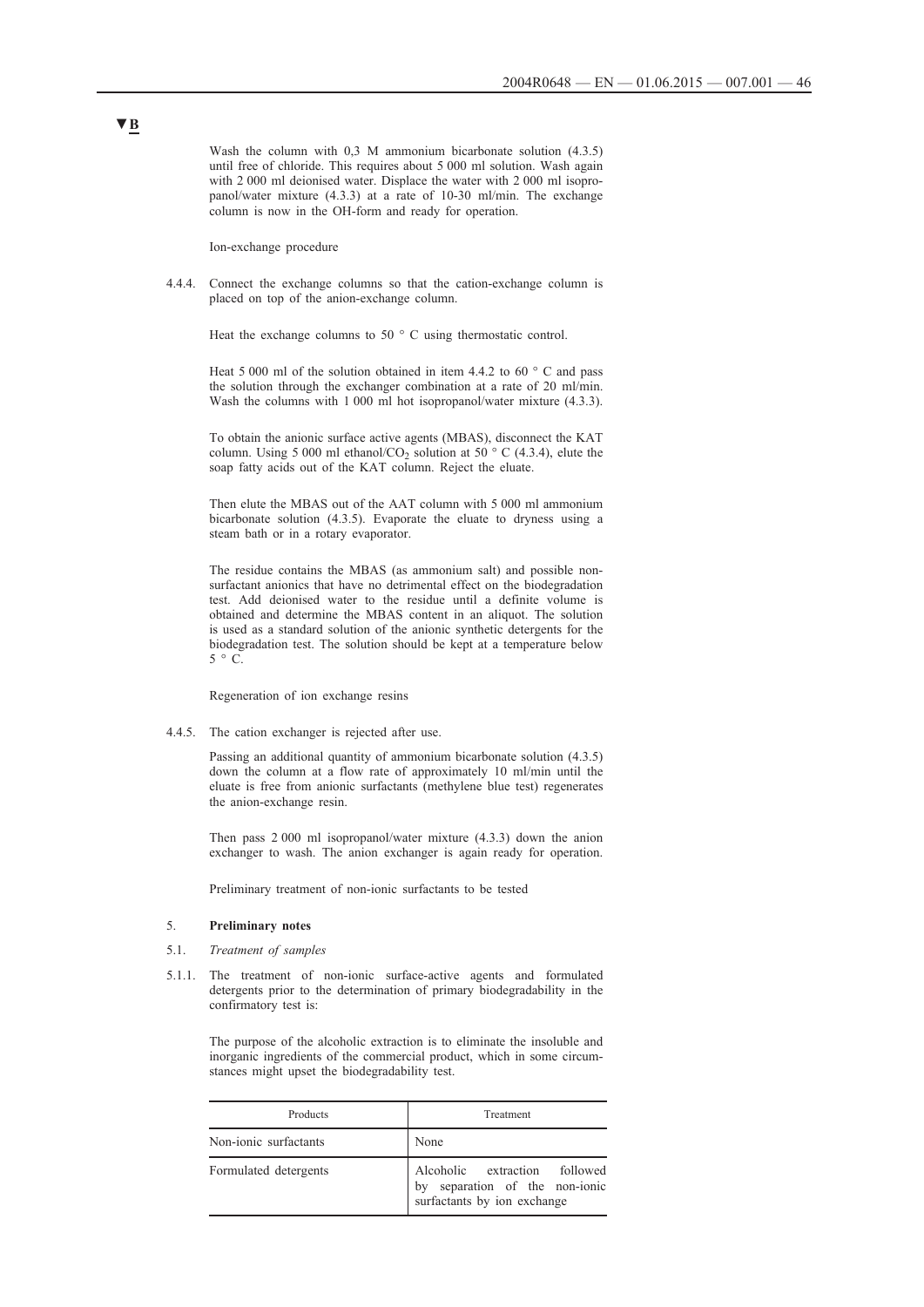▼B

Wash the column with 0,3 M ammonium bicarbonate solution (4.3.5) until free of chloride. This requires about 5 000 ml solution. Wash again with 2 000 ml deionised water. Displace the water with 2 000 ml isopropanol/water mixture (4.3.3) at a rate of 10-30 ml/min. The exchange column is now in the OH-form and ready for operation.

Ion-exchange procedure

4.4.4. Connect the exchange columns so that the cation-exchange column is placed on top of the anion-exchange column.

Heat the exchange columns to 50 ° C using thermostatic control.

Heat 5 000 ml of the solution obtained in item 4.4.2 to 60 ° C and pass the solution through the exchanger combination at a rate of 20 ml/min. Wash the columns with 1 000 ml hot isopropanol/water mixture (4.3.3).

To obtain the anionic surface active agents (MBAS), disconnect the KAT column. Using 5 000 ml ethanol/$CO_2$ solution at 50 ° C (4.3.4), elute the soap fatty acids out of the KAT column. Reject the eluate.

Then elute the MBAS out of the AAT column with 5 000 ml ammonium bicarbonate solution (4.3.5). Evaporate the eluate to dryness using a steam bath or in a rotary evaporator.

The residue contains the MBAS (as ammonium salt) and possible non-surfactant anionics that have no detrimental effect on the biodegradation test. Add deionised water to the residue until a definite volume is obtained and determine the MBAS content in an aliquot. The solution is used as a standard solution of the anionic synthetic detergents for the biodegradation test. The solution should be kept at a temperature below 5 ° C.

Regeneration of ion exchange resins

4.4.5. The cation exchanger is rejected after use.

Passing an additional quantity of ammonium bicarbonate solution (4.3.5) down the column at a flow rate of approximately 10 ml/min until the eluate is free from anionic surfactants (methylene blue test) regenerates the anion-exchange resin.

Then pass 2 000 ml isopropanol/water mixture (4.3.3) down the anion exchanger to wash. The anion exchanger is again ready for operation.

Preliminary treatment of non-ionic surfactants to be tested

5. **Preliminary notes**

5.1. *Treatment of samples*

5.1.1. The treatment of non-ionic surface-active agents and formulated detergents prior to the determination of primary biodegradability in the confirmatory test is:

The purpose of the alcoholic extraction is to eliminate the insoluble and inorganic ingredients of the commercial product, which in some circumstances might upset the biodegradability test.

| Products | Treatment |
|---|---|
| Non-ionic surfactants | None |
| Formulated detergents | Alcoholic extraction followed by separation of the non-ionic surfactants by ion exchange |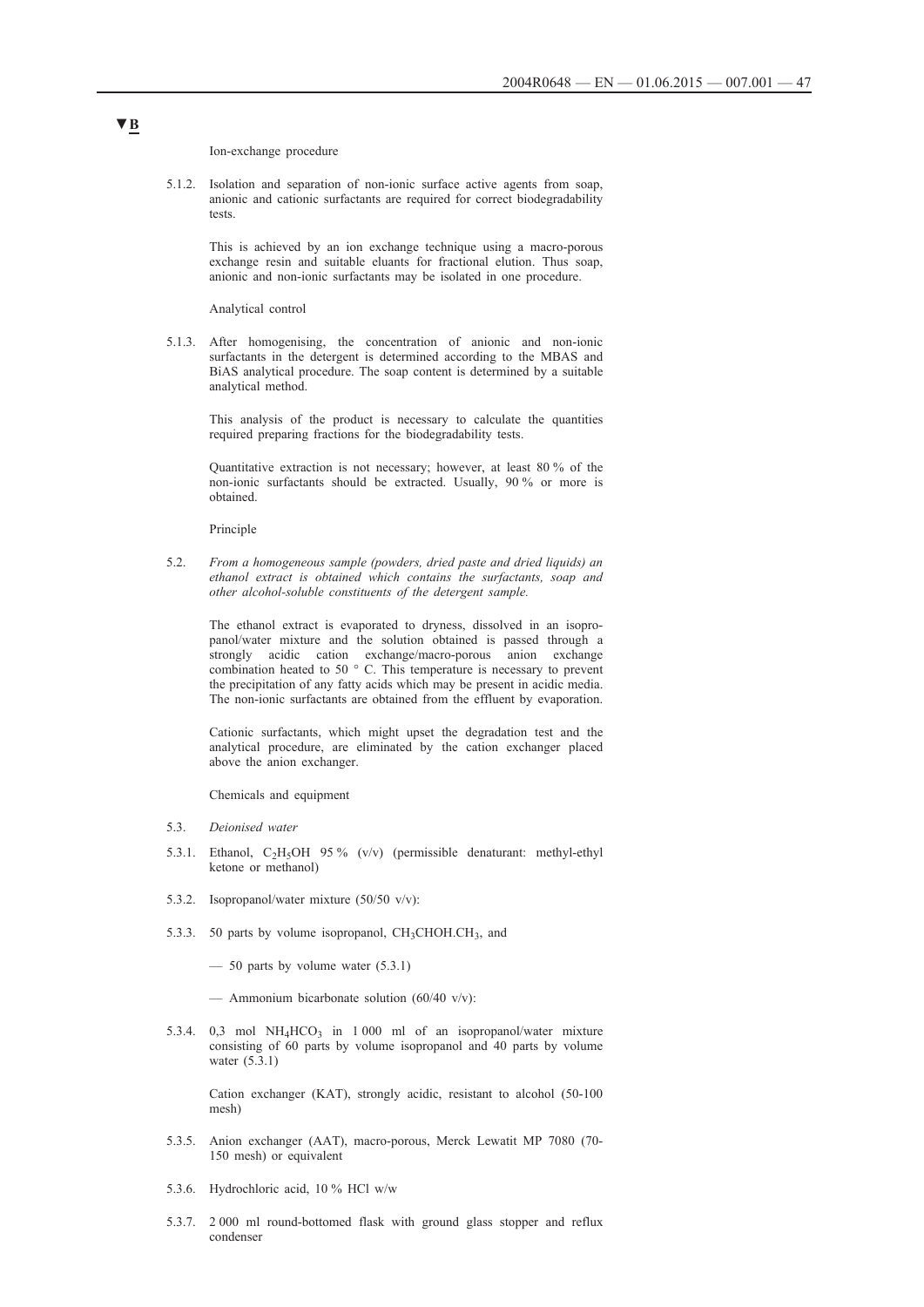▼B

Ion-exchange procedure

5.1.2. Isolation and separation of non-ionic surface active agents from soap, anionic and cationic surfactants are required for correct biodegradability tests.

This is achieved by an ion exchange technique using a macro-porous exchange resin and suitable eluants for fractional elution. Thus soap, anionic and non-ionic surfactants may be isolated in one procedure.

Analytical control

5.1.3. After homogenising, the concentration of anionic and non-ionic surfactants in the detergent is determined according to the MBAS and BiAS analytical procedure. The soap content is determined by a suitable analytical method.

This analysis of the product is necessary to calculate the quantities required preparing fractions for the biodegradability tests.

Quantitative extraction is not necessary; however, at least 80 % of the non-ionic surfactants should be extracted. Usually, 90 % or more is obtained.

Principle

5.2. *From a homogeneous sample (powders, dried paste and dried liquids) an ethanol extract is obtained which contains the surfactants, soap and other alcohol-soluble constituents of the detergent sample.*

The ethanol extract is evaporated to dryness, dissolved in an isopropanol/water mixture and the solution obtained is passed through a strongly acidic cation exchange/macro-porous anion exchange combination heated to 50 ° C. This temperature is necessary to prevent the precipitation of any fatty acids which may be present in acidic media. The non-ionic surfactants are obtained from the effluent by evaporation.

Cationic surfactants, which might upset the degradation test and the analytical procedure, are eliminated by the cation exchanger placed above the anion exchanger.

Chemicals and equipment

5.3. *Deionised water*

5.3.1. Ethanol, $C_2H_5OH$ 95 % (v/v) (permissible denaturant: methyl-ethyl ketone or methanol)

5.3.2. Isopropanol/water mixture (50/50 v/v):

5.3.3. 50 parts by volume isopropanol, $CH_3CHOH.CH_3$, and

— 50 parts by volume water (5.3.1)

— Ammonium bicarbonate solution (60/40 v/v):

5.3.4. 0,3 mol $NH_4HCO_3$ in 1 000 ml of an isopropanol/water mixture consisting of 60 parts by volume isopropanol and 40 parts by volume water (5.3.1)

Cation exchanger (KAT), strongly acidic, resistant to alcohol (50-100 mesh)

5.3.5. Anion exchanger (AAT), macro-porous, Merck Lewatit MP 7080 (70-150 mesh) or equivalent

5.3.6. Hydrochloric acid, 10 % HCl w/w

5.3.7. 2 000 ml round-bottomed flask with ground glass stopper and reflux condenser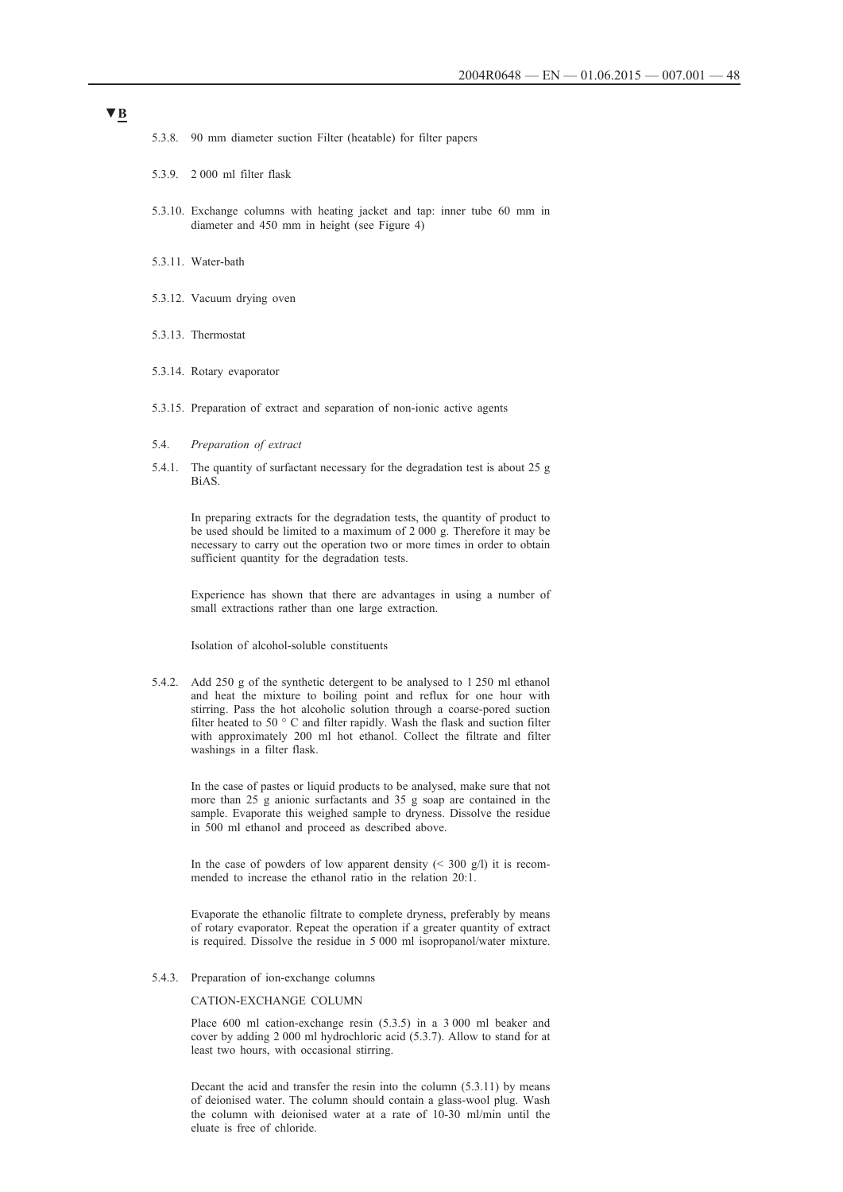▼B

5.3.8. 90 mm diameter suction Filter (heatable) for filter papers

5.3.9. 2 000 ml filter flask

5.3.10. Exchange columns with heating jacket and tap: inner tube 60 mm in diameter and 450 mm in height (see Figure 4)

5.3.11. Water-bath

5.3.12. Vacuum drying oven

5.3.13. Thermostat

5.3.14. Rotary evaporator

5.3.15. Preparation of extract and separation of non-ionic active agents

5.4. *Preparation of extract*

5.4.1. The quantity of surfactant necessary for the degradation test is about 25 g BiAS.

In preparing extracts for the degradation tests, the quantity of product to be used should be limited to a maximum of 2 000 g. Therefore it may be necessary to carry out the operation two or more times in order to obtain sufficient quantity for the degradation tests.

Experience has shown that there are advantages in using a number of small extractions rather than one large extraction.

Isolation of alcohol-soluble constituents

5.4.2. Add 250 g of the synthetic detergent to be analysed to 1 250 ml ethanol and heat the mixture to boiling point and reflux for one hour with stirring. Pass the hot alcoholic solution through a coarse-pored suction filter heated to 50 ° C and filter rapidly. Wash the flask and suction filter with approximately 200 ml hot ethanol. Collect the filtrate and filter washings in a filter flask.

In the case of pastes or liquid products to be analysed, make sure that not more than 25 g anionic surfactants and 35 g soap are contained in the sample. Evaporate this weighed sample to dryness. Dissolve the residue in 500 ml ethanol and proceed as described above.

In the case of powders of low apparent density (< 300 g/l) it is recommended to increase the ethanol ratio in the relation 20:1.

Evaporate the ethanolic filtrate to complete dryness, preferably by means of rotary evaporator. Repeat the operation if a greater quantity of extract is required. Dissolve the residue in 5 000 ml isopropanol/water mixture.

5.4.3. Preparation of ion-exchange columns

CATION-EXCHANGE COLUMN

Place 600 ml cation-exchange resin (5.3.5) in a 3 000 ml beaker and cover by adding 2 000 ml hydrochloric acid (5.3.7). Allow to stand for at least two hours, with occasional stirring.

Decant the acid and transfer the resin into the column (5.3.11) by means of deionised water. The column should contain a glass-wool plug. Wash the column with deionised water at a rate of 10-30 ml/min until the eluate is free of chloride.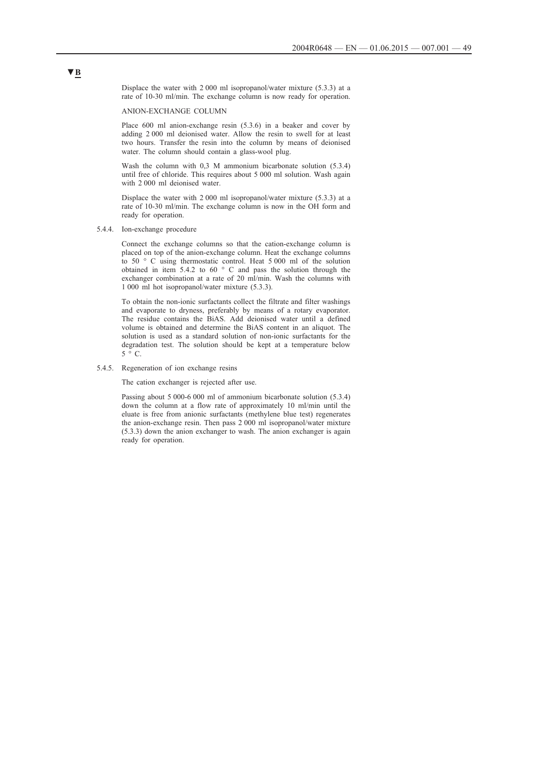▼B

Displace the water with 2 000 ml isopropanol/water mixture (5.3.3) at a rate of 10-30 ml/min. The exchange column is now ready for operation.

ANION-EXCHANGE COLUMN

Place 600 ml anion-exchange resin (5.3.6) in a beaker and cover by adding 2 000 ml deionised water. Allow the resin to swell for at least two hours. Transfer the resin into the column by means of deionised water. The column should contain a glass-wool plug.

Wash the column with 0,3 M ammonium bicarbonate solution (5.3.4) until free of chloride. This requires about 5 000 ml solution. Wash again with 2 000 ml deionised water.

Displace the water with 2 000 ml isopropanol/water mixture (5.3.3) at a rate of 10-30 ml/min. The exchange column is now in the OH form and ready for operation.

5.4.4. Ion-exchange procedure

Connect the exchange columns so that the cation-exchange column is placed on top of the anion-exchange column. Heat the exchange columns to 50 ° C using thermostatic control. Heat 5 000 ml of the solution obtained in item 5.4.2 to 60 ° C and pass the solution through the exchanger combination at a rate of 20 ml/min. Wash the columns with 1 000 ml hot isopropanol/water mixture (5.3.3).

To obtain the non-ionic surfactants collect the filtrate and filter washings and evaporate to dryness, preferably by means of a rotary evaporator. The residue contains the BiAS. Add deionised water until a defined volume is obtained and determine the BiAS content in an aliquot. The solution is used as a standard solution of non-ionic surfactants for the degradation test. The solution should be kept at a temperature below 5 ° C.

5.4.5. Regeneration of ion exchange resins

The cation exchanger is rejected after use.

Passing about 5 000-6 000 ml of ammonium bicarbonate solution (5.3.4) down the column at a flow rate of approximately 10 ml/min until the eluate is free from anionic surfactants (methylene blue test) regenerates the anion-exchange resin. Then pass 2 000 ml isopropanol/water mixture (5.3.3) down the anion exchanger to wash. The anion exchanger is again ready for operation.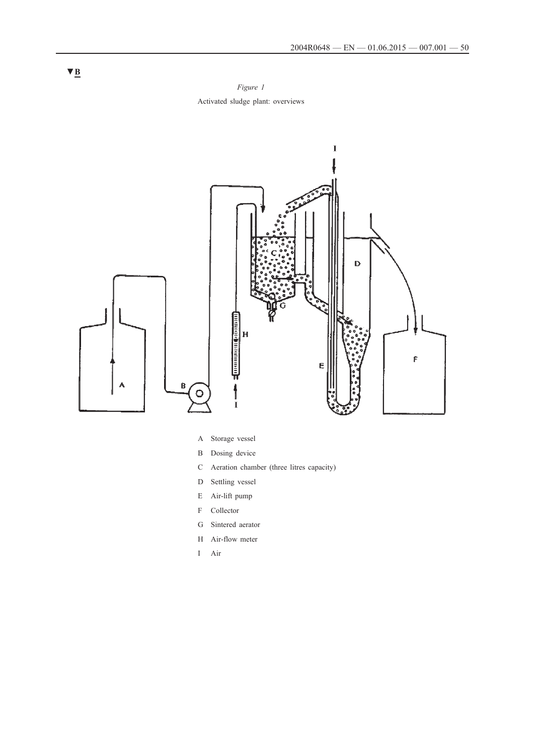▼B

*Figure 1*

Activated sludge plant: overviews

A Storage vessel

B Dosing device

C Aeration chamber (three litres capacity)

D Settling vessel

E Air-lift pump

F Collector

G Sintered aerator

H Air-flow meter

I Air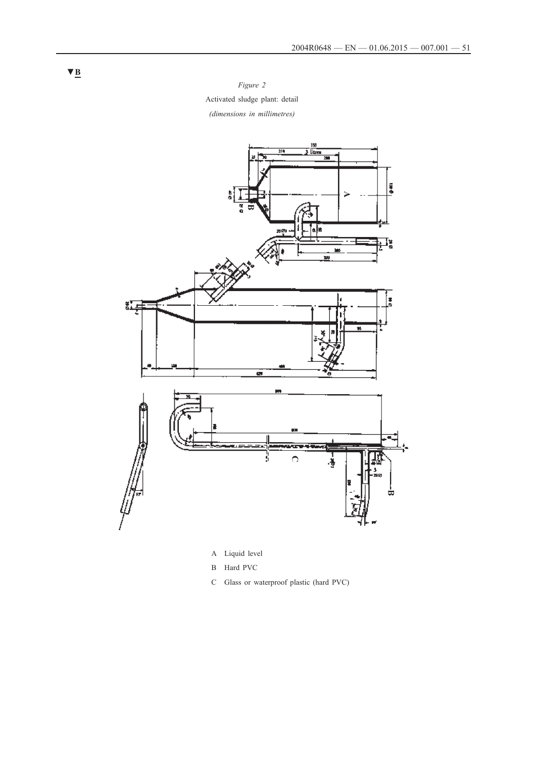▼B

*Figure 2*

Activated sludge plant: detail

*(dimensions in millimetres)*

A Liquid level

B Hard PVC

C Glass or waterproof plastic (hard PVC)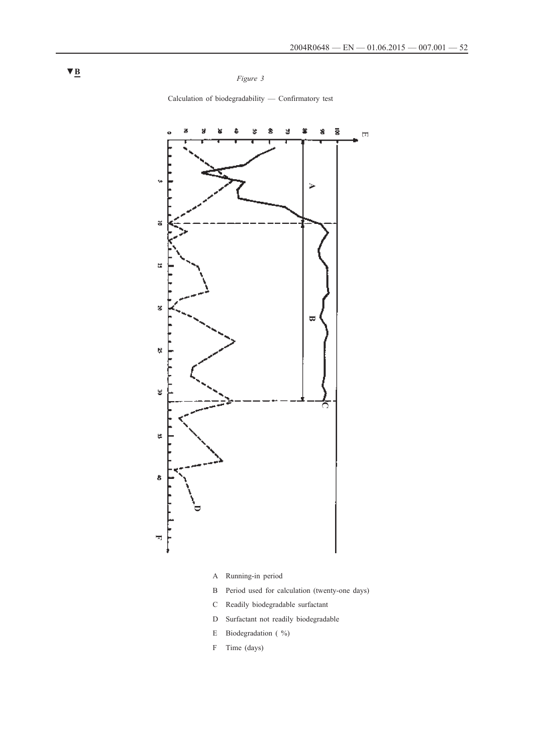▼B

*Figure 3*

Calculation of biodegradability — Confirmatory test

A Running-in period

B Period used for calculation (twenty-one days)

C Readily biodegradable surfactant

D Surfactant not readily biodegradable

E Biodegradation ( %)

F Time (days)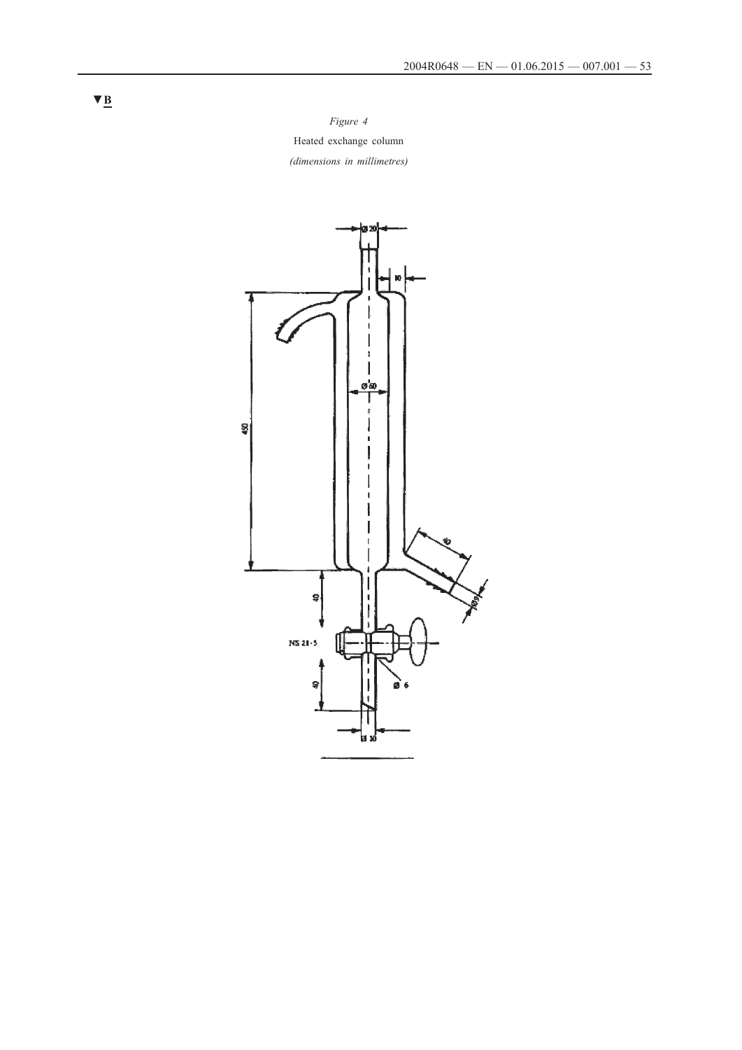▼B

*Figure 4*

Heated exchange column

*(dimensions in millimetres)*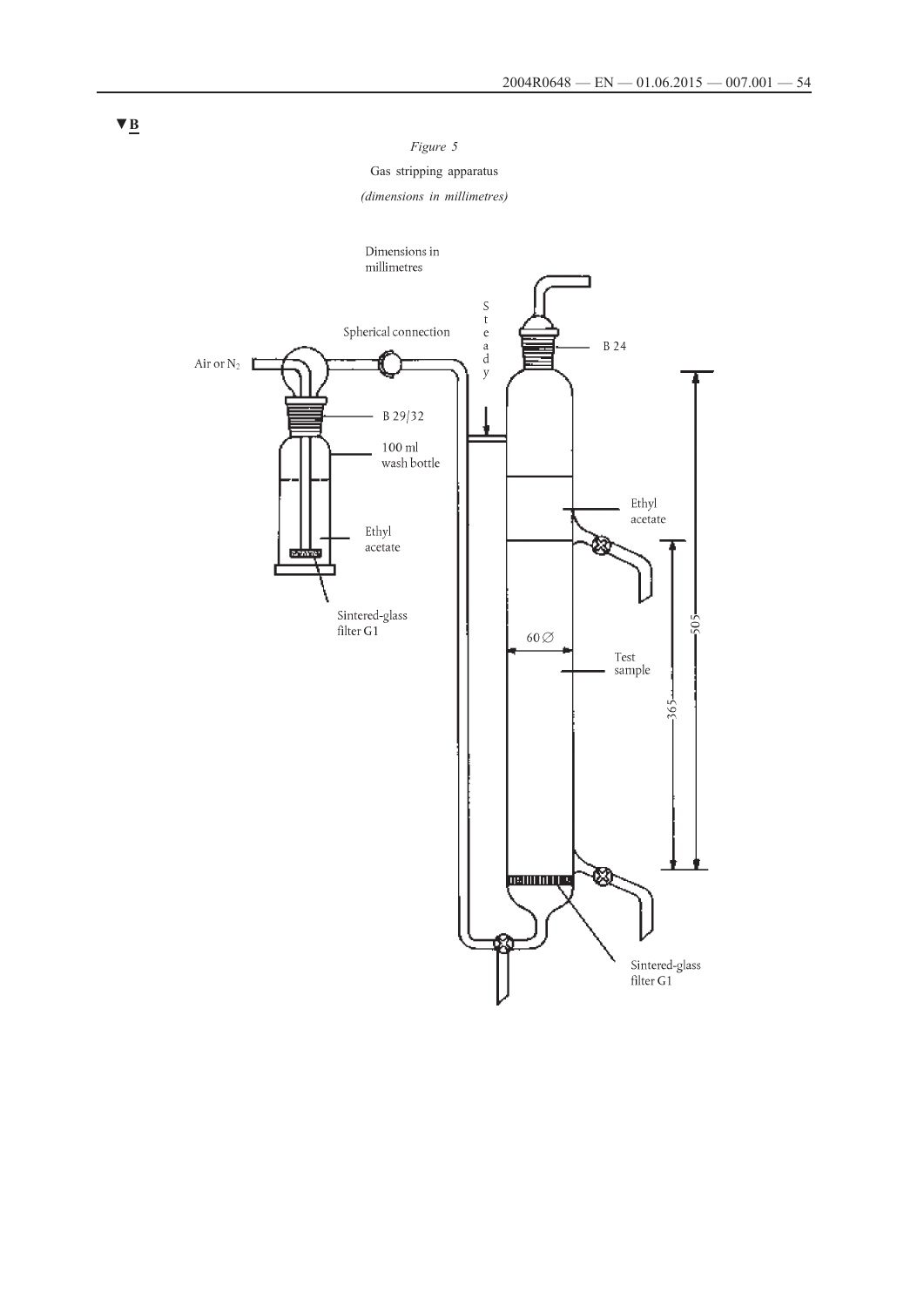▼B

*Figure 5*

Gas stripping apparatus

*(dimensions in millimetres)*

Dimensions in millimetres

Spherical connection

Steady

B 24

Air or $N_2$

B 29/32

100 ml wash bottle

Ethyl acetate

Ethyl acetate

Sintered-glass filter G1

60 ∅

Test sample

505

365

Sintered-glass filter G1